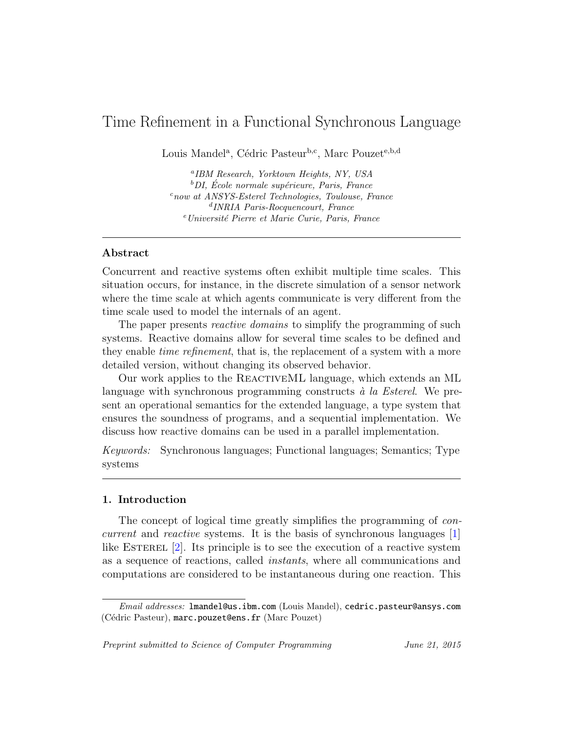# Time Refinement in a Functional Synchronous Language

Louis Mandel[a], Cédric Pasteur[b,c], Marc Pouzet[e,b,d]

[a] *IBM Research, Yorktown Heights, NY, USA*
[b] *DI, École normale supérieure, Paris, France*
[c] *now at ANSYS-Esterel Technologies, Toulouse, France*
[d] *INRIA Paris-Rocquencourt, France*
[e] *Université Pierre et Marie Curie, Paris, France*

---

## Abstract

Concurrent and reactive systems often exhibit multiple time scales. This situation occurs, for instance, in the discrete simulation of a sensor network where the time scale at which agents communicate is very different from the time scale used to model the internals of an agent.

The paper presents *reactive domains* to simplify the programming of such systems. Reactive domains allow for several time scales to be defined and they enable *time refinement*, that is, the replacement of a system with a more detailed version, without changing its observed behavior.

Our work applies to the ReactiveML language, which extends an ML language with synchronous programming constructs *à la Esterel*. We present an operational semantics for the extended language, a type system that ensures the soundness of programs, and a sequential implementation. We discuss how reactive domains can be used in a parallel implementation.

*Keywords:* Synchronous languages; Functional languages; Semantics; Type systems

---

## 1. Introduction

The concept of logical time greatly simplifies the programming of *concurrent* and *reactive* systems. It is the basis of synchronous languages [1] like Esterel [2]. Its principle is to see the execution of a reactive system as a sequence of reactions, called *instants*, where all communications and computations are considered to be instantaneous during one reaction. This

---

*Email addresses:* `lmandel@us.ibm.com` (Louis Mandel), `cedric.pasteur@ansys.com` (Cédric Pasteur), `marc.pouzet@ens.fr` (Marc Pouzet)

*Preprint submitted to Science of Computer Programming* *June 21, 2015*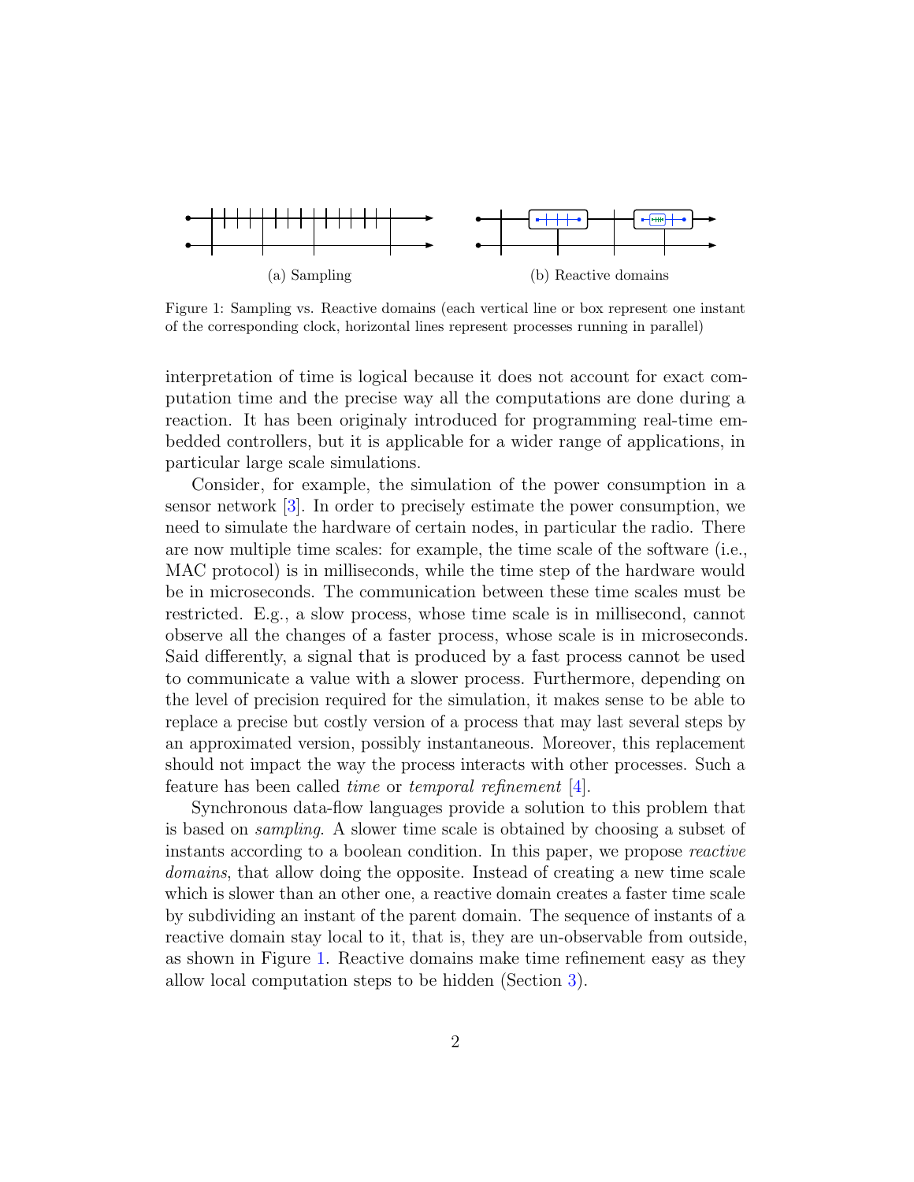(a) Sampling

(b) Reactive domains

Figure 1: Sampling vs. Reactive domains (each vertical line or box represent one instant of the corresponding clock, horizontal lines represent processes running in parallel)

interpretation of time is logical because it does not account for exact computation time and the precise way all the computations are done during a reaction. It has been originaly introduced for programming real-time embedded controllers, but it is applicable for a wider range of applications, in particular large scale simulations.

Consider, for example, the simulation of the power consumption in a sensor network [3]. In order to precisely estimate the power consumption, we need to simulate the hardware of certain nodes, in particular the radio. There are now multiple time scales: for example, the time scale of the software (i.e., MAC protocol) is in milliseconds, while the time step of the hardware would be in microseconds. The communication between these time scales must be restricted. E.g., a slow process, whose time scale is in millisecond, cannot observe all the changes of a faster process, whose scale is in microseconds. Said differently, a signal that is produced by a fast process cannot be used to communicate a value with a slower process. Furthermore, depending on the level of precision required for the simulation, it makes sense to be able to replace a precise but costly version of a process that may last several steps by an approximated version, possibly instantaneous. Moreover, this replacement should not impact the way the process interacts with other processes. Such a feature has been called *time* or *temporal refinement* [4].

Synchronous data-flow languages provide a solution to this problem that is based on *sampling*. A slower time scale is obtained by choosing a subset of instants according to a boolean condition. In this paper, we propose *reactive domains*, that allow doing the opposite. Instead of creating a new time scale which is slower than an other one, a reactive domain creates a faster time scale by subdividing an instant of the parent domain. The sequence of instants of a reactive domain stay local to it, that is, they are un-observable from outside, as shown in Figure 1. Reactive domains make time refinement easy as they allow local computation steps to be hidden (Section 3).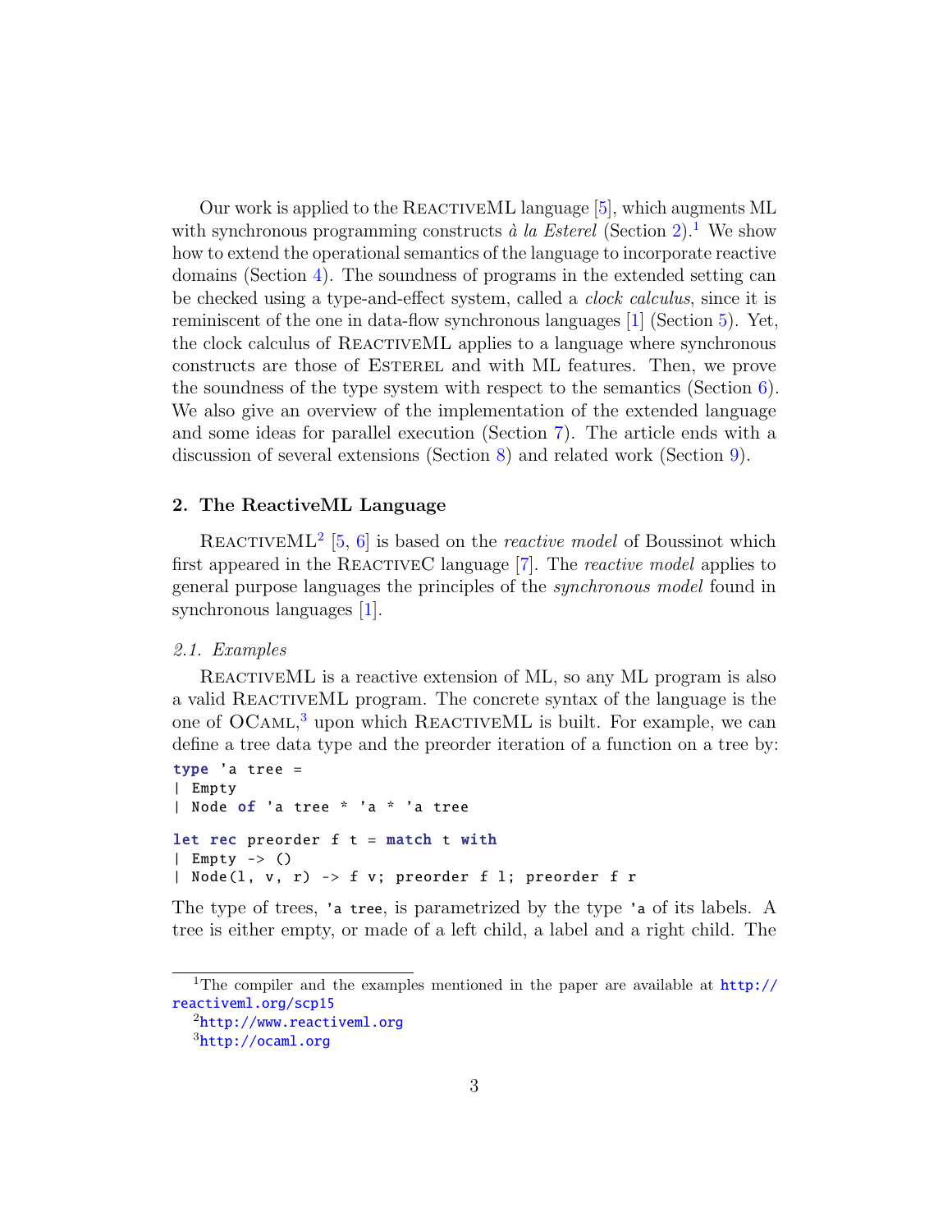Our work is applied to the ReactiveML language [5], which augments ML with synchronous programming constructs *à la Esterel* (Section 2).[1] We show how to extend the operational semantics of the language to incorporate reactive domains (Section 4). The soundness of programs in the extended setting can be checked using a type-and-effect system, called a *clock calculus*, since it is reminiscent of the one in data-flow synchronous languages [1] (Section 5). Yet, the clock calculus of ReactiveML applies to a language where synchronous constructs are those of Esterel and with ML features. Then, we prove the soundness of the type system with respect to the semantics (Section 6). We also give an overview of the implementation of the extended language and some ideas for parallel execution (Section 7). The article ends with a discussion of several extensions (Section 8) and related work (Section 9).

## 2. The ReactiveML Language

ReactiveML[2] [5, 6] is based on the *reactive model* of Boussinot which first appeared in the ReactiveC language [7]. The *reactive model* applies to general purpose languages the principles of the *synchronous model* found in synchronous languages [1].

### 2.1. Examples

ReactiveML is a reactive extension of ML, so any ML program is also a valid ReactiveML program. The concrete syntax of the language is the one of OCaml,[3] upon which ReactiveML is built. For example, we can define a tree data type and the preorder iteration of a function on a tree by:

```
type 'a tree =
| Empty
| Node of 'a tree * 'a * 'a tree

let rec preorder f t = match t with
| Empty -> ()
| Node(l, v, r) -> f v; preorder f l; preorder f r
```

The type of trees, `'a tree`, is parametrized by the type `'a` of its labels. A tree is either empty, or made of a left child, a label and a right child. The

---

[1] The compiler and the examples mentioned in the paper are available at http://reactiveml.org/scp15

[2] http://www.reactiveml.org

[3] http://ocaml.org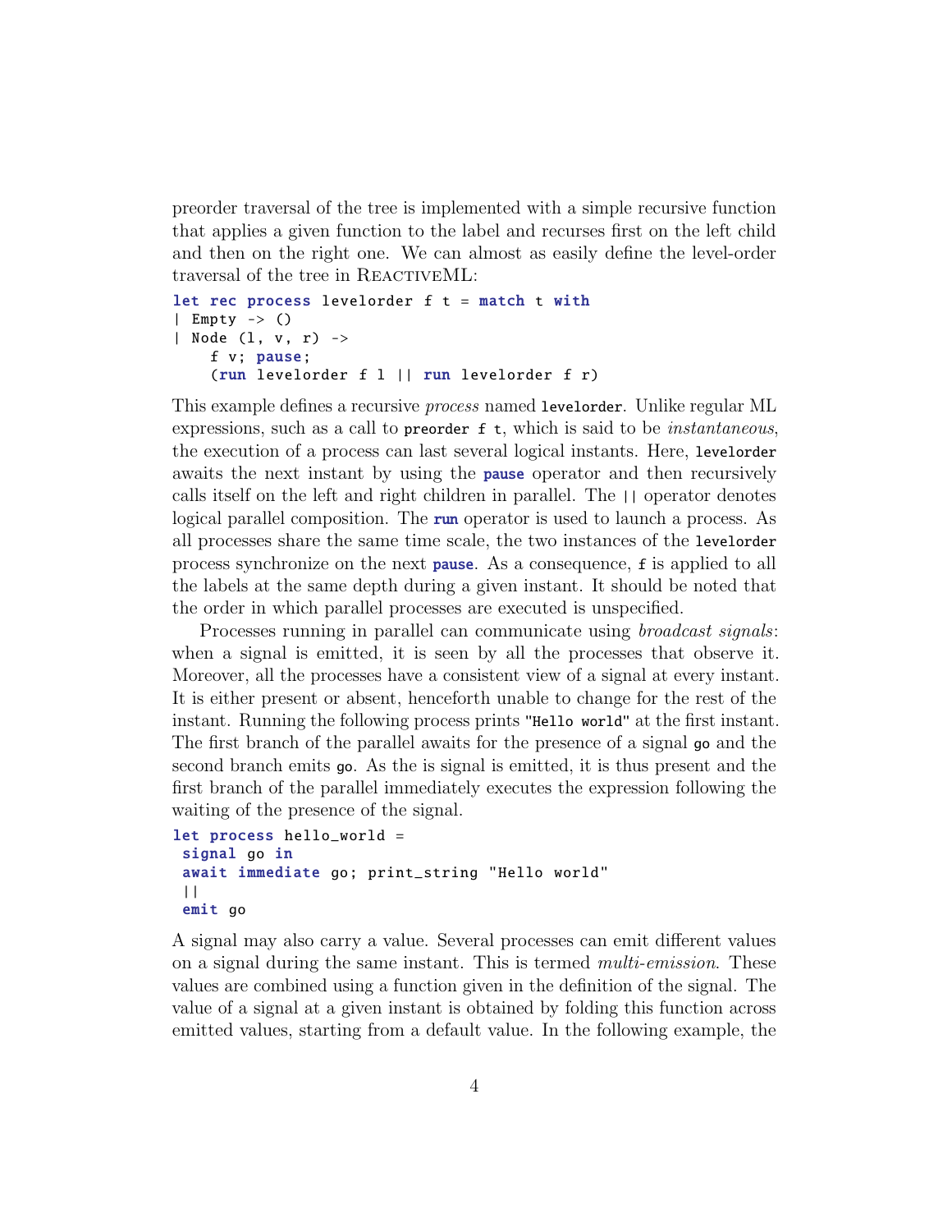preorder traversal of the tree is implemented with a simple recursive function that applies a given function to the label and recurses first on the left child and then on the right one. We can almost as easily define the level-order traversal of the tree in ReactiveML:

```
let rec process levelorder f t = match t with
| Empty -> ()
| Node (l, v, r) ->
    f v; pause;
    (run levelorder f l || run levelorder f r)
```

This example defines a recursive *process* named `levelorder`. Unlike regular ML expressions, such as a call to `preorder f t`, which is said to be *instantaneous*, the execution of a process can last several logical instants. Here, `levelorder` awaits the next instant by using the **pause** operator and then recursively calls itself on the left and right children in parallel. The `||` operator denotes logical parallel composition. The **run** operator is used to launch a process. As all processes share the same time scale, the two instances of the `levelorder` process synchronize on the next **pause**. As a consequence, `f` is applied to all the labels at the same depth during a given instant. It should be noted that the order in which parallel processes are executed is unspecified.

Processes running in parallel can communicate using *broadcast signals*: when a signal is emitted, it is seen by all the processes that observe it. Moreover, all the processes have a consistent view of a signal at every instant. It is either present or absent, henceforth unable to change for the rest of the instant. Running the following process prints `"Hello world"` at the first instant. The first branch of the parallel awaits for the presence of a signal `go` and the second branch emits `go`. As the is signal is emitted, it is thus present and the first branch of the parallel immediately executes the expression following the waiting of the presence of the signal.

```
let process hello_world =
 signal go in
 await immediate go; print_string "Hello world"
 ||
 emit go
```

A signal may also carry a value. Several processes can emit different values on a signal during the same instant. This is termed *multi-emission*. These values are combined using a function given in the definition of the signal. The value of a signal at a given instant is obtained by folding this function across emitted values, starting from a default value. In the following example, the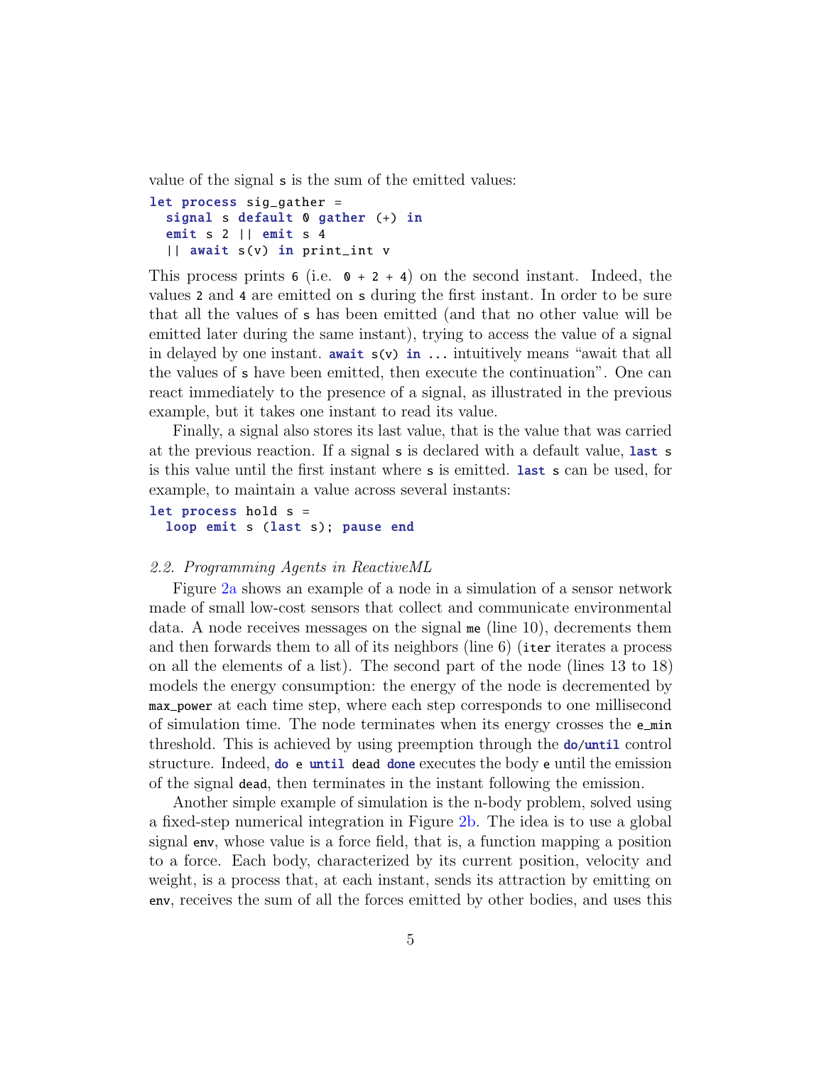value of the signal s is the sum of the emitted values:

```
let process sig_gather =
  signal s default 0 gather (+) in
  emit s 2 || emit s 4
  || await s(v) in print_int v
```

This process prints 6 (i.e. 0 + 2 + 4) on the second instant. Indeed, the values 2 and 4 are emitted on s during the first instant. In order to be sure that all the values of s has been emitted (and that no other value will be emitted later during the same instant), trying to access the value of a signal in delayed by one instant. **await** s(v) **in** ... intuitively means "await that all the values of s have been emitted, then execute the continuation". One can react immediately to the presence of a signal, as illustrated in the previous example, but it takes one instant to read its value.

Finally, a signal also stores its last value, that is the value that was carried at the previous reaction. If a signal s is declared with a default value, **last** s is this value until the first instant where s is emitted. **last** s can be used, for example, to maintain a value across several instants:

```
let process hold s =
  loop emit s (last s); pause end
```

### *2.2. Programming Agents in ReactiveML*

Figure 2a shows an example of a node in a simulation of a sensor network made of small low-cost sensors that collect and communicate environmental data. A node receives messages on the signal me (line 10), decrements them and then forwards them to all of its neighbors (line 6) (iter iterates a process on all the elements of a list). The second part of the node (lines 13 to 18) models the energy consumption: the energy of the node is decremented by max_power at each time step, where each step corresponds to one millisecond of simulation time. The node terminates when its energy crosses the e_min threshold. This is achieved by using preemption through the **do**/**until** control structure. Indeed, **do** e **until** dead **done** executes the body e until the emission of the signal dead, then terminates in the instant following the emission.

Another simple example of simulation is the n-body problem, solved using a fixed-step numerical integration in Figure 2b. The idea is to use a global signal env, whose value is a force field, that is, a function mapping a position to a force. Each body, characterized by its current position, velocity and weight, is a process that, at each instant, sends its attraction by emitting on env, receives the sum of all the forces emitted by other bodies, and uses this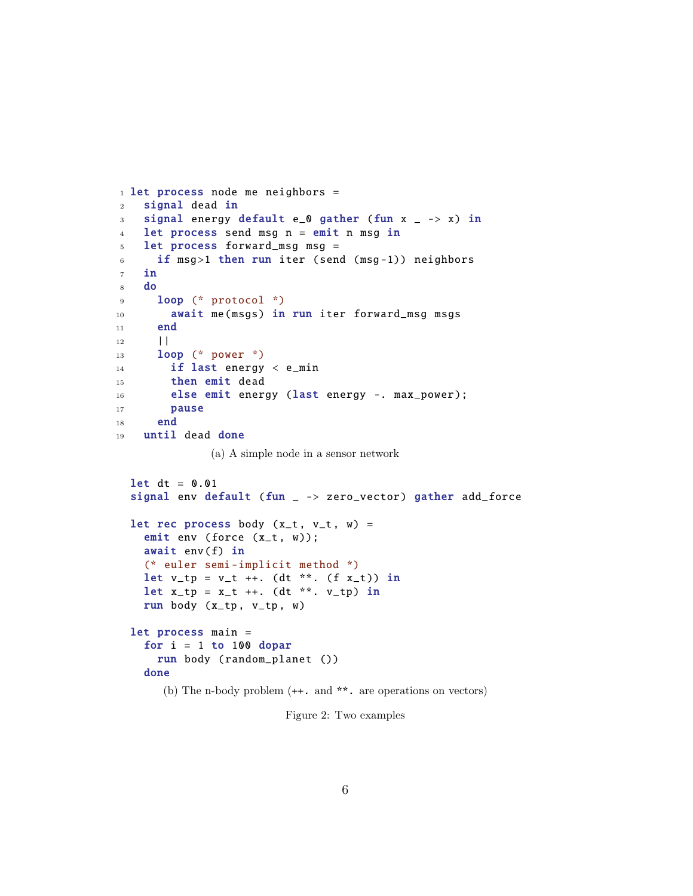```
let process node me neighbors =
  signal dead in
  signal energy default e_0 gather (fun x _ -> x) in
  let process send msg n = emit n msg in
  let process forward_msg msg =
    if msg>1 then run iter (send (msg-1)) neighbors
  in
  do
    loop (* protocol *)
      await me(msgs) in run iter forward_msg msgs
    end
    ||
    loop (* power *)
      if last energy < e_min
      then emit dead
      else emit energy (last energy -. max_power);
      pause
    end
  until dead done
```

(a) A simple node in a sensor network

```
let dt = 0.01
signal env default (fun _ -> zero_vector) gather add_force

let rec process body (x_t, v_t, w) =
  emit env (force (x_t, w));
  await env(f) in
  (* euler semi-implicit method *)
  let v_tp = v_t ++. (dt **. (f x_t)) in
  let x_tp = x_t ++. (dt **. v_tp) in
  run body (x_tp, v_tp, w)

let process main =
  for i = 1 to 100 dopar
    run body (random_planet ())
  done
```

(b) The n-body problem (++. and **. are operations on vectors)

Figure 2: Two examples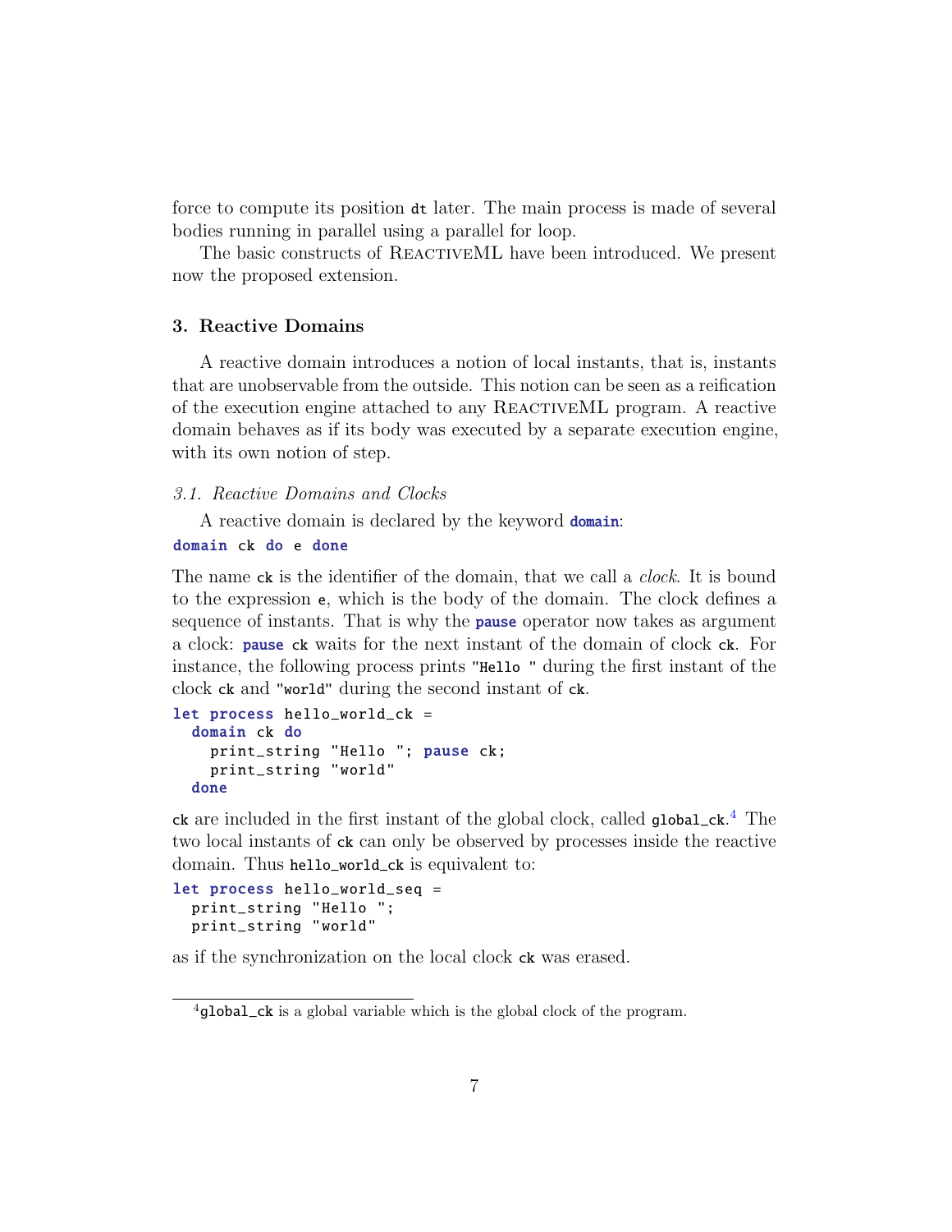force to compute its position `dt` later. The main process is made of several bodies running in parallel using a parallel for loop.

The basic constructs of ReactiveML have been introduced. We present now the proposed extension.

## 3. Reactive Domains

A reactive domain introduces a notion of local instants, that is, instants that are unobservable from the outside. This notion can be seen as a reification of the execution engine attached to any ReactiveML program. A reactive domain behaves as if its body was executed by a separate execution engine, with its own notion of step.

### 3.1. Reactive Domains and Clocks

A reactive domain is declared by the keyword **domain**:

```
domain ck do e done
```

The name `ck` is the identifier of the domain, that we call a *clock*. It is bound to the expression `e`, which is the body of the domain. The clock defines a sequence of instants. That is why the **pause** operator now takes as argument a clock: **pause** `ck` waits for the next instant of the domain of clock `ck`. For instance, the following process prints `"Hello "` during the first instant of the clock `ck` and `"world"` during the second instant of `ck`.

```
let process hello_world_ck =
  domain ck do
    print_string "Hello "; pause ck;
    print_string "world"
  done
```

`ck` are included in the first instant of the global clock, called `global_ck`.[4] The two local instants of `ck` can only be observed by processes inside the reactive domain. Thus `hello_world_ck` is equivalent to:

```
let process hello_world_seq =
  print_string "Hello ";
  print_string "world"
```

as if the synchronization on the local clock `ck` was erased.

[4] `global_ck` is a global variable which is the global clock of the program.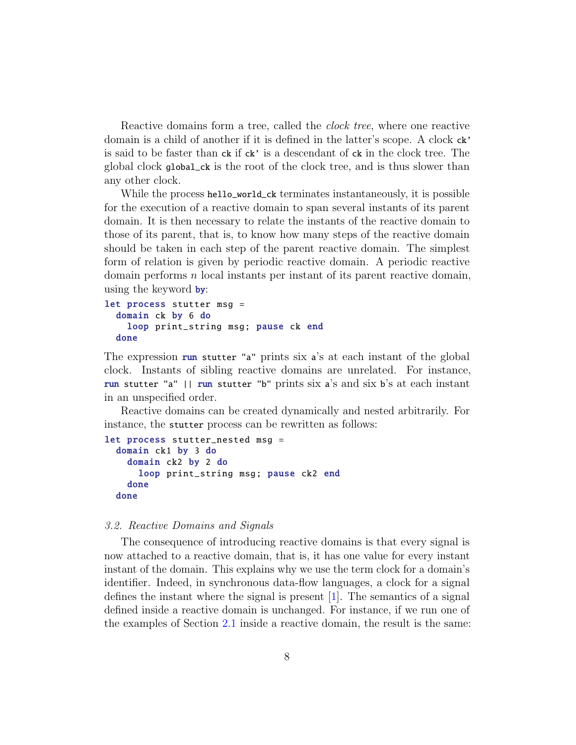Reactive domains form a tree, called the *clock tree*, where one reactive domain is a child of another if it is defined in the latter's scope. A clock `ck'` is said to be faster than `ck` if `ck'` is a descendant of `ck` in the clock tree. The global clock `global_ck` is the root of the clock tree, and is thus slower than any other clock.

While the process `hello_world_ck` terminates instantaneously, it is possible for the execution of a reactive domain to span several instants of its parent domain. It is then necessary to relate the instants of the reactive domain to those of its parent, that is, to know how many steps of the reactive domain should be taken in each step of the parent reactive domain. The simplest form of relation is given by periodic reactive domain. A periodic reactive domain performs $n$ local instants per instant of its parent reactive domain, using the keyword **by**:

```
let process stutter msg =
  domain ck by 6 do
    loop print_string msg; pause ck end
  done
```

The expression **run** `stutter "a"` prints six `a`'s at each instant of the global clock. Instants of sibling reactive domains are unrelated. For instance, **run** `stutter "a" ||` **run** `stutter "b"` prints six `a`'s and six `b`'s at each instant in an unspecified order.

Reactive domains can be created dynamically and nested arbitrarily. For instance, the `stutter` process can be rewritten as follows:

```
let process stutter_nested msg =
  domain ck1 by 3 do
    domain ck2 by 2 do
      loop print_string msg; pause ck2 end
    done
  done
```

### *3.2. Reactive Domains and Signals*

The consequence of introducing reactive domains is that every signal is now attached to a reactive domain, that is, it has one value for every instant instant of the domain. This explains why we use the term clock for a domain's identifier. Indeed, in synchronous data-flow languages, a clock for a signal defines the instant where the signal is present [1]. The semantics of a signal defined inside a reactive domain is unchanged. For instance, if we run one of the examples of Section 2.1 inside a reactive domain, the result is the same: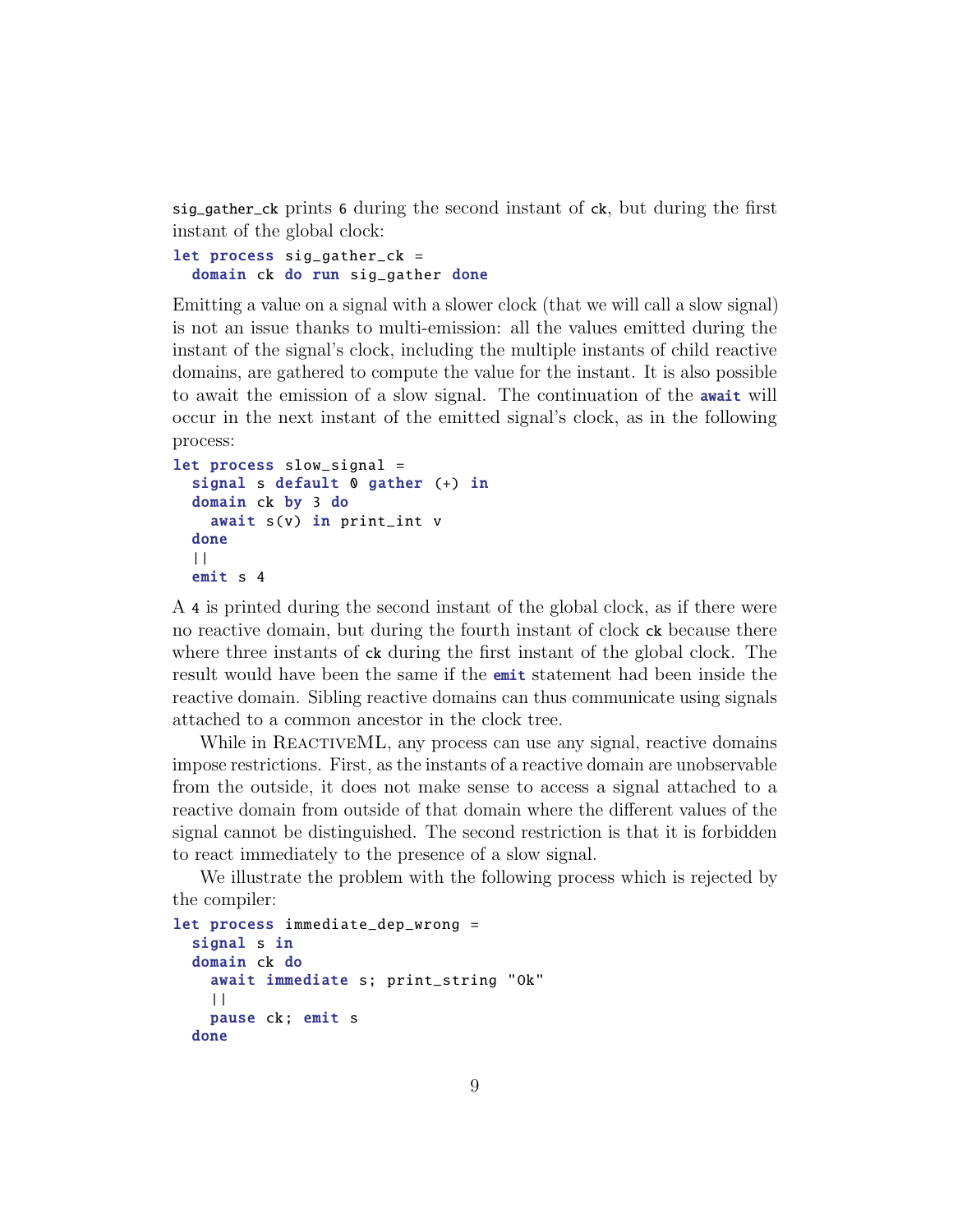`sig_gather_ck` prints `6` during the second instant of `ck`, but during the first instant of the global clock:

```
let process sig_gather_ck =
  domain ck do run sig_gather done
```

Emitting a value on a signal with a slower clock (that we will call a slow signal) is not an issue thanks to multi-emission: all the values emitted during the instant of the signal's clock, including the multiple instants of child reactive domains, are gathered to compute the value for the instant. It is also possible to await the emission of a slow signal. The continuation of the **await** will occur in the next instant of the emitted signal's clock, as in the following process:

```
let process slow_signal =
  signal s default 0 gather (+) in
  domain ck by 3 do
    await s(v) in print_int v
  done
  ||
  emit s 4
```

A `4` is printed during the second instant of the global clock, as if there were no reactive domain, but during the fourth instant of clock `ck` because there where three instants of `ck` during the first instant of the global clock. The result would have been the same if the **emit** statement had been inside the reactive domain. Sibling reactive domains can thus communicate using signals attached to a common ancestor in the clock tree.

While in ReactiveML, any process can use any signal, reactive domains impose restrictions. First, as the instants of a reactive domain are unobservable from the outside, it does not make sense to access a signal attached to a reactive domain from outside of that domain where the different values of the signal cannot be distinguished. The second restriction is that it is forbidden to react immediately to the presence of a slow signal.

We illustrate the problem with the following process which is rejected by the compiler:

```
let process immediate_dep_wrong =
  signal s in
  domain ck do
    await immediate s; print_string "Ok"
    ||
    pause ck; emit s
  done
```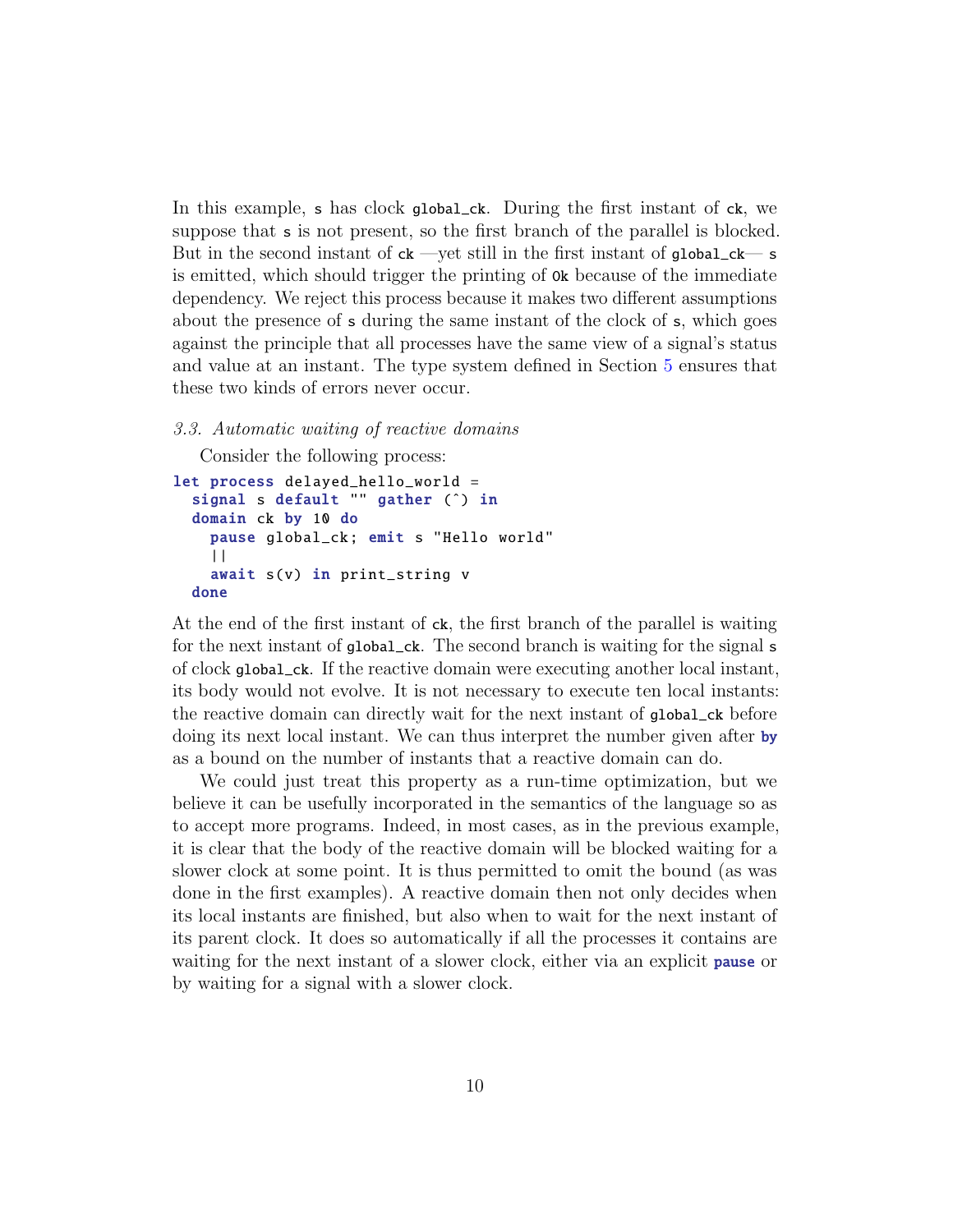In this example, `s` has clock `global_ck`. During the first instant of `ck`, we suppose that `s` is not present, so the first branch of the parallel is blocked. But in the second instant of `ck` —yet still in the first instant of `global_ck`— `s` is emitted, which should trigger the printing of `Ok` because of the immediate dependency. We reject this process because it makes two different assumptions about the presence of `s` during the same instant of the clock of `s`, which goes against the principle that all processes have the same view of a signal's status and value at an instant. The type system defined in Section 5 ensures that these two kinds of errors never occur.

*3.3. Automatic waiting of reactive domains*

Consider the following process:

```
let process delayed_hello_world =
  signal s default "" gather (^) in
  domain ck by 10 do
    pause global_ck; emit s "Hello world"
    ||
    await s(v) in print_string v
  done
```

At the end of the first instant of `ck`, the first branch of the parallel is waiting for the next instant of `global_ck`. The second branch is waiting for the signal `s` of clock `global_ck`. If the reactive domain were executing another local instant, its body would not evolve. It is not necessary to execute ten local instants: the reactive domain can directly wait for the next instant of `global_ck` before doing its next local instant. We can thus interpret the number given after **`by`** as a bound on the number of instants that a reactive domain can do.

We could just treat this property as a run-time optimization, but we believe it can be usefully incorporated in the semantics of the language so as to accept more programs. Indeed, in most cases, as in the previous example, it is clear that the body of the reactive domain will be blocked waiting for a slower clock at some point. It is thus permitted to omit the bound (as was done in the first examples). A reactive domain then not only decides when its local instants are finished, but also when to wait for the next instant of its parent clock. It does so automatically if all the processes it contains are waiting for the next instant of a slower clock, either via an explicit **`pause`** or by waiting for a signal with a slower clock.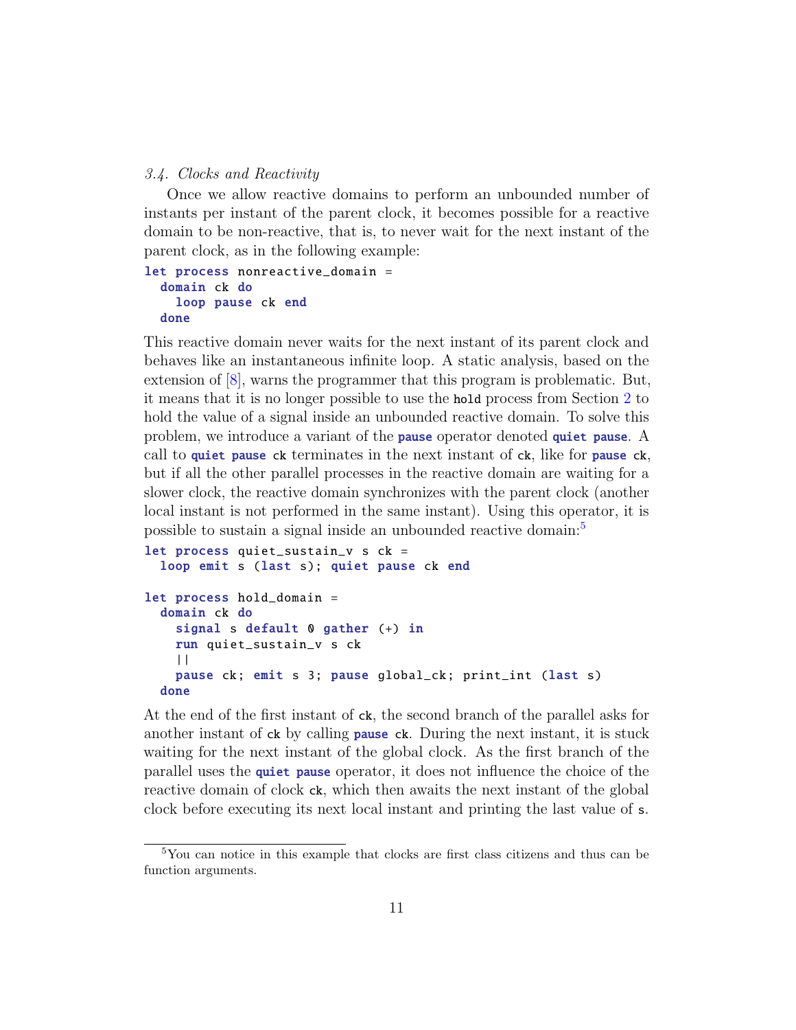### 3.4. Clocks and Reactivity

Once we allow reactive domains to perform an unbounded number of instants per instant of the parent clock, it becomes possible for a reactive domain to be non-reactive, that is, to never wait for the next instant of the parent clock, as in the following example:

```
let process nonreactive_domain =
  domain ck do
    loop pause ck end
  done
```

This reactive domain never waits for the next instant of its parent clock and behaves like an instantaneous infinite loop. A static analysis, based on the extension of [8], warns the programmer that this program is problematic. But, it means that it is no longer possible to use the `hold` process from Section 2 to hold the value of a signal inside an unbounded reactive domain. To solve this problem, we introduce a variant of the `pause` operator denoted `quiet pause`. A call to `quiet pause ck` terminates in the next instant of `ck`, like for `pause ck`, but if all the other parallel processes in the reactive domain are waiting for a slower clock, the reactive domain synchronizes with the parent clock (another local instant is not performed in the same instant). Using this operator, it is possible to sustain a signal inside an unbounded reactive domain:[5]

```
let process quiet_sustain_v s ck =
  loop emit s (last s); quiet pause ck end

let process hold_domain =
  domain ck do
    signal s default 0 gather (+) in
    run quiet_sustain_v s ck
    ||
    pause ck; emit s 3; pause global_ck; print_int (last s)
  done
```

At the end of the first instant of `ck`, the second branch of the parallel asks for another instant of `ck` by calling `pause ck`. During the next instant, it is stuck waiting for the next instant of the global clock. As the first branch of the parallel uses the `quiet pause` operator, it does not influence the choice of the reactive domain of clock `ck`, which then awaits the next instant of the global clock before executing its next local instant and printing the last value of `s`.

[5] You can notice in this example that clocks are first class citizens and thus can be function arguments.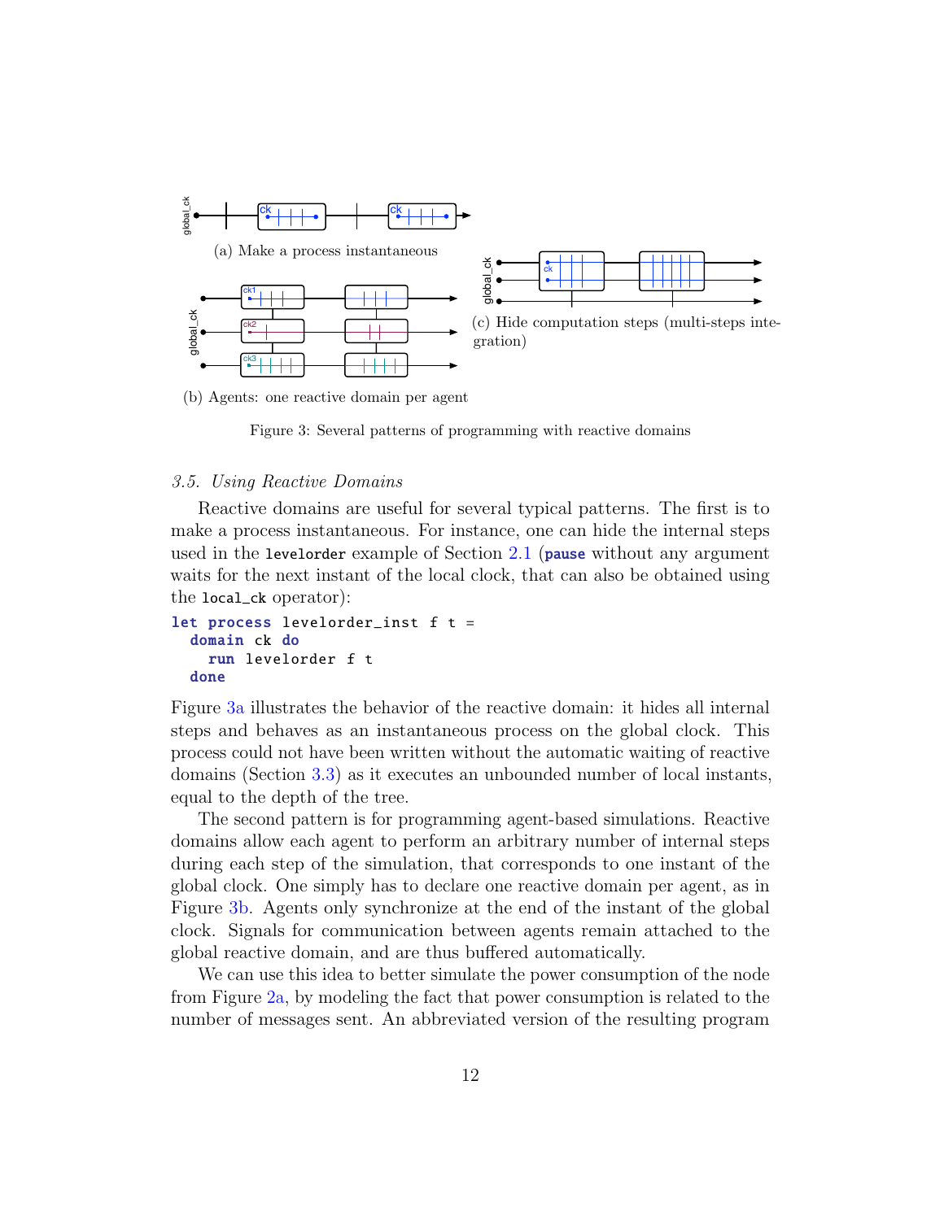(a) Make a process instantaneous

(b) Agents: one reactive domain per agent

(c) Hide computation steps (multi-steps integration)

Figure 3: Several patterns of programming with reactive domains

### *3.5. Using Reactive Domains*

Reactive domains are useful for several typical patterns. The first is to make a process instantaneous. For instance, one can hide the internal steps used in the `levelorder` example of Section 2.1 (**pause** without any argument waits for the next instant of the local clock, that can also be obtained using the `local_ck` operator):

```
let process levelorder_inst f t =
  domain ck do
    run levelorder f t
  done
```

Figure 3a illustrates the behavior of the reactive domain: it hides all internal steps and behaves as an instantaneous process on the global clock. This process could not have been written without the automatic waiting of reactive domains (Section 3.3) as it executes an unbounded number of local instants, equal to the depth of the tree.

The second pattern is for programming agent-based simulations. Reactive domains allow each agent to perform an arbitrary number of internal steps during each step of the simulation, that corresponds to one instant of the global clock. One simply has to declare one reactive domain per agent, as in Figure 3b. Agents only synchronize at the end of the instant of the global clock. Signals for communication between agents remain attached to the global reactive domain, and are thus buffered automatically.

We can use this idea to better simulate the power consumption of the node from Figure 2a, by modeling the fact that power consumption is related to the number of messages sent. An abbreviated version of the resulting program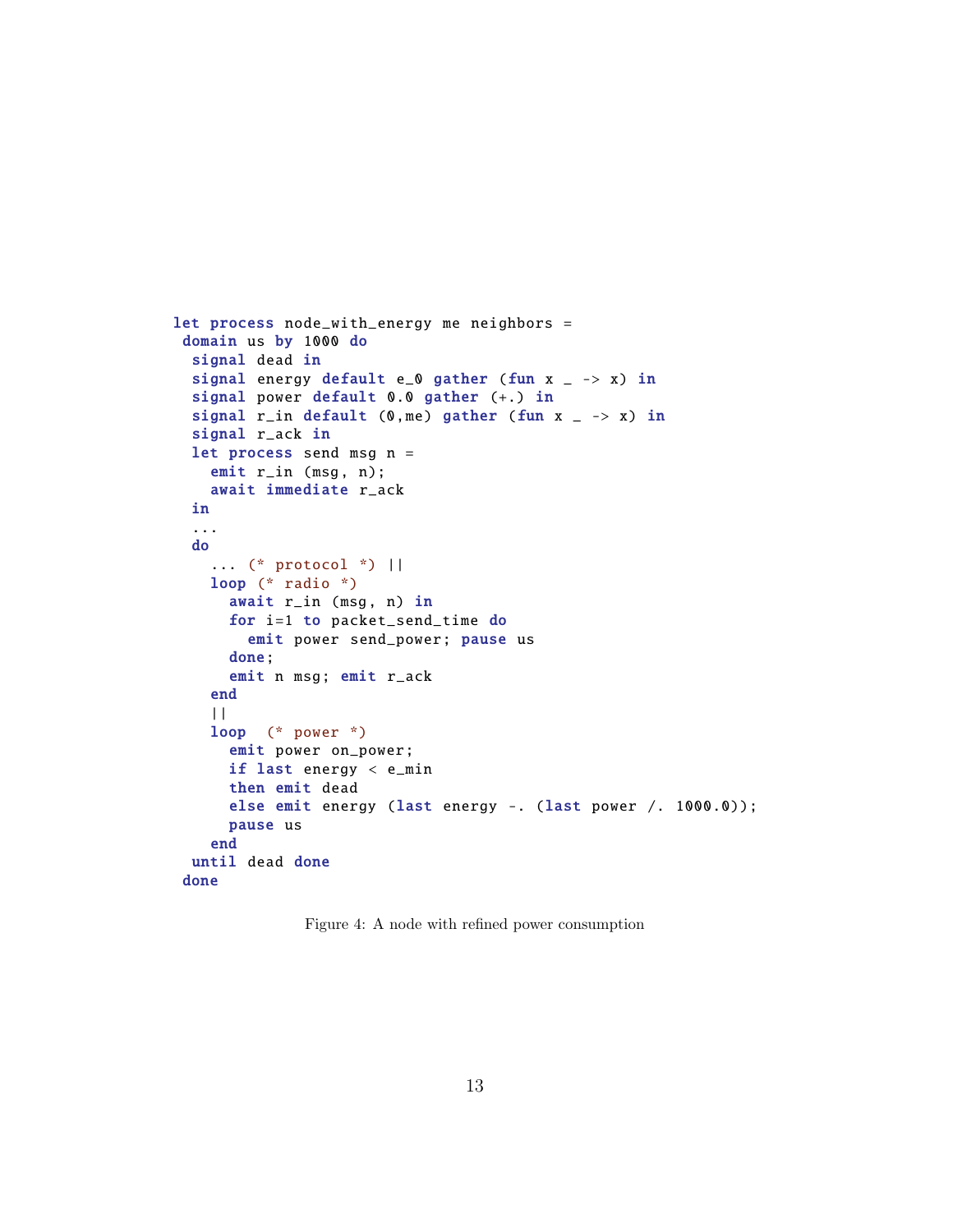```
let process node_with_energy me neighbors =
 domain us by 1000 do
  signal dead in
  signal energy default e_0 gather (fun x _ -> x) in
  signal power default 0.0 gather (+.) in
  signal r_in default (0,me) gather (fun x _ -> x) in
  signal r_ack in
  let process send msg n =
    emit r_in (msg, n);
    await immediate r_ack
  in
  ...
  do
    ... (* protocol *) ||
    loop (* radio *)
      await r_in (msg, n) in
      for i=1 to packet_send_time do
        emit power send_power; pause us
      done;
      emit n msg; emit r_ack
    end
    ||
    loop  (* power *)
      emit power on_power;
      if last energy < e_min
      then emit dead
      else emit energy (last energy -. (last power /. 1000.0));
      pause us
    end
  until dead done
 done
```

Figure 4: A node with refined power consumption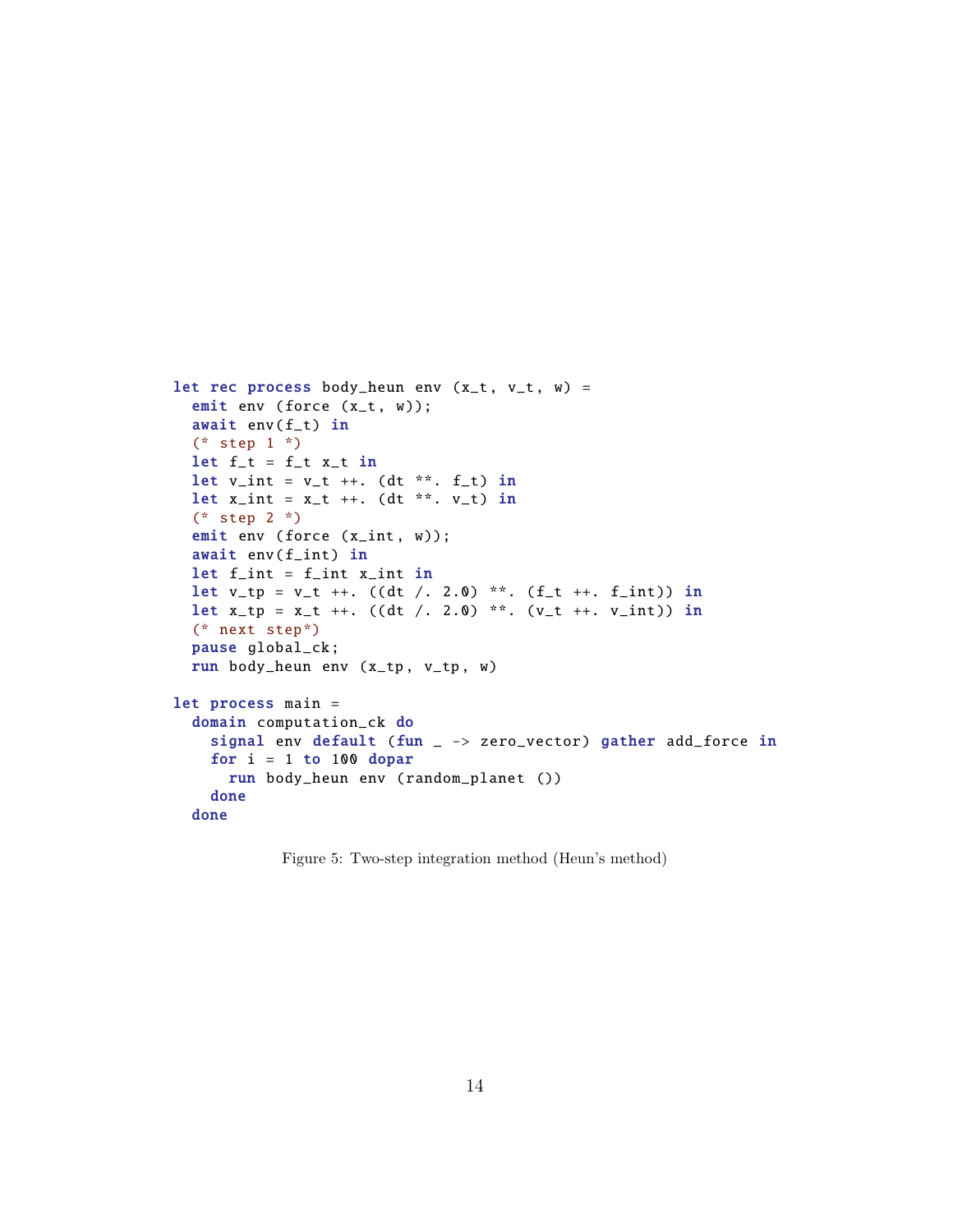```
let rec process body_heun env (x_t, v_t, w) =
  emit env (force (x_t, w));
  await env(f_t) in
  (* step 1 *)
  let f_t = f_t x_t in
  let v_int = v_t ++. (dt **. f_t) in
  let x_int = x_t ++. (dt **. v_t) in
  (* step 2 *)
  emit env (force (x_int, w));
  await env(f_int) in
  let f_int = f_int x_int in
  let v_tp = v_t ++. ((dt /. 2.0) **. (f_t ++. f_int)) in
  let x_tp = x_t ++. ((dt /. 2.0) **. (v_t ++. v_int)) in
  (* next step*)
  pause global_ck;
  run body_heun env (x_tp, v_tp, w)

let process main =
  domain computation_ck do
    signal env default (fun _ -> zero_vector) gather add_force in
    for i = 1 to 100 dopar
      run body_heun env (random_planet ())
    done
  done
```

Figure 5: Two-step integration method (Heun's method)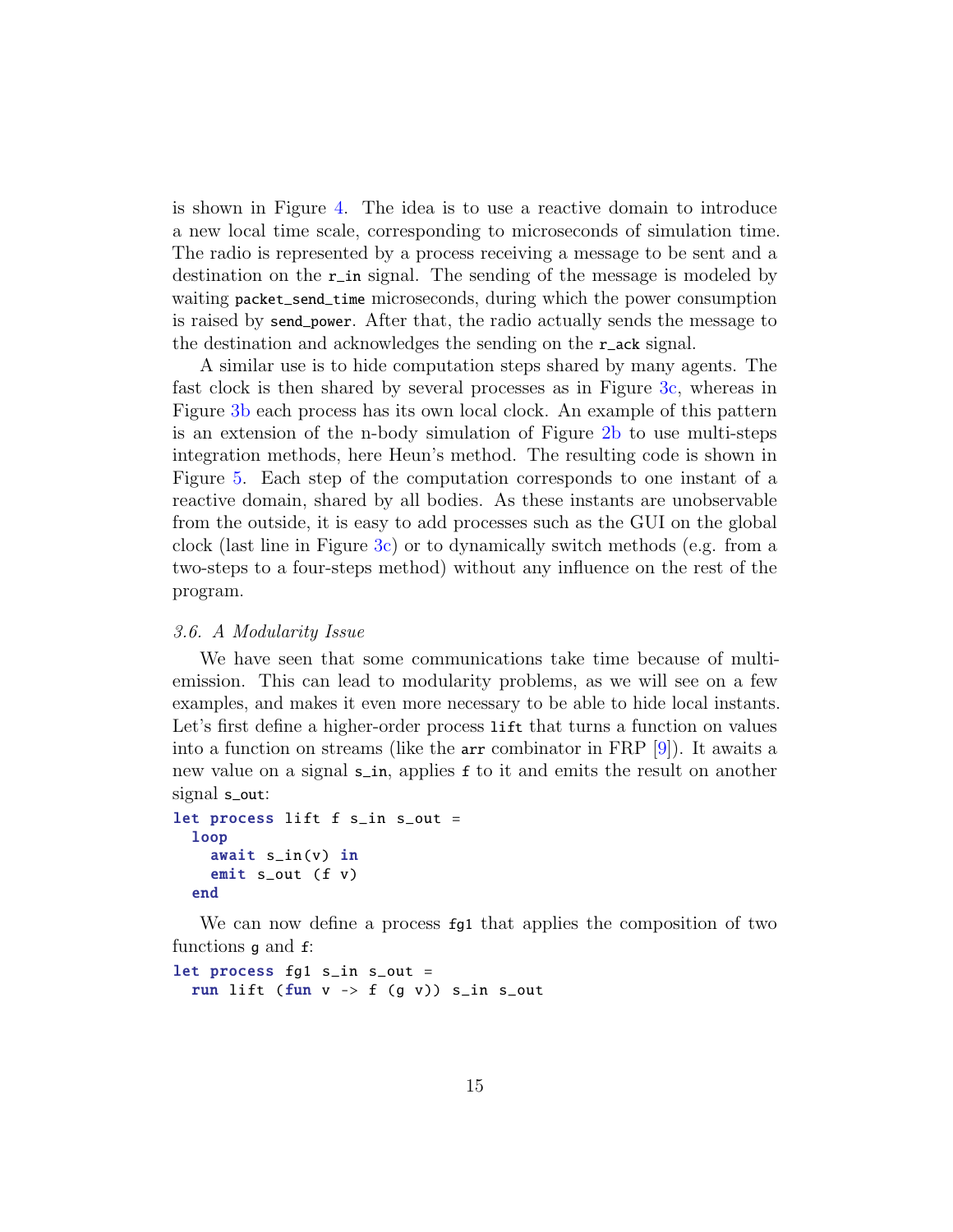is shown in Figure 4. The idea is to use a reactive domain to introduce a new local time scale, corresponding to microseconds of simulation time. The radio is represented by a process receiving a message to be sent and a destination on the `r_in` signal. The sending of the message is modeled by waiting `packet_send_time` microseconds, during which the power consumption is raised by `send_power`. After that, the radio actually sends the message to the destination and acknowledges the sending on the `r_ack` signal.

A similar use is to hide computation steps shared by many agents. The fast clock is then shared by several processes as in Figure 3c, whereas in Figure 3b each process has its own local clock. An example of this pattern is an extension of the n-body simulation of Figure 2b to use multi-steps integration methods, here Heun's method. The resulting code is shown in Figure 5. Each step of the computation corresponds to one instant of a reactive domain, shared by all bodies. As these instants are unobservable from the outside, it is easy to add processes such as the GUI on the global clock (last line in Figure 3c) or to dynamically switch methods (e.g. from a two-steps to a four-steps method) without any influence on the rest of the program.

### *3.6. A Modularity Issue*

We have seen that some communications take time because of multi-emission. This can lead to modularity problems, as we will see on a few examples, and makes it even more necessary to be able to hide local instants. Let's first define a higher-order process `lift` that turns a function on values into a function on streams (like the `arr` combinator in FRP [9]). It awaits a new value on a signal `s_in`, applies `f` to it and emits the result on another signal `s_out`:

```
let process lift f s_in s_out =
  loop
    await s_in(v) in
    emit s_out (f v)
  end
```

We can now define a process `fg1` that applies the composition of two functions `g` and `f`:

```
let process fg1 s_in s_out =
  run lift (fun v -> f (g v)) s_in s_out
```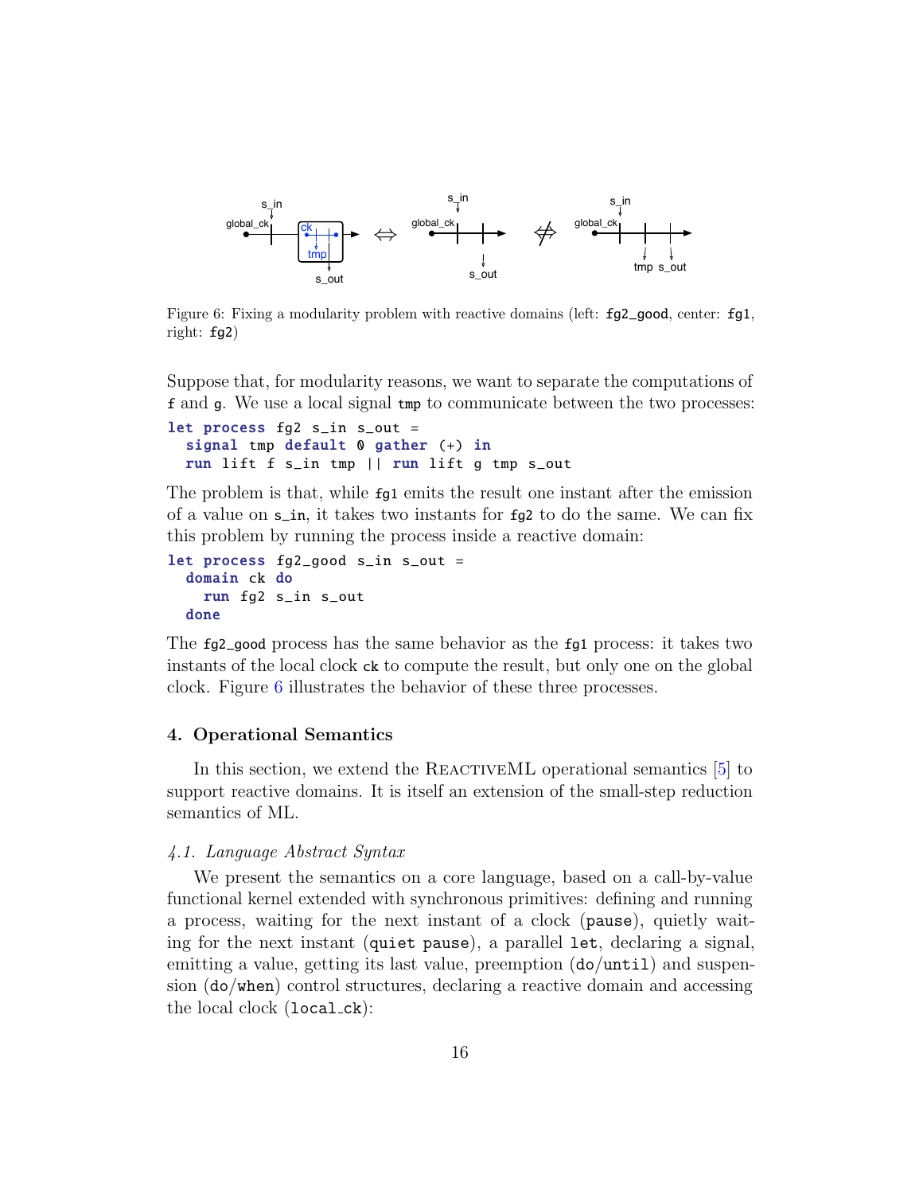Figure 6: Fixing a modularity problem with reactive domains (left: `fg2_good`, center: `fg1`, right: `fg2`)

Suppose that, for modularity reasons, we want to separate the computations of `f` and `g`. We use a local signal `tmp` to communicate between the two processes:

```
let process fg2 s_in s_out =
  signal tmp default 0 gather (+) in
  run lift f s_in tmp || run lift g tmp s_out
```

The problem is that, while `fg1` emits the result one instant after the emission of a value on `s_in`, it takes two instants for `fg2` to do the same. We can fix this problem by running the process inside a reactive domain:

```
let process fg2_good s_in s_out =
  domain ck do
    run fg2 s_in s_out
  done
```

The `fg2_good` process has the same behavior as the `fg1` process: it takes two instants of the local clock `ck` to compute the result, but only one on the global clock. Figure 6 illustrates the behavior of these three processes.

## 4. Operational Semantics

In this section, we extend the ReactiveML operational semantics [5] to support reactive domains. It is itself an extension of the small-step reduction semantics of ML.

### *4.1. Language Abstract Syntax*

We present the semantics on a core language, based on a call-by-value functional kernel extended with synchronous primitives: defining and running a process, waiting for the next instant of a clock (`pause`), quietly waiting for the next instant (`quiet pause`), a parallel `let`, declaring a signal, emitting a value, getting its last value, preemption (`do`/`until`) and suspension (`do`/`when`) control structures, declaring a reactive domain and accessing the local clock (`local_ck`):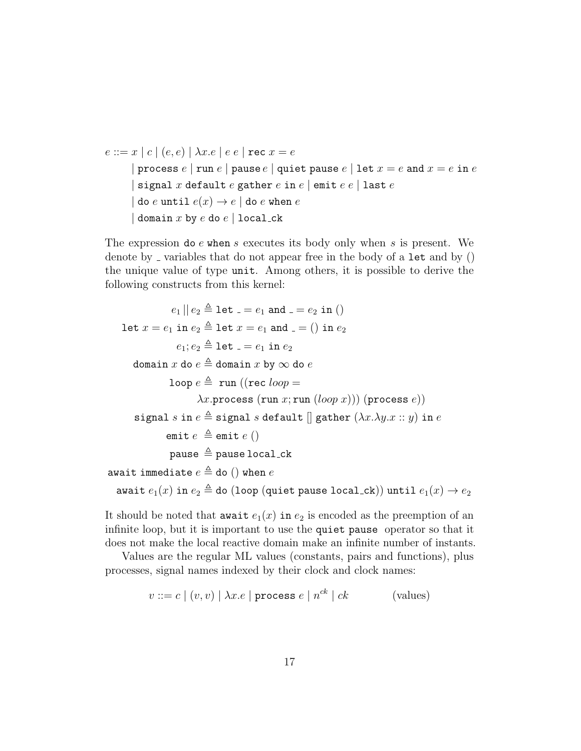$$
\begin{aligned}
e ::=\ & x \mid c \mid (e, e) \mid \lambda x.e \mid e\ e \mid \texttt{rec}\ x = e \\
& \mid \texttt{process}\ e \mid \texttt{run}\ e \mid \texttt{pause}\ e \mid \texttt{quiet pause}\ e \mid \texttt{let}\ x = e\ \texttt{and}\ x = e\ \texttt{in}\ e \\
& \mid \texttt{signal}\ x\ \texttt{default}\ e\ \texttt{gather}\ e\ \texttt{in}\ e \mid \texttt{emit}\ e\ e \mid \texttt{last}\ e \\
& \mid \texttt{do}\ e\ \texttt{until}\ e(x) \rightarrow e \mid \texttt{do}\ e\ \texttt{when}\ e \\
& \mid \texttt{domain}\ x\ \texttt{by}\ e\ \texttt{do}\ e \mid \texttt{local\_ck}
\end{aligned}
$$

The expression `do` $e$ `when` $s$ executes its body only when $s$ is present. We denote by _ variables that do not appear free in the body of a `let` and by () the unique value of type `unit`. Among others, it is possible to derive the following constructs from this kernel:

$$
\begin{aligned}
e_1 \,||\, e_2 &\triangleq \texttt{let}\ \_ = e_1\ \texttt{and}\ \_ = e_2\ \texttt{in}\ () \\
\texttt{let}\ x = e_1\ \texttt{in}\ e_2 &\triangleq \texttt{let}\ x = e_1\ \texttt{and}\ \_ = ()\ \texttt{in}\ e_2 \\
e_1; e_2 &\triangleq \texttt{let}\ \_ = e_1\ \texttt{in}\ e_2 \\
\texttt{domain}\ x\ \texttt{do}\ e &\triangleq \texttt{domain}\ x\ \texttt{by}\ \infty\ \texttt{do}\ e \\
\texttt{loop}\ e &\triangleq \texttt{run}\ ((\texttt{rec}\ loop = \\
&\qquad \lambda x.\texttt{process}\ (\texttt{run}\ x; \texttt{run}\ (loop\ x)))\ (\texttt{process}\ e)) \\
\texttt{signal}\ s\ \texttt{in}\ e &\triangleq \texttt{signal}\ s\ \texttt{default}\ []\ \texttt{gather}\ (\lambda x.\lambda y.x :: y)\ \texttt{in}\ e \\
\texttt{emit}\ e &\triangleq \texttt{emit}\ e\ () \\
\texttt{pause} &\triangleq \texttt{pause}\ \texttt{local\_ck} \\
\texttt{await immediate}\ e &\triangleq \texttt{do}\ ()\ \texttt{when}\ e \\
\texttt{await}\ e_1(x)\ \texttt{in}\ e_2 &\triangleq \texttt{do}\ (\texttt{loop}\ (\texttt{quiet pause local\_ck}))\ \texttt{until}\ e_1(x) \rightarrow e_2
\end{aligned}
$$

It should be noted that `await` $e_1(x)$ `in` $e_2$ is encoded as the preemption of an infinite loop, but it is important to use the `quiet pause` operator so that it does not make the local reactive domain make an infinite number of instants.

Values are the regular ML values (constants, pairs and functions), plus processes, signal names indexed by their clock and clock names:

$$
v ::= c \mid (v, v) \mid \lambda x.e \mid \texttt{process}\ e \mid n^{ck} \mid ck \qquad \text{(values)}
$$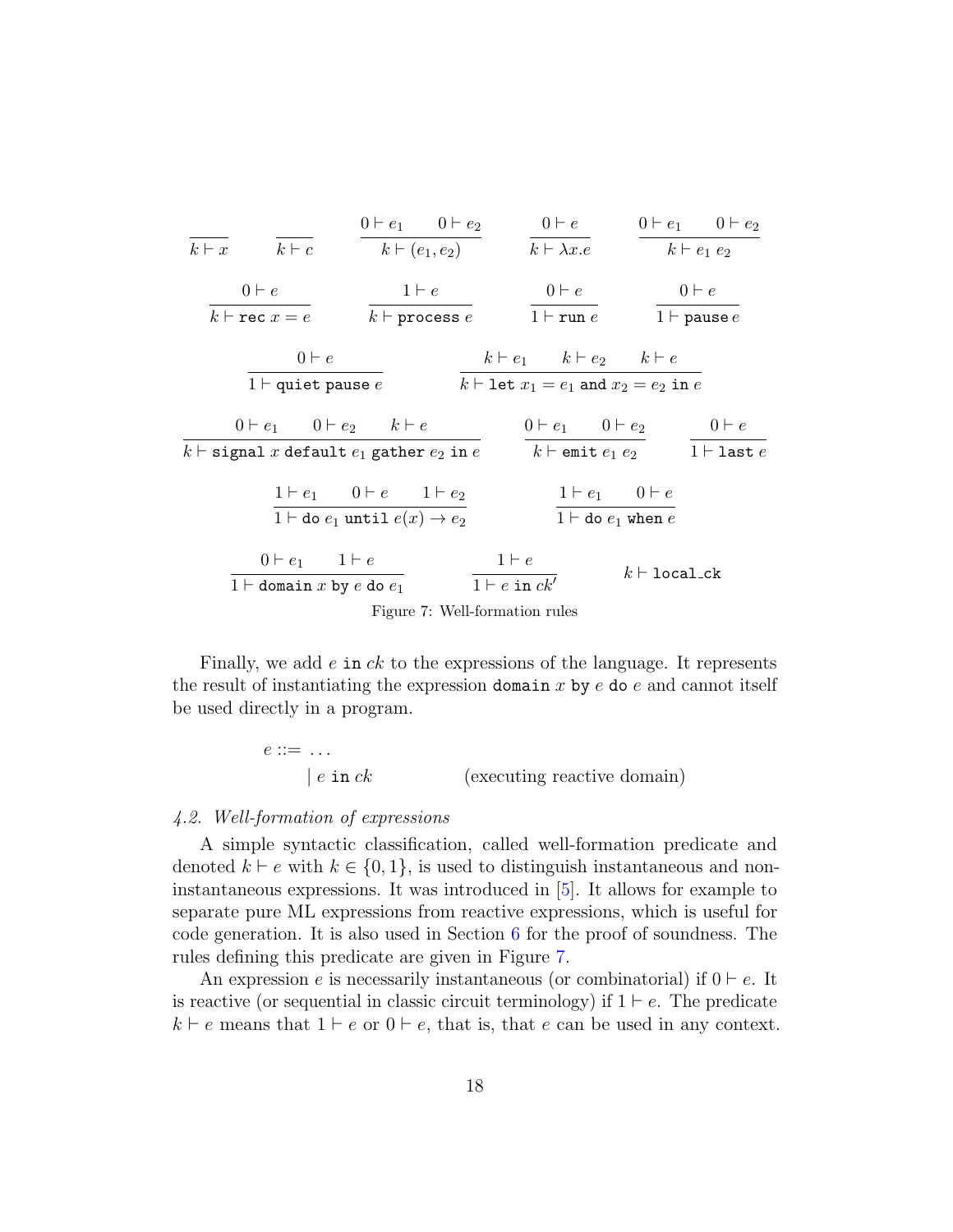$$\frac{}{k \vdash x} \qquad \frac{}{k \vdash c} \qquad \frac{0 \vdash e_1 \quad 0 \vdash e_2}{k \vdash (e_1, e_2)} \qquad \frac{0 \vdash e}{k \vdash \lambda x.e} \qquad \frac{0 \vdash e_1 \quad 0 \vdash e_2}{k \vdash e_1\ e_2}$$

$$\frac{0 \vdash e}{k \vdash \texttt{rec}\ x = e} \qquad \frac{1 \vdash e}{k \vdash \texttt{process}\ e} \qquad \frac{0 \vdash e}{1 \vdash \texttt{run}\ e} \qquad \frac{0 \vdash e}{1 \vdash \texttt{pause}\ e}$$

$$\frac{0 \vdash e}{1 \vdash \texttt{quiet pause}\ e} \qquad \frac{k \vdash e_1 \quad k \vdash e_2 \quad k \vdash e}{k \vdash \texttt{let}\ x_1 = e_1\ \texttt{and}\ x_2 = e_2\ \texttt{in}\ e}$$

$$\frac{0 \vdash e_1 \quad 0 \vdash e_2 \quad k \vdash e}{k \vdash \texttt{signal}\ x\ \texttt{default}\ e_1\ \texttt{gather}\ e_2\ \texttt{in}\ e} \qquad \frac{0 \vdash e_1 \quad 0 \vdash e_2}{k \vdash \texttt{emit}\ e_1\ e_2} \qquad \frac{0 \vdash e}{1 \vdash \texttt{last}\ e}$$

$$\frac{1 \vdash e_1 \quad 0 \vdash e \quad 1 \vdash e_2}{1 \vdash \texttt{do}\ e_1\ \texttt{until}\ e(x) \rightarrow e_2} \qquad \frac{1 \vdash e_1 \quad 0 \vdash e}{1 \vdash \texttt{do}\ e_1\ \texttt{when}\ e}$$

$$\frac{0 \vdash e_1 \quad 1 \vdash e}{1 \vdash \texttt{domain}\ x\ \texttt{by}\ e\ \texttt{do}\ e_1} \qquad \frac{1 \vdash e}{1 \vdash e\ \texttt{in}\ ck'} \qquad k \vdash \texttt{local\_ck}$$

Figure 7: Well-formation rules

Finally, we add $e$ `in` $ck$ to the expressions of the language. It represents the result of instantiating the expression `domain` $x$ `by` $e$ `do` $e$ and cannot itself be used directly in a program.

$$\begin{array}{lll} e ::= & \dots & \\ & \mid e\ \texttt{in}\ ck & \quad \text{(executing reactive domain)} \end{array}$$

### 4.2. Well-formation of expressions

A simple syntactic classification, called well-formation predicate and denoted $k \vdash e$ with $k \in \{0, 1\}$, is used to distinguish instantaneous and non-instantaneous expressions. It was introduced in [5]. It allows for example to separate pure ML expressions from reactive expressions, which is useful for code generation. It is also used in Section 6 for the proof of soundness. The rules defining this predicate are given in Figure 7.

An expression $e$ is necessarily instantaneous (or combinatorial) if $0 \vdash e$. It is reactive (or sequential in classic circuit terminology) if $1 \vdash e$. The predicate $k \vdash e$ means that $1 \vdash e$ or $0 \vdash e$, that is, that $e$ can be used in any context.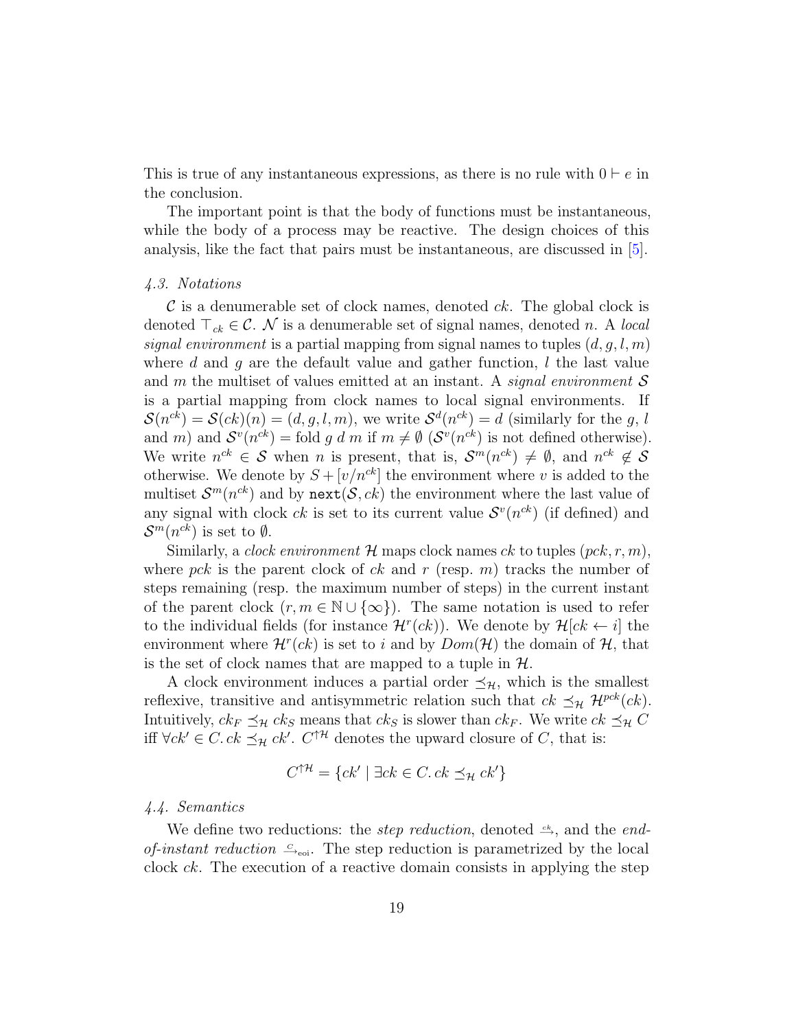This is true of any instantaneous expressions, as there is no rule with $0 \vdash e$ in the conclusion.

The important point is that the body of functions must be instantaneous, while the body of a process may be reactive. The design choices of this analysis, like the fact that pairs must be instantaneous, are discussed in [5].

### *4.3. Notations*

$\mathcal{C}$ is a denumerable set of clock names, denoted $ck$. The global clock is denoted $\top_{ck} \in \mathcal{C}$. $\mathcal{N}$ is a denumerable set of signal names, denoted $n$. A *local signal environment* is a partial mapping from signal names to tuples $(d, g, l, m)$ where $d$ and $g$ are the default value and gather function, $l$ the last value and $m$ the multiset of values emitted at an instant. A *signal environment* $\mathcal{S}$ is a partial mapping from clock names to local signal environments. If $\mathcal{S}(n^{ck}) = \mathcal{S}(ck)(n) = (d, g, l, m)$, we write $\mathcal{S}^d(n^{ck}) = d$ (similarly for the $g$, $l$ and $m$) and $\mathcal{S}^v(n^{ck}) = \text{fold } g\ d\ m$ if $m \neq \emptyset$ ($\mathcal{S}^v(n^{ck})$ is not defined otherwise). We write $n^{ck} \in \mathcal{S}$ when $n$ is present, that is, $\mathcal{S}^m(n^{ck}) \neq \emptyset$, and $n^{ck} \notin \mathcal{S}$ otherwise. We denote by $S + [v/n^{ck}]$ the environment where $v$ is added to the multiset $\mathcal{S}^m(n^{ck})$ and by $\texttt{next}(\mathcal{S}, ck)$ the environment where the last value of any signal with clock $ck$ is set to its current value $\mathcal{S}^v(n^{ck})$ (if defined) and $\mathcal{S}^m(n^{ck})$ is set to $\emptyset$.

Similarly, a *clock environment* $\mathcal{H}$ maps clock names $ck$ to tuples $(pck, r, m)$, where $pck$ is the parent clock of $ck$ and $r$ (resp. $m$) tracks the number of steps remaining (resp. the maximum number of steps) in the current instant of the parent clock ($r, m \in \mathbb{N} \cup \{\infty\}$). The same notation is used to refer to the individual fields (for instance $\mathcal{H}^r(ck)$). We denote by $\mathcal{H}[ck \leftarrow i]$ the environment where $\mathcal{H}^r(ck)$ is set to $i$ and by $Dom(\mathcal{H})$ the domain of $\mathcal{H}$, that is the set of clock names that are mapped to a tuple in $\mathcal{H}$.

A clock environment induces a partial order $\preceq_{\mathcal{H}}$, which is the smallest reflexive, transitive and antisymmetric relation such that $ck \preceq_{\mathcal{H}} \mathcal{H}^{pck}(ck)$. Intuitively, $ck_F \preceq_{\mathcal{H}} ck_S$ means that $ck_S$ is slower than $ck_F$. We write $ck \preceq_{\mathcal{H}} C$ iff $\forall ck' \in C.\, ck \preceq_{\mathcal{H}} ck'$. $C^{\uparrow\mathcal{H}}$ denotes the upward closure of $C$, that is:

$$C^{\uparrow\mathcal{H}} = \{ck' \mid \exists ck \in C.\, ck \preceq_{\mathcal{H}} ck'\}$$

### *4.4. Semantics*

We define two reductions: the *step reduction*, denoted $\xrightarrow{ck}$, and the *end-of-instant reduction* $\xrightarrow{C}_{\text{eoi}}$. The step reduction is parametrized by the local clock $ck$. The execution of a reactive domain consists in applying the step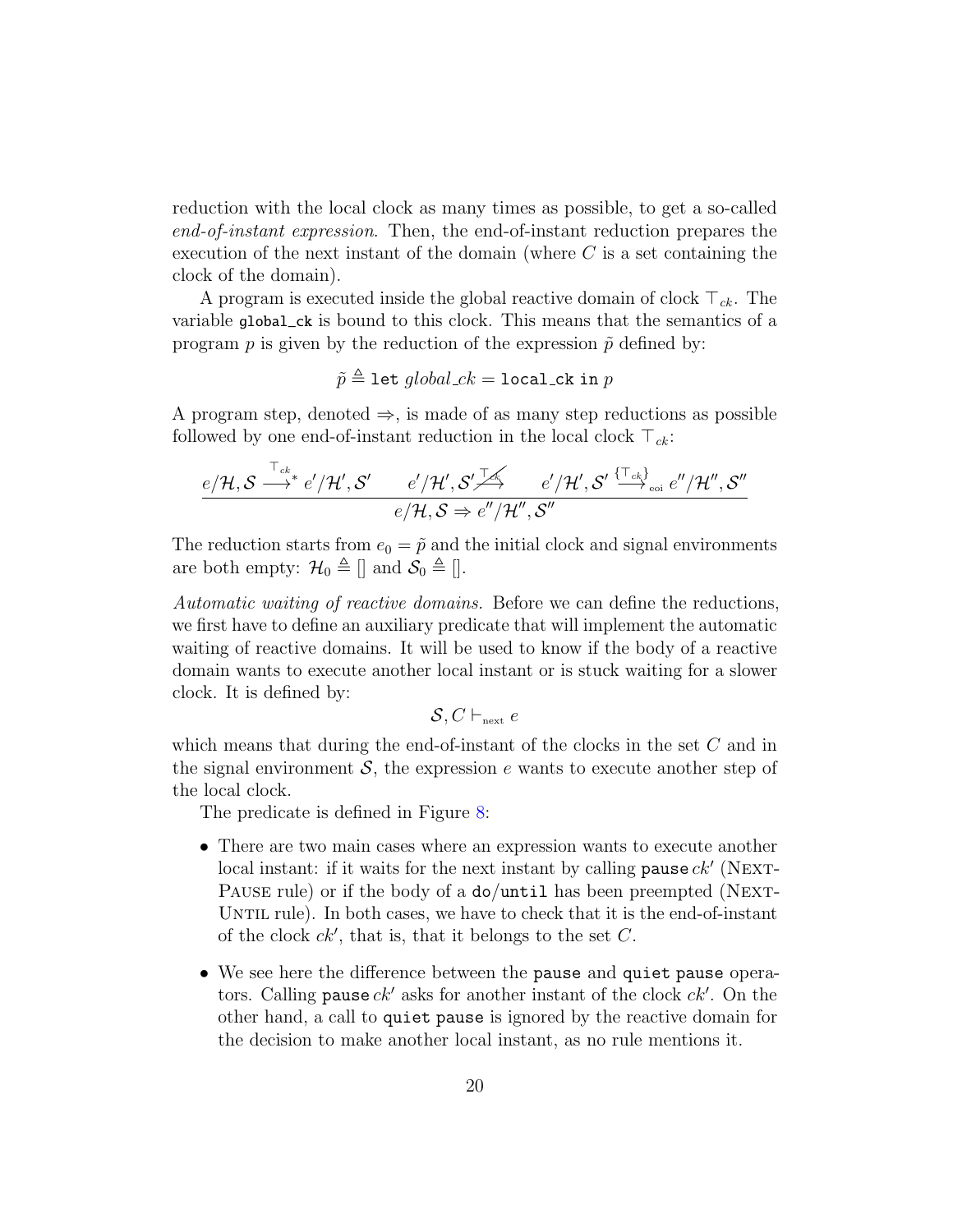reduction with the local clock as many times as possible, to get a so-called *end-of-instant expression*. Then, the end-of-instant reduction prepares the execution of the next instant of the domain (where $C$ is a set containing the clock of the domain).

A program is executed inside the global reactive domain of clock $\top_{ck}$. The variable `global_ck` is bound to this clock. This means that the semantics of a program $p$ is given by the reduction of the expression $\tilde{p}$ defined by:

$$\tilde{p} \triangleq \texttt{let}\ global\_ck = \texttt{local\_ck}\ \texttt{in}\ p$$

A program step, denoted $\Rightarrow$, is made of as many step reductions as possible followed by one end-of-instant reduction in the local clock $\top_{ck}$:

$$\frac{e/\mathcal{H}, \mathcal{S} \xrightarrow{\top_{ck}}{}^{*} e'/\mathcal{H}', \mathcal{S}' \qquad e'/\mathcal{H}', \mathcal{S}' \not\xrightarrow{\top_{ck}} \qquad e'/\mathcal{H}', \mathcal{S}' \xrightarrow{\{\top_{ck}\}}_{\text{eoi}} e''/\mathcal{H}'', \mathcal{S}''}{e/\mathcal{H}, \mathcal{S} \Rightarrow e''/\mathcal{H}'', \mathcal{S}''}$$

The reduction starts from $e_0 = \tilde{p}$ and the initial clock and signal environments are both empty: $\mathcal{H}_0 \triangleq []$ and $\mathcal{S}_0 \triangleq []$.

*Automatic waiting of reactive domains.* Before we can define the reductions, we first have to define an auxiliary predicate that will implement the automatic waiting of reactive domains. It will be used to know if the body of a reactive domain wants to execute another local instant or is stuck waiting for a slower clock. It is defined by:

$$\mathcal{S}, C \vdash_{\text{next}} e$$

which means that during the end-of-instant of the clocks in the set $C$ and in the signal environment $\mathcal{S}$, the expression $e$ wants to execute another step of the local clock.

The predicate is defined in Figure 8:

- There are two main cases where an expression wants to execute another local instant: if it waits for the next instant by calling `pause` $ck'$ (Next-Pause rule) or if the body of a `do`/`until` has been preempted (Next-Until rule). In both cases, we have to check that it is the end-of-instant of the clock $ck'$, that is, that it belongs to the set $C$.
- We see here the difference between the `pause` and `quiet pause` operators. Calling `pause` $ck'$ asks for another instant of the clock $ck'$. On the other hand, a call to `quiet pause` is ignored by the reactive domain for the decision to make another local instant, as no rule mentions it.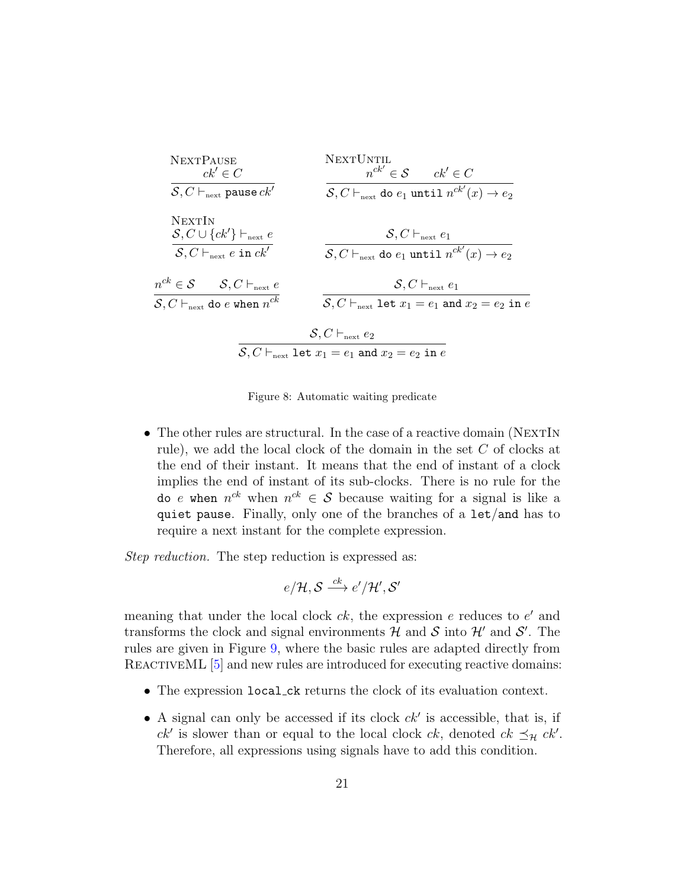$$\textsc{NextPause}\quad \frac{ck' \in C}{\mathcal{S}, C \vdash_{\text{next}} \texttt{pause}\, ck'}$$

$$\textsc{NextUntil}\quad \frac{n^{ck'} \in \mathcal{S} \qquad ck' \in C}{\mathcal{S}, C \vdash_{\text{next}} \texttt{do}\ e_1\ \texttt{until}\ n^{ck'}(x) \rightarrow e_2}$$

$$\textsc{NextIn}\quad \frac{\mathcal{S}, C \cup \{ck'\} \vdash_{\text{next}} e}{\mathcal{S}, C \vdash_{\text{next}} e\ \texttt{in}\ ck'}$$

$$\frac{\mathcal{S}, C \vdash_{\text{next}} e_1}{\mathcal{S}, C \vdash_{\text{next}} \texttt{do}\ e_1\ \texttt{until}\ n^{ck'}(x) \rightarrow e_2}$$

$$\frac{n^{ck} \in \mathcal{S} \qquad \mathcal{S}, C \vdash_{\text{next}} e}{\mathcal{S}, C \vdash_{\text{next}} \texttt{do}\ e\ \texttt{when}\ n^{ck}}$$

$$\frac{\mathcal{S}, C \vdash_{\text{next}} e_1}{\mathcal{S}, C \vdash_{\text{next}} \texttt{let}\ x_1 = e_1\ \texttt{and}\ x_2 = e_2\ \texttt{in}\ e}$$

$$\frac{\mathcal{S}, C \vdash_{\text{next}} e_2}{\mathcal{S}, C \vdash_{\text{next}} \texttt{let}\ x_1 = e_1\ \texttt{and}\ x_2 = e_2\ \texttt{in}\ e}$$

Figure 8: Automatic waiting predicate

- The other rules are structural. In the case of a reactive domain (NextIn rule), we add the local clock of the domain in the set $C$ of clocks at the end of their instant. It means that the end of instant of a clock implies the end of instant of its sub-clocks. There is no rule for the `do` $e$ `when` $n^{ck}$ when $n^{ck} \in \mathcal{S}$ because waiting for a signal is like a `quiet pause`. Finally, only one of the branches of a `let`/`and` has to require a next instant for the complete expression.

*Step reduction.* The step reduction is expressed as:

$$e/\mathcal{H}, \mathcal{S} \xrightarrow{ck} e'/\mathcal{H}', \mathcal{S}'$$

meaning that under the local clock $ck$, the expression $e$ reduces to $e'$ and transforms the clock and signal environments $\mathcal{H}$ and $\mathcal{S}$ into $\mathcal{H}'$ and $\mathcal{S}'$. The rules are given in Figure 9, where the basic rules are adapted directly from ReactiveML [5] and new rules are introduced for executing reactive domains:

- The expression `local_ck` returns the clock of its evaluation context.
- A signal can only be accessed if its clock $ck'$ is accessible, that is, if $ck'$ is slower than or equal to the local clock $ck$, denoted $ck \preceq_{\mathcal{H}} ck'$. Therefore, all expressions using signals have to add this condition.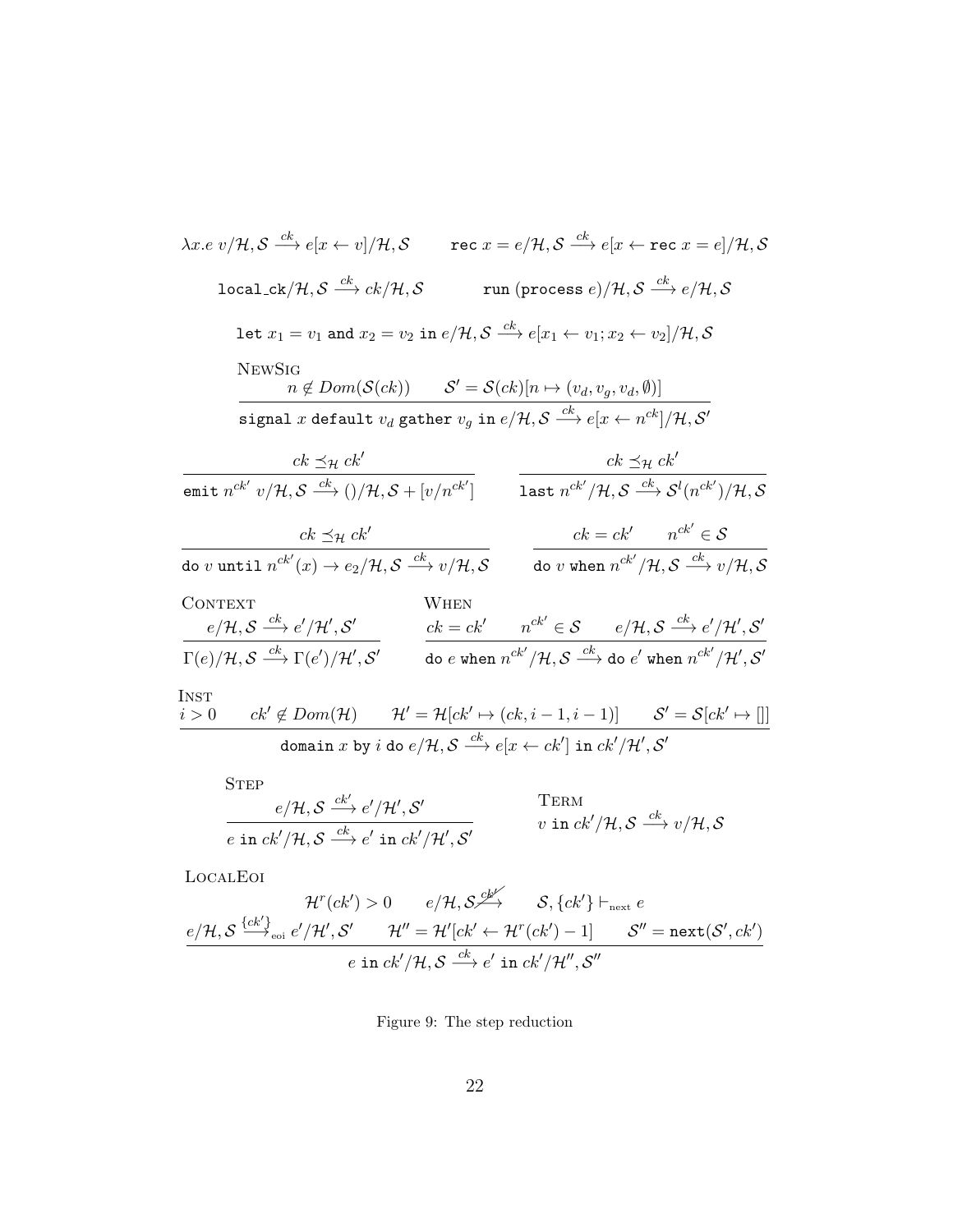$$\lambda x.e\ v/\mathcal{H},\mathcal{S} \xrightarrow{ck} e[x \leftarrow v]/\mathcal{H},\mathcal{S} \qquad \texttt{rec}\ x = e/\mathcal{H},\mathcal{S} \xrightarrow{ck} e[x \leftarrow \texttt{rec}\ x = e]/\mathcal{H},\mathcal{S}$$

$$\texttt{local\_ck}/\mathcal{H},\mathcal{S} \xrightarrow{ck} ck/\mathcal{H},\mathcal{S} \qquad \texttt{run (process}\ e)/\mathcal{H},\mathcal{S} \xrightarrow{ck} e/\mathcal{H},\mathcal{S}$$

$$\texttt{let}\ x_1 = v_1\ \texttt{and}\ x_2 = v_2\ \texttt{in}\ e/\mathcal{H},\mathcal{S} \xrightarrow{ck} e[x_1 \leftarrow v_1; x_2 \leftarrow v_2]/\mathcal{H},\mathcal{S}$$

NewSig
$$\frac{n \notin Dom(\mathcal{S}(ck)) \qquad \mathcal{S}' = \mathcal{S}(ck)[n \mapsto (v_d, v_g, v_d, \emptyset)]}{\texttt{signal}\ x\ \texttt{default}\ v_d\ \texttt{gather}\ v_g\ \texttt{in}\ e/\mathcal{H},\mathcal{S} \xrightarrow{ck} e[x \leftarrow n^{ck}]/\mathcal{H},\mathcal{S}'}$$

$$\frac{ck \preceq_{\mathcal{H}} ck'}{\texttt{emit}\ n^{ck'}\ v/\mathcal{H},\mathcal{S} \xrightarrow{ck} ()/\mathcal{H},\mathcal{S} + [v/n^{ck'}]} \qquad \frac{ck \preceq_{\mathcal{H}} ck'}{\texttt{last}\ n^{ck'}/\mathcal{H},\mathcal{S} \xrightarrow{ck} \mathcal{S}^l(n^{ck'})/\mathcal{H},\mathcal{S}}$$

$$\frac{ck \preceq_{\mathcal{H}} ck'}{\texttt{do}\ v\ \texttt{until}\ n^{ck'}(x) \rightarrow e_2/\mathcal{H},\mathcal{S} \xrightarrow{ck} v/\mathcal{H},\mathcal{S}} \qquad \frac{ck = ck' \qquad n^{ck'} \in \mathcal{S}}{\texttt{do}\ v\ \texttt{when}\ n^{ck'}/\mathcal{H},\mathcal{S} \xrightarrow{ck} v/\mathcal{H},\mathcal{S}}$$

Context
$$\frac{e/\mathcal{H},\mathcal{S} \xrightarrow{ck} e'/\mathcal{H}',\mathcal{S}'}{\Gamma(e)/\mathcal{H},\mathcal{S} \xrightarrow{ck} \Gamma(e')/\mathcal{H}',\mathcal{S}'}$$

When
$$\frac{ck = ck' \qquad n^{ck'} \in \mathcal{S} \qquad e/\mathcal{H},\mathcal{S} \xrightarrow{ck} e'/\mathcal{H}',\mathcal{S}'}{\texttt{do}\ e\ \texttt{when}\ n^{ck'}/\mathcal{H},\mathcal{S} \xrightarrow{ck} \texttt{do}\ e'\ \texttt{when}\ n^{ck'}/\mathcal{H}',\mathcal{S}'}$$

Inst
$$\frac{i > 0 \qquad ck' \notin Dom(\mathcal{H}) \qquad \mathcal{H}' = \mathcal{H}[ck' \mapsto (ck, i-1, i-1)] \qquad \mathcal{S}' = \mathcal{S}[ck' \mapsto []]}{\texttt{domain}\ x\ \texttt{by}\ i\ \texttt{do}\ e/\mathcal{H},\mathcal{S} \xrightarrow{ck} e[x \leftarrow ck']\ \texttt{in}\ ck'/\mathcal{H}',\mathcal{S}'}$$

Step
$$\frac{e/\mathcal{H},\mathcal{S} \xrightarrow{ck'} e'/\mathcal{H}',\mathcal{S}'}{e\ \texttt{in}\ ck'/\mathcal{H},\mathcal{S} \xrightarrow{ck} e'\ \texttt{in}\ ck'/\mathcal{H}',\mathcal{S}'}$$

Term
$$v\ \texttt{in}\ ck'/\mathcal{H},\mathcal{S} \xrightarrow{ck} v/\mathcal{H},\mathcal{S}$$

LocalEoi
$$\frac{\mathcal{H}^r(ck') > 0 \qquad e/\mathcal{H},\mathcal{S} \not\xrightarrow{ck'} \qquad \mathcal{S},\{ck'\} \vdash_{\text{next}} e \qquad e/\mathcal{H},\mathcal{S} \xrightarrow{\{ck'\}}_{\text{eoi}} e'/\mathcal{H}',\mathcal{S}' \qquad \mathcal{H}'' = \mathcal{H}'[ck' \leftarrow \mathcal{H}^r(ck') - 1] \qquad \mathcal{S}'' = \texttt{next}(\mathcal{S}', ck')}{e\ \texttt{in}\ ck'/\mathcal{H},\mathcal{S} \xrightarrow{ck} e'\ \texttt{in}\ ck'/\mathcal{H}'',\mathcal{S}''}$$

Figure 9: The step reduction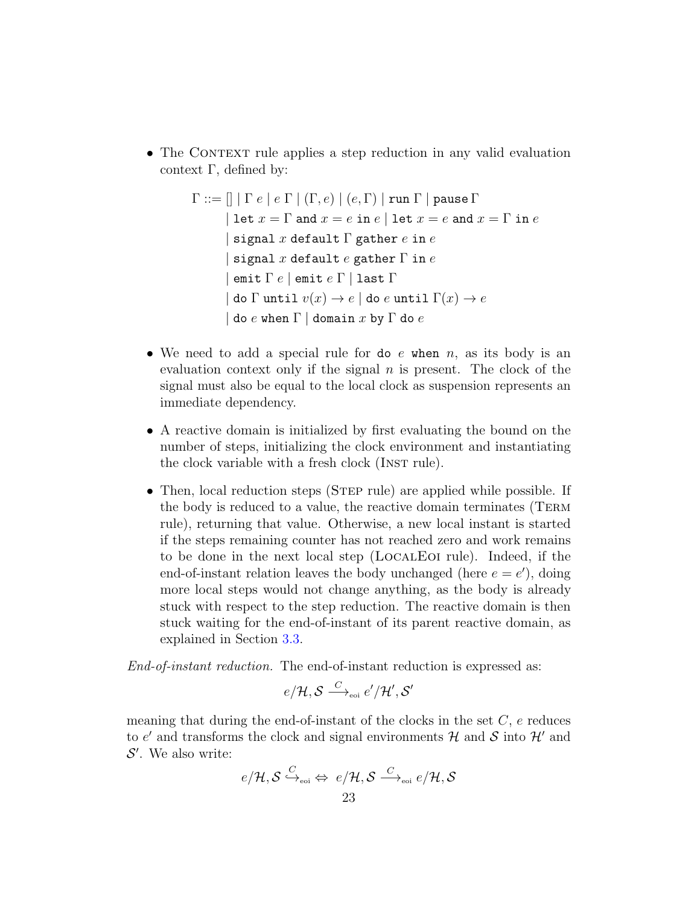- The Context rule applies a step reduction in any valid evaluation context $\Gamma$, defined by:

$$
\begin{aligned}
\Gamma ::= &\ [] \mid \Gamma\ e \mid e\ \Gamma \mid (\Gamma, e) \mid (e, \Gamma) \mid \texttt{run}\ \Gamma \mid \texttt{pause}\ \Gamma \\
&\mid \texttt{let}\ x = \Gamma\ \texttt{and}\ x = e\ \texttt{in}\ e \mid \texttt{let}\ x = e\ \texttt{and}\ x = \Gamma\ \texttt{in}\ e \\
&\mid \texttt{signal}\ x\ \texttt{default}\ \Gamma\ \texttt{gather}\ e\ \texttt{in}\ e \\
&\mid \texttt{signal}\ x\ \texttt{default}\ e\ \texttt{gather}\ \Gamma\ \texttt{in}\ e \\
&\mid \texttt{emit}\ \Gamma\ e \mid \texttt{emit}\ e\ \Gamma \mid \texttt{last}\ \Gamma \\
&\mid \texttt{do}\ \Gamma\ \texttt{until}\ v(x) \rightarrow e \mid \texttt{do}\ e\ \texttt{until}\ \Gamma(x) \rightarrow e \\
&\mid \texttt{do}\ e\ \texttt{when}\ \Gamma \mid \texttt{domain}\ x\ \texttt{by}\ \Gamma\ \texttt{do}\ e
\end{aligned}
$$

- We need to add a special rule for `do` $e$ `when` $n$, as its body is an evaluation context only if the signal $n$ is present. The clock of the signal must also be equal to the local clock as suspension represents an immediate dependency.

- A reactive domain is initialized by first evaluating the bound on the number of steps, initializing the clock environment and instantiating the clock variable with a fresh clock (Inst rule).

- Then, local reduction steps (Step rule) are applied while possible. If the body is reduced to a value, the reactive domain terminates (Term rule), returning that value. Otherwise, a new local instant is started if the steps remaining counter has not reached zero and work remains to be done in the next local step (LocalEoi rule). Indeed, if the end-of-instant relation leaves the body unchanged (here $e = e'$), doing more local steps would not change anything, as the body is already stuck with respect to the step reduction. The reactive domain is then stuck waiting for the end-of-instant of its parent reactive domain, as explained in Section 3.3.

*End-of-instant reduction.* The end-of-instant reduction is expressed as:

$$e/\mathcal{H}, \mathcal{S} \xrightarrow{C}_{\text{eoi}} e'/\mathcal{H}', \mathcal{S}'$$

meaning that during the end-of-instant of the clocks in the set $C$, $e$ reduces to $e'$ and transforms the clock and signal environments $\mathcal{H}$ and $\mathcal{S}$ into $\mathcal{H}'$ and $\mathcal{S}'$. We also write:

$$e/\mathcal{H}, \mathcal{S} \overset{C}{\hookrightarrow}_{\text{eoi}} \Leftrightarrow\ e/\mathcal{H}, \mathcal{S} \xrightarrow{C}_{\text{eoi}} e/\mathcal{H}, \mathcal{S}$$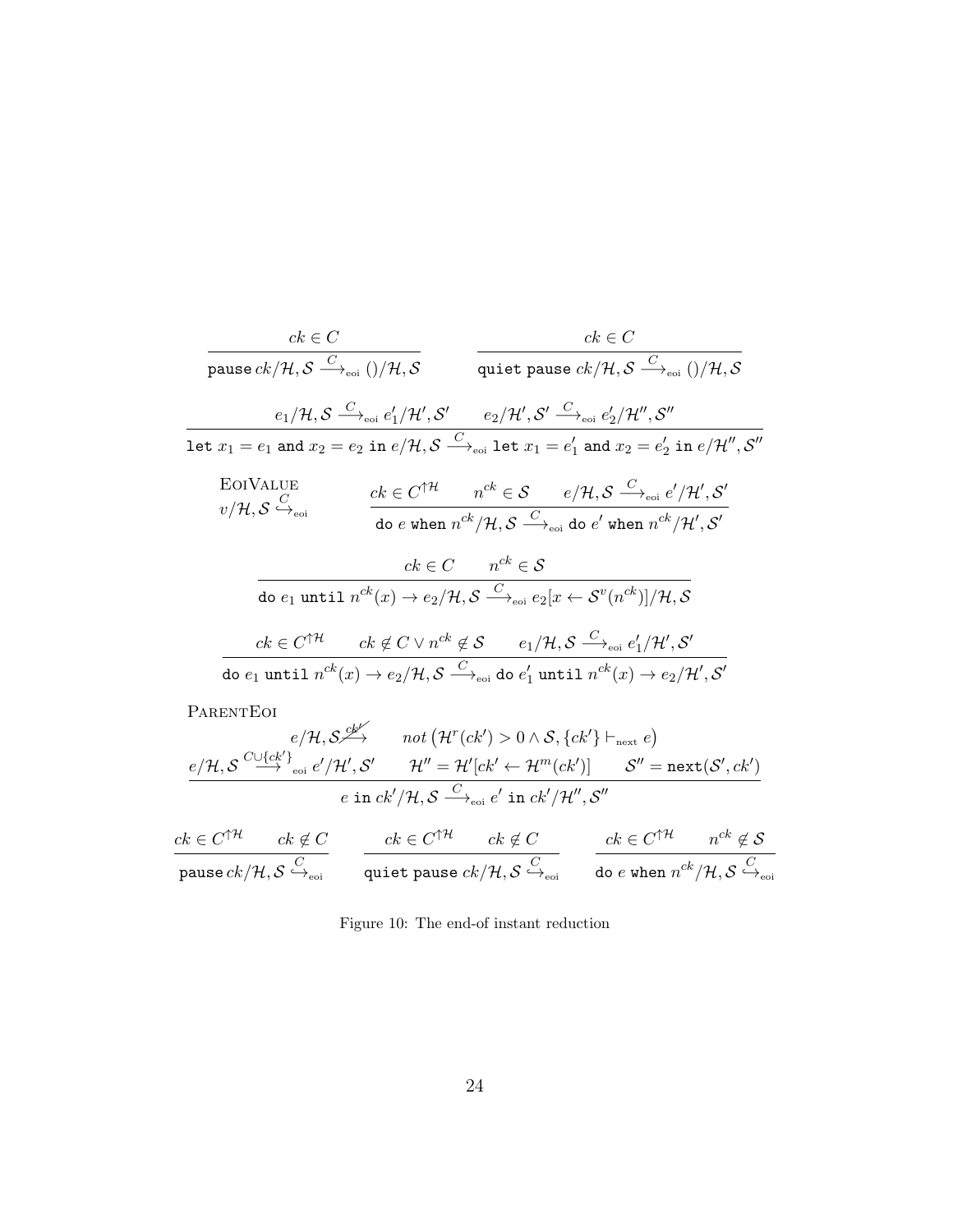$$\frac{ck \in C}{\texttt{pause}\ ck/\mathcal{H}, \mathcal{S} \xrightarrow{C}_{\text{eoi}} ()/\mathcal{H}, \mathcal{S}} \qquad \frac{ck \in C}{\texttt{quiet pause}\ ck/\mathcal{H}, \mathcal{S} \xrightarrow{C}_{\text{eoi}} ()/\mathcal{H}, \mathcal{S}}$$

$$\frac{e_1/\mathcal{H}, \mathcal{S} \xrightarrow{C}_{\text{eoi}} e_1'/\mathcal{H}', \mathcal{S}' \qquad e_2/\mathcal{H}', \mathcal{S}' \xrightarrow{C}_{\text{eoi}} e_2'/\mathcal{H}'', \mathcal{S}''}{\texttt{let}\ x_1 = e_1\ \texttt{and}\ x_2 = e_2\ \texttt{in}\ e/\mathcal{H}, \mathcal{S} \xrightarrow{C}_{\text{eoi}} \texttt{let}\ x_1 = e_1'\ \texttt{and}\ x_2 = e_2'\ \texttt{in}\ e/\mathcal{H}'', \mathcal{S}''}$$

EoiValue

$$v/\mathcal{H}, \mathcal{S} \overset{C}{\hookrightarrow}_{\text{eoi}} \qquad \frac{ck \in C^{\uparrow\mathcal{H}} \qquad n^{ck} \in \mathcal{S} \qquad e/\mathcal{H}, \mathcal{S} \xrightarrow{C}_{\text{eoi}} e'/\mathcal{H}', \mathcal{S}'}{\texttt{do}\ e\ \texttt{when}\ n^{ck}/\mathcal{H}, \mathcal{S} \xrightarrow{C}_{\text{eoi}} \texttt{do}\ e'\ \texttt{when}\ n^{ck}/\mathcal{H}', \mathcal{S}'}$$

$$\frac{ck \in C \qquad n^{ck} \in \mathcal{S}}{\texttt{do}\ e_1\ \texttt{until}\ n^{ck}(x) \to e_2/\mathcal{H}, \mathcal{S} \xrightarrow{C}_{\text{eoi}} e_2[x \leftarrow \mathcal{S}^v(n^{ck})]/\mathcal{H}, \mathcal{S}}$$

$$\frac{ck \in C^{\uparrow\mathcal{H}} \qquad ck \notin C \vee n^{ck} \notin \mathcal{S} \qquad e_1/\mathcal{H}, \mathcal{S} \xrightarrow{C}_{\text{eoi}} e_1'/\mathcal{H}', \mathcal{S}'}{\texttt{do}\ e_1\ \texttt{until}\ n^{ck}(x) \to e_2/\mathcal{H}, \mathcal{S} \xrightarrow{C}_{\text{eoi}} \texttt{do}\ e_1'\ \texttt{until}\ n^{ck}(x) \to e_2/\mathcal{H}', \mathcal{S}'}$$

ParentEoi

$$\frac{\begin{array}{c} e/\mathcal{H}, \mathcal{S} \overset{ck'}{\not\longrightarrow} \qquad not\left(\mathcal{H}^r(ck') > 0 \wedge \mathcal{S}, \{ck'\} \vdash_{\text{next}} e\right) \\ e/\mathcal{H}, \mathcal{S} \xrightarrow{C \cup \{ck'\}}_{\text{eoi}} e'/\mathcal{H}', \mathcal{S}' \qquad \mathcal{H}'' = \mathcal{H}'[ck' \leftarrow \mathcal{H}^m(ck')] \qquad \mathcal{S}'' = \texttt{next}(\mathcal{S}', ck') \end{array}}{e\ \texttt{in}\ ck'/\mathcal{H}, \mathcal{S} \xrightarrow{C}_{\text{eoi}} e'\ \texttt{in}\ ck'/\mathcal{H}'', \mathcal{S}''}$$

$$\frac{ck \in C^{\uparrow\mathcal{H}} \qquad ck \notin C}{\texttt{pause}\ ck/\mathcal{H}, \mathcal{S} \overset{C}{\hookrightarrow}_{\text{eoi}}} \qquad \frac{ck \in C^{\uparrow\mathcal{H}} \qquad ck \notin C}{\texttt{quiet pause}\ ck/\mathcal{H}, \mathcal{S} \overset{C}{\hookrightarrow}_{\text{eoi}}} \qquad \frac{ck \in C^{\uparrow\mathcal{H}} \qquad n^{ck} \notin \mathcal{S}}{\texttt{do}\ e\ \texttt{when}\ n^{ck}/\mathcal{H}, \mathcal{S} \overset{C}{\hookrightarrow}_{\text{eoi}}}$$

Figure 10: The end-of instant reduction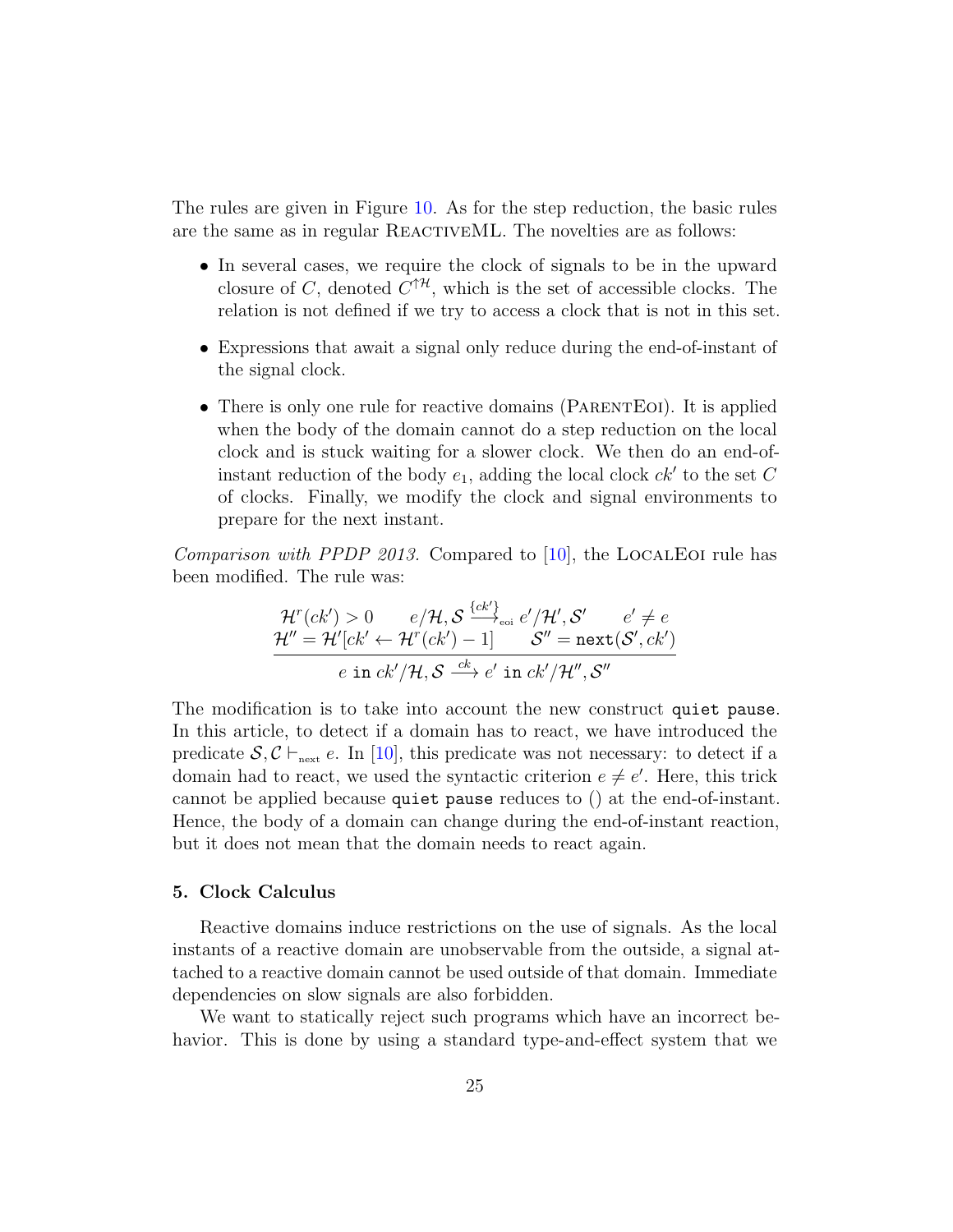The rules are given in Figure 10. As for the step reduction, the basic rules are the same as in regular ReactiveML. The novelties are as follows:

- In several cases, we require the clock of signals to be in the upward closure of $C$, denoted $C^{\uparrow\mathcal{H}}$, which is the set of accessible clocks. The relation is not defined if we try to access a clock that is not in this set.
- Expressions that await a signal only reduce during the end-of-instant of the signal clock.
- There is only one rule for reactive domains (ParentEoi). It is applied when the body of the domain cannot do a step reduction on the local clock and is stuck waiting for a slower clock. We then do an end-of-instant reduction of the body $e_1$, adding the local clock $ck'$ to the set $C$ of clocks. Finally, we modify the clock and signal environments to prepare for the next instant.

*Comparison with PPDP 2013.* Compared to [10], the LocalEoi rule has been modified. The rule was:

$$\frac{\begin{array}{c}\mathcal{H}^r(ck') > 0 \qquad e/\mathcal{H},\mathcal{S} \xrightarrow{\{ck'\}}_{\text{eoi}} e'/\mathcal{H}',\mathcal{S}' \qquad e' \neq e \\ \mathcal{H}'' = \mathcal{H}'[ck' \leftarrow \mathcal{H}^r(ck') - 1] \qquad \mathcal{S}'' = \texttt{next}(\mathcal{S}', ck')\end{array}}{e \texttt{ in } ck'/\mathcal{H},\mathcal{S} \xrightarrow{ck} e' \texttt{ in } ck'/\mathcal{H}'',\mathcal{S}''}$$

The modification is to take into account the new construct `quiet pause`. In this article, to detect if a domain has to react, we have introduced the predicate $\mathcal{S},\mathcal{C} \vdash_{\text{next}} e$. In [10], this predicate was not necessary: to detect if a domain had to react, we used the syntactic criterion $e \neq e'$. Here, this trick cannot be applied because `quiet pause` reduces to () at the end-of-instant. Hence, the body of a domain can change during the end-of-instant reaction, but it does not mean that the domain needs to react again.

## 5. Clock Calculus

Reactive domains induce restrictions on the use of signals. As the local instants of a reactive domain are unobservable from the outside, a signal attached to a reactive domain cannot be used outside of that domain. Immediate dependencies on slow signals are also forbidden.

We want to statically reject such programs which have an incorrect behavior. This is done by using a standard type-and-effect system that we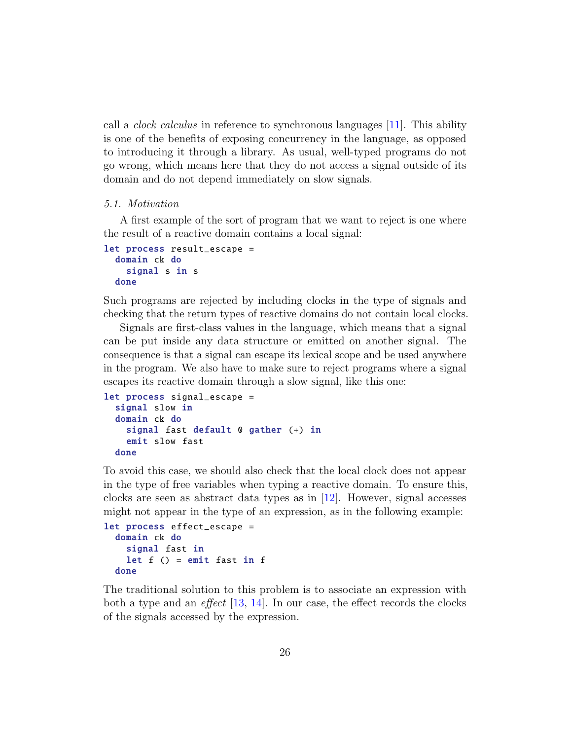call a *clock calculus* in reference to synchronous languages [11]. This ability is one of the benefits of exposing concurrency in the language, as opposed to introducing it through a library. As usual, well-typed programs do not go wrong, which means here that they do not access a signal outside of its domain and do not depend immediately on slow signals.

### 5.1. Motivation

A first example of the sort of program that we want to reject is one where the result of a reactive domain contains a local signal:

```
let process result_escape =
  domain ck do
    signal s in s
  done
```

Such programs are rejected by including clocks in the type of signals and checking that the return types of reactive domains do not contain local clocks.

Signals are first-class values in the language, which means that a signal can be put inside any data structure or emitted on another signal. The consequence is that a signal can escape its lexical scope and be used anywhere in the program. We also have to make sure to reject programs where a signal escapes its reactive domain through a slow signal, like this one:

```
let process signal_escape =
  signal slow in
  domain ck do
    signal fast default 0 gather (+) in
    emit slow fast
  done
```

To avoid this case, we should also check that the local clock does not appear in the type of free variables when typing a reactive domain. To ensure this, clocks are seen as abstract data types as in [12]. However, signal accesses might not appear in the type of an expression, as in the following example:

```
let process effect_escape =
  domain ck do
    signal fast in
    let f () = emit fast in f
  done
```

The traditional solution to this problem is to associate an expression with both a type and an *effect* [13, 14]. In our case, the effect records the clocks of the signals accessed by the expression.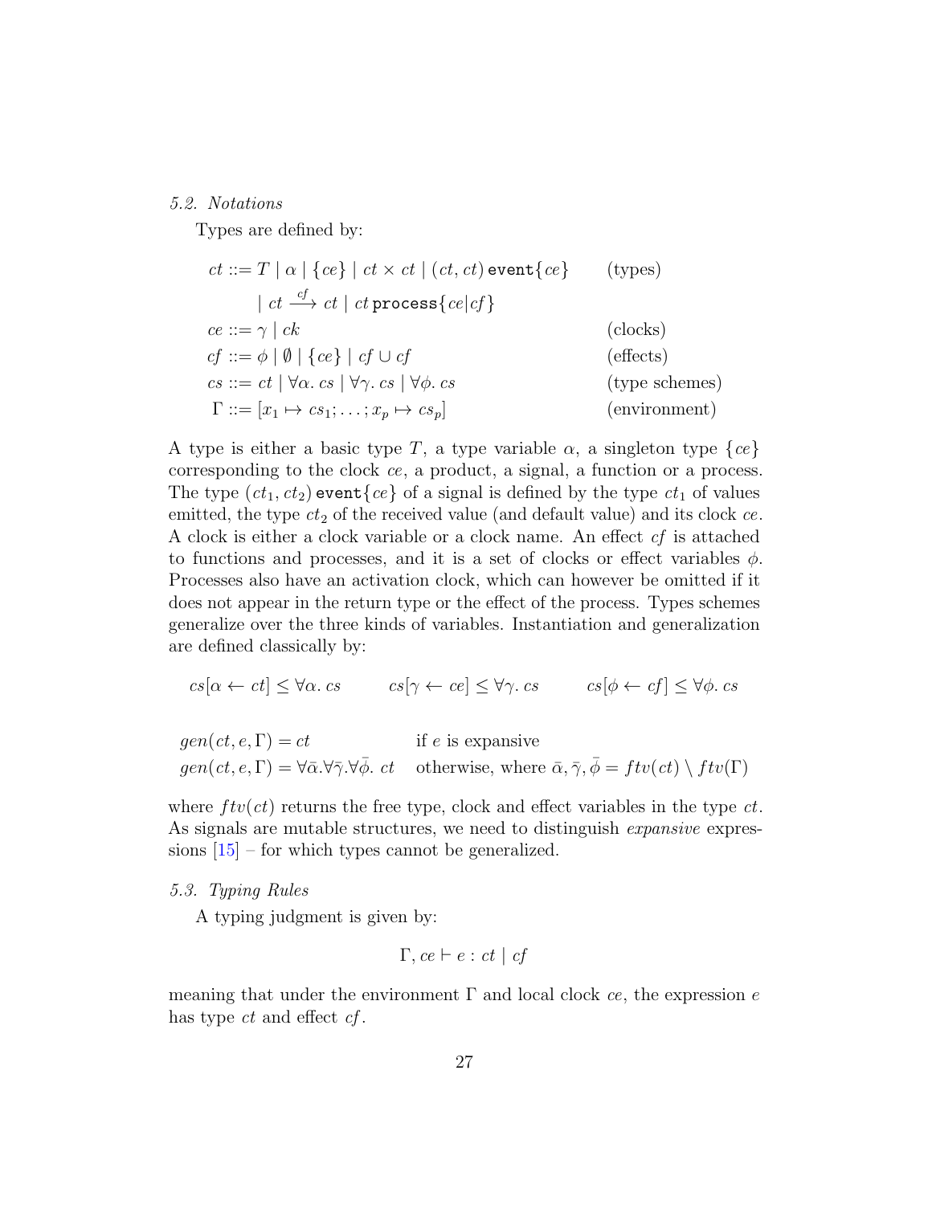### 5.2. Notations

Types are defined by:

$$
\begin{array}{lll}
ct ::= T \mid \alpha \mid \{ce\} \mid ct \times ct \mid (ct, ct)\,\texttt{event}\{ce\} & & \text{(types)} \\
\qquad \mid ct \xrightarrow{cf} ct \mid ct\,\texttt{process}\{ce|cf\} & & \\
ce ::= \gamma \mid ck & & \text{(clocks)} \\
cf ::= \phi \mid \emptyset \mid \{ce\} \mid cf \cup cf & & \text{(effects)} \\
cs ::= ct \mid \forall \alpha.\ cs \mid \forall \gamma.\ cs \mid \forall \phi.\ cs & & \text{(type schemes)} \\
\Gamma ::= [x_1 \mapsto cs_1; \ldots; x_p \mapsto cs_p] & & \text{(environment)}
\end{array}
$$

A type is either a basic type $T$, a type variable $\alpha$, a singleton type $\{ce\}$ corresponding to the clock $ce$, a product, a signal, a function or a process. The type $(ct_1, ct_2)\,\texttt{event}\{ce\}$ of a signal is defined by the type $ct_1$ of values emitted, the type $ct_2$ of the received value (and default value) and its clock $ce$. A clock is either a clock variable or a clock name. An effect $cf$ is attached to functions and processes, and it is a set of clocks or effect variables $\phi$. Processes also have an activation clock, which can however be omitted if it does not appear in the return type or the effect of the process. Types schemes generalize over the three kinds of variables. Instantiation and generalization are defined classically by:

$$
cs[\alpha \leftarrow ct] \leq \forall \alpha.\ cs \qquad cs[\gamma \leftarrow ce] \leq \forall \gamma.\ cs \qquad cs[\phi \leftarrow cf] \leq \forall \phi.\ cs
$$

$$
\begin{array}{ll}
gen(ct, e, \Gamma) = ct & \text{if } e \text{ is expansive} \\
gen(ct, e, \Gamma) = \forall \bar{\alpha}.\forall \bar{\gamma}.\forall \bar{\phi}.\ ct & \text{otherwise, where } \bar{\alpha}, \bar{\gamma}, \bar{\phi} = ftv(ct) \setminus ftv(\Gamma)
\end{array}
$$

where $ftv(ct)$ returns the free type, clock and effect variables in the type $ct$. As signals are mutable structures, we need to distinguish *expansive* expressions [15] – for which types cannot be generalized.

### 5.3. Typing Rules

A typing judgment is given by:

$$
\Gamma, ce \vdash e : ct \mid cf
$$

meaning that under the environment $\Gamma$ and local clock $ce$, the expression $e$ has type $ct$ and effect $cf$.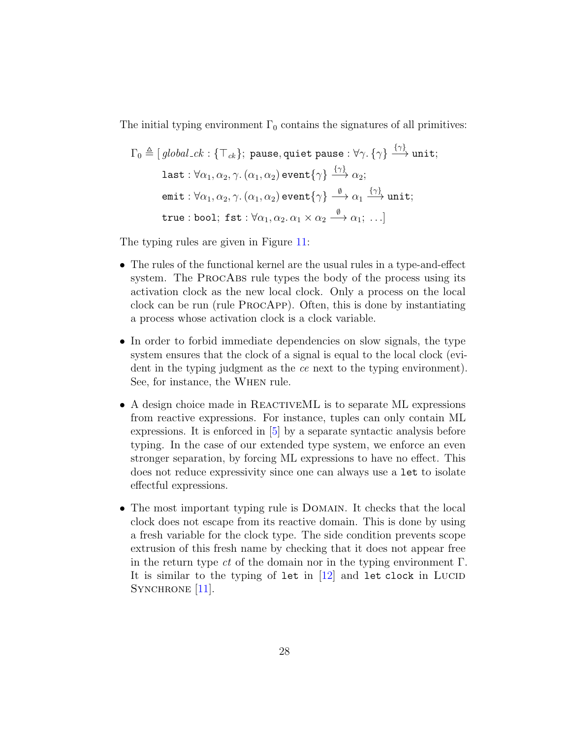The initial typing environment $\Gamma_0$ contains the signatures of all primitives:

$$
\begin{aligned}
\Gamma_0 \triangleq [\, & global\_ck : \{\top_{ck}\};\ \texttt{pause}, \texttt{quiet pause} : \forall \gamma.\, \{\gamma\} \xrightarrow{\{\gamma\}} \texttt{unit}; \\
& \texttt{last} : \forall \alpha_1, \alpha_2, \gamma.\, (\alpha_1, \alpha_2)\, \texttt{event}\{\gamma\} \xrightarrow{\{\gamma\}} \alpha_2; \\
& \texttt{emit} : \forall \alpha_1, \alpha_2, \gamma.\, (\alpha_1, \alpha_2)\, \texttt{event}\{\gamma\} \xrightarrow{\emptyset} \alpha_1 \xrightarrow{\{\gamma\}} \texttt{unit}; \\
& \texttt{true} : \texttt{bool};\ \texttt{fst} : \forall \alpha_1, \alpha_2.\, \alpha_1 \times \alpha_2 \xrightarrow{\emptyset} \alpha_1;\ \ldots]
\end{aligned}
$$

The typing rules are given in Figure 11:

- The rules of the functional kernel are the usual rules in a type-and-effect system. The ProcAbs rule types the body of the process using its activation clock as the new local clock. Only a process on the local clock can be run (rule ProcApp). Often, this is done by instantiating a process whose activation clock is a clock variable.
- In order to forbid immediate dependencies on slow signals, the type system ensures that the clock of a signal is equal to the local clock (evident in the typing judgment as the *ce* next to the typing environment). See, for instance, the When rule.
- A design choice made in ReactiveML is to separate ML expressions from reactive expressions. For instance, tuples can only contain ML expressions. It is enforced in [5] by a separate syntactic analysis before typing. In the case of our extended type system, we enforce an even stronger separation, by forcing ML expressions to have no effect. This does not reduce expressivity since one can always use a `let` to isolate effectful expressions.
- The most important typing rule is Domain. It checks that the local clock does not escape from its reactive domain. This is done by using a fresh variable for the clock type. The side condition prevents scope extrusion of this fresh name by checking that it does not appear free in the return type *ct* of the domain nor in the typing environment $\Gamma$. It is similar to the typing of `let` in [12] and `let clock` in Lucid Synchrone [11].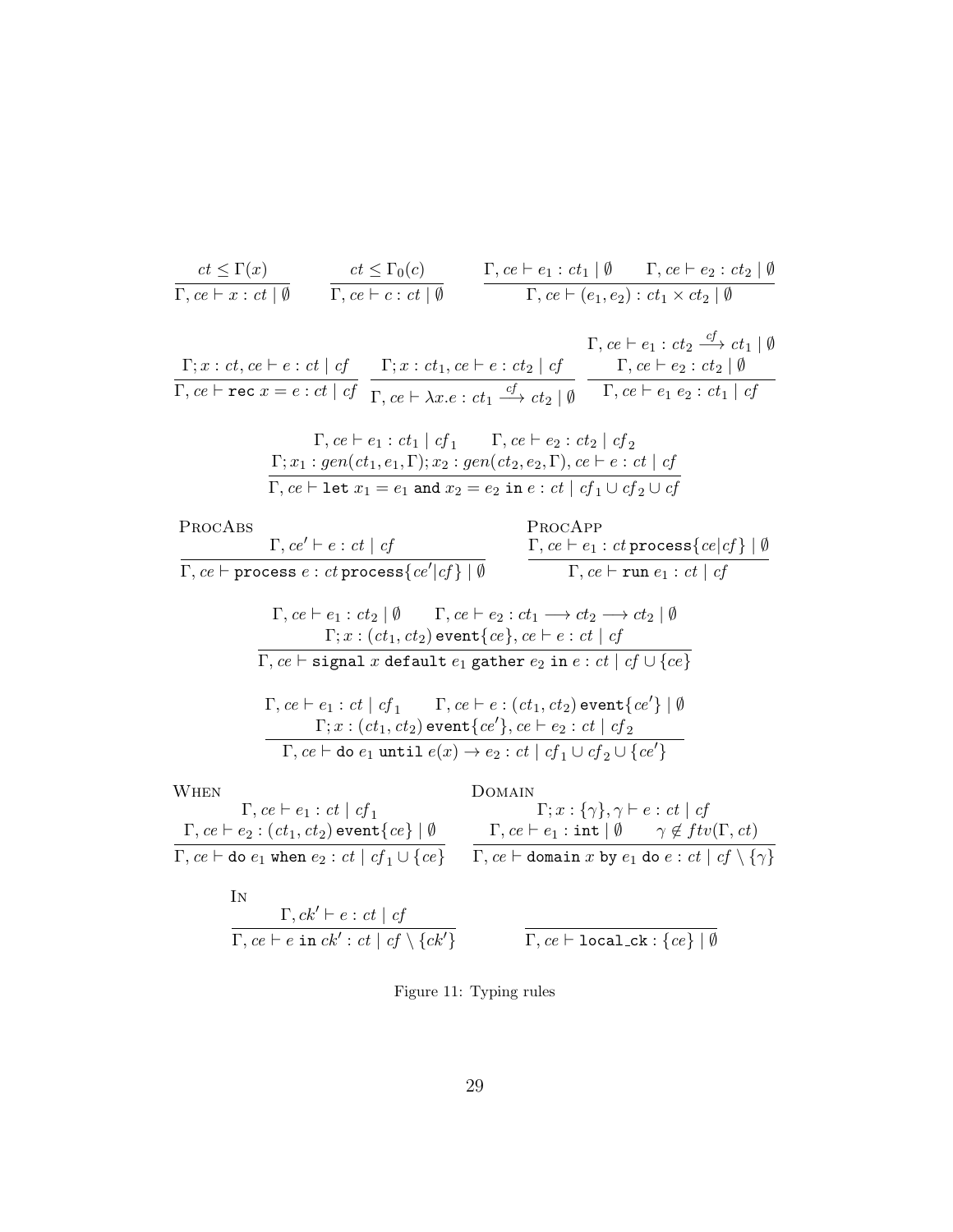$$\frac{ct \leq \Gamma(x)}{\Gamma, ce \vdash x : ct \mid \emptyset} \qquad \frac{ct \leq \Gamma_0(c)}{\Gamma, ce \vdash c : ct \mid \emptyset} \qquad \frac{\Gamma, ce \vdash e_1 : ct_1 \mid \emptyset \qquad \Gamma, ce \vdash e_2 : ct_2 \mid \emptyset}{\Gamma, ce \vdash (e_1, e_2) : ct_1 \times ct_2 \mid \emptyset}$$

$$\frac{\Gamma; x : ct, ce \vdash e : ct \mid cf}{\Gamma, ce \vdash \texttt{rec}\ x = e : ct \mid cf} \quad \frac{\Gamma; x : ct_1, ce \vdash e : ct_2 \mid cf}{\Gamma, ce \vdash \lambda x.e : ct_1 \xrightarrow{cf} ct_2 \mid \emptyset} \quad \frac{\Gamma, ce \vdash e_1 : ct_2 \xrightarrow{cf} ct_1 \mid \emptyset \qquad \Gamma, ce \vdash e_2 : ct_2 \mid \emptyset}{\Gamma, ce \vdash e_1\ e_2 : ct_1 \mid cf}$$

$$\frac{\Gamma, ce \vdash e_1 : ct_1 \mid cf_1 \qquad \Gamma, ce \vdash e_2 : ct_2 \mid cf_2 \qquad \Gamma; x_1 : gen(ct_1, e_1, \Gamma); x_2 : gen(ct_2, e_2, \Gamma), ce \vdash e : ct \mid cf}{\Gamma, ce \vdash \texttt{let}\ x_1 = e_1\ \texttt{and}\ x_2 = e_2\ \texttt{in}\ e : ct \mid cf_1 \cup cf_2 \cup cf}$$

PROCABS

$$\frac{\Gamma, ce' \vdash e : ct \mid cf}{\Gamma, ce \vdash \texttt{process}\ e : ct\,\texttt{process}\{ce'|cf\} \mid \emptyset}$$

PROCAPP

$$\frac{\Gamma, ce \vdash e_1 : ct\,\texttt{process}\{ce|cf\} \mid \emptyset}{\Gamma, ce \vdash \texttt{run}\ e_1 : ct \mid cf}$$

$$\frac{\Gamma, ce \vdash e_1 : ct_2 \mid \emptyset \qquad \Gamma, ce \vdash e_2 : ct_1 \longrightarrow ct_2 \longrightarrow ct_2 \mid \emptyset \qquad \Gamma; x : (ct_1, ct_2)\,\texttt{event}\{ce\}, ce \vdash e : ct \mid cf}{\Gamma, ce \vdash \texttt{signal}\ x\ \texttt{default}\ e_1\ \texttt{gather}\ e_2\ \texttt{in}\ e : ct \mid cf \cup \{ce\}}$$

$$\frac{\Gamma, ce \vdash e_1 : ct \mid cf_1 \qquad \Gamma, ce \vdash e : (ct_1, ct_2)\,\texttt{event}\{ce'\} \mid \emptyset \qquad \Gamma; x : (ct_1, ct_2)\,\texttt{event}\{ce'\}, ce \vdash e_2 : ct \mid cf_2}{\Gamma, ce \vdash \texttt{do}\ e_1\ \texttt{until}\ e(x) \rightarrow e_2 : ct \mid cf_1 \cup cf_2 \cup \{ce'\}}$$

WHEN

$$\frac{\Gamma, ce \vdash e_1 : ct \mid cf_1 \qquad \Gamma, ce \vdash e_2 : (ct_1, ct_2)\,\texttt{event}\{ce\} \mid \emptyset}{\Gamma, ce \vdash \texttt{do}\ e_1\ \texttt{when}\ e_2 : ct \mid cf_1 \cup \{ce\}}$$

DOMAIN

$$\frac{\Gamma; x : \{\gamma\}, \gamma \vdash e : ct \mid cf \qquad \Gamma, ce \vdash e_1 : \texttt{int} \mid \emptyset \qquad \gamma \notin ftv(\Gamma, ct)}{\Gamma, ce \vdash \texttt{domain}\ x\ \texttt{by}\ e_1\ \texttt{do}\ e : ct \mid cf \setminus \{\gamma\}}$$

IN

$$\frac{\Gamma, ck' \vdash e : ct \mid cf}{\Gamma, ce \vdash e\ \texttt{in}\ ck' : ct \mid cf \setminus \{ck'\}} \qquad \frac{}{\Gamma, ce \vdash \texttt{local\_ck} : \{ce\} \mid \emptyset}$$

Figure 11: Typing rules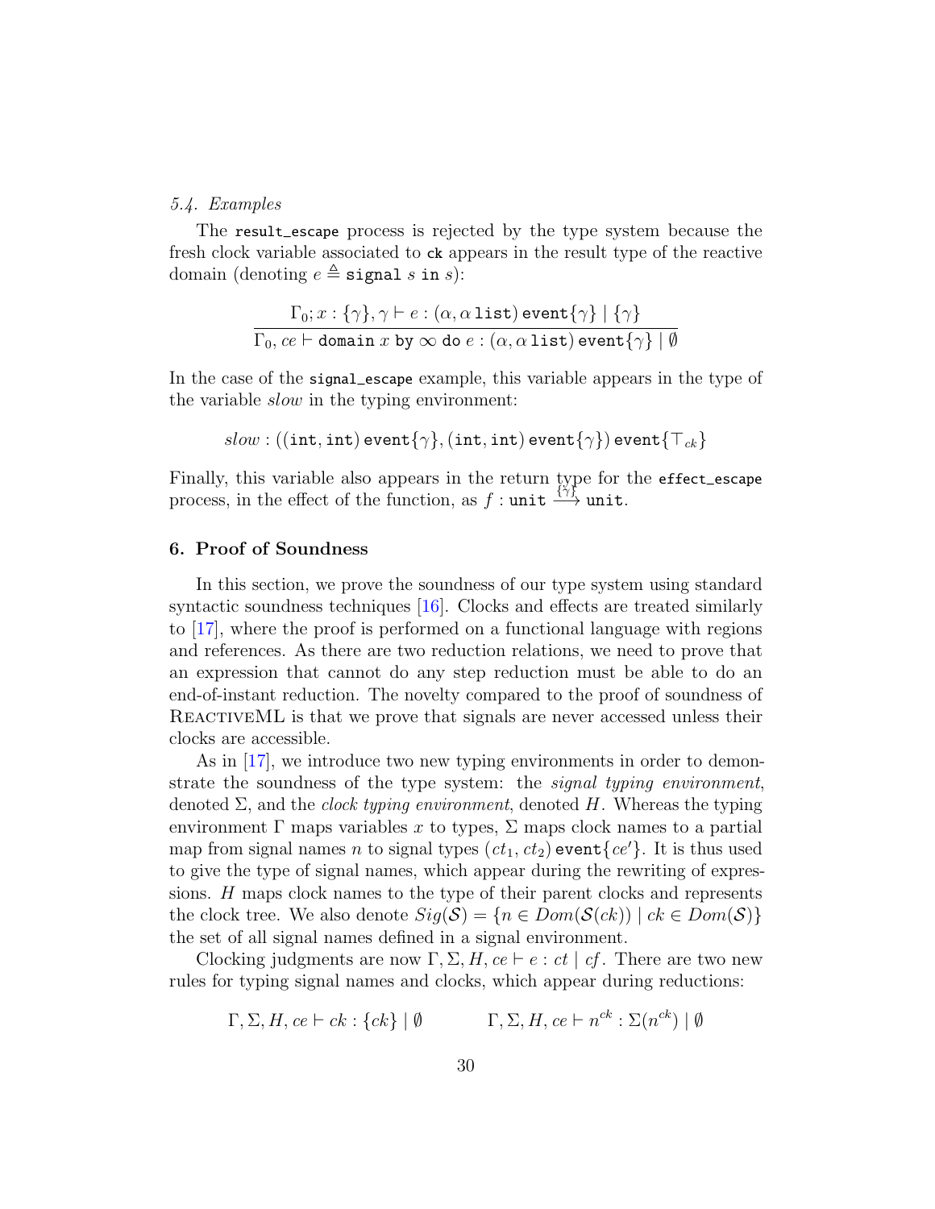*5.4. Examples*

The `result_escape` process is rejected by the type system because the fresh clock variable associated to `ck` appears in the result type of the reactive domain (denoting $e \triangleq \texttt{signal}\ s\ \texttt{in}\ s$):

$$\frac{\Gamma_0; x : \{\gamma\}, \gamma \vdash e : (\alpha, \alpha\,\texttt{list})\,\texttt{event}\{\gamma\} \mid \{\gamma\}}{\Gamma_0, ce \vdash \texttt{domain}\ x\ \texttt{by}\ \infty\ \texttt{do}\ e : (\alpha, \alpha\,\texttt{list})\,\texttt{event}\{\gamma\} \mid \emptyset}$$

In the case of the `signal_escape` example, this variable appears in the type of the variable *slow* in the typing environment:

$$slow : ((\texttt{int}, \texttt{int})\,\texttt{event}\{\gamma\}, (\texttt{int}, \texttt{int})\,\texttt{event}\{\gamma\})\,\texttt{event}\{\top_{ck}\}$$

Finally, this variable also appears in the return type for the `effect_escape` process, in the effect of the function, as $f : \texttt{unit} \xrightarrow{\{\gamma\}} \texttt{unit}$.

## 6. Proof of Soundness

In this section, we prove the soundness of our type system using standard syntactic soundness techniques [16]. Clocks and effects are treated similarly to [17], where the proof is performed on a functional language with regions and references. As there are two reduction relations, we need to prove that an expression that cannot do any step reduction must be able to do an end-of-instant reduction. The novelty compared to the proof of soundness of ReactiveML is that we prove that signals are never accessed unless their clocks are accessible.

As in [17], we introduce two new typing environments in order to demonstrate the soundness of the type system: the *signal typing environment*, denoted $\Sigma$, and the *clock typing environment*, denoted $H$. Whereas the typing environment $\Gamma$ maps variables $x$ to types, $\Sigma$ maps clock names to a partial map from signal names $n$ to signal types $(ct_1, ct_2)\,\texttt{event}\{ce'\}$. It is thus used to give the type of signal names, which appear during the rewriting of expressions. $H$ maps clock names to the type of their parent clocks and represents the clock tree. We also denote $Sig(\mathcal{S}) = \{n \in Dom(\mathcal{S}(ck)) \mid ck \in Dom(\mathcal{S})\}$ the set of all signal names defined in a signal environment.

Clocking judgments are now $\Gamma, \Sigma, H, ce \vdash e : ct \mid cf$. There are two new rules for typing signal names and clocks, which appear during reductions:

$$\Gamma, \Sigma, H, ce \vdash ck : \{ck\} \mid \emptyset \qquad\qquad \Gamma, \Sigma, H, ce \vdash n^{ck} : \Sigma(n^{ck}) \mid \emptyset$$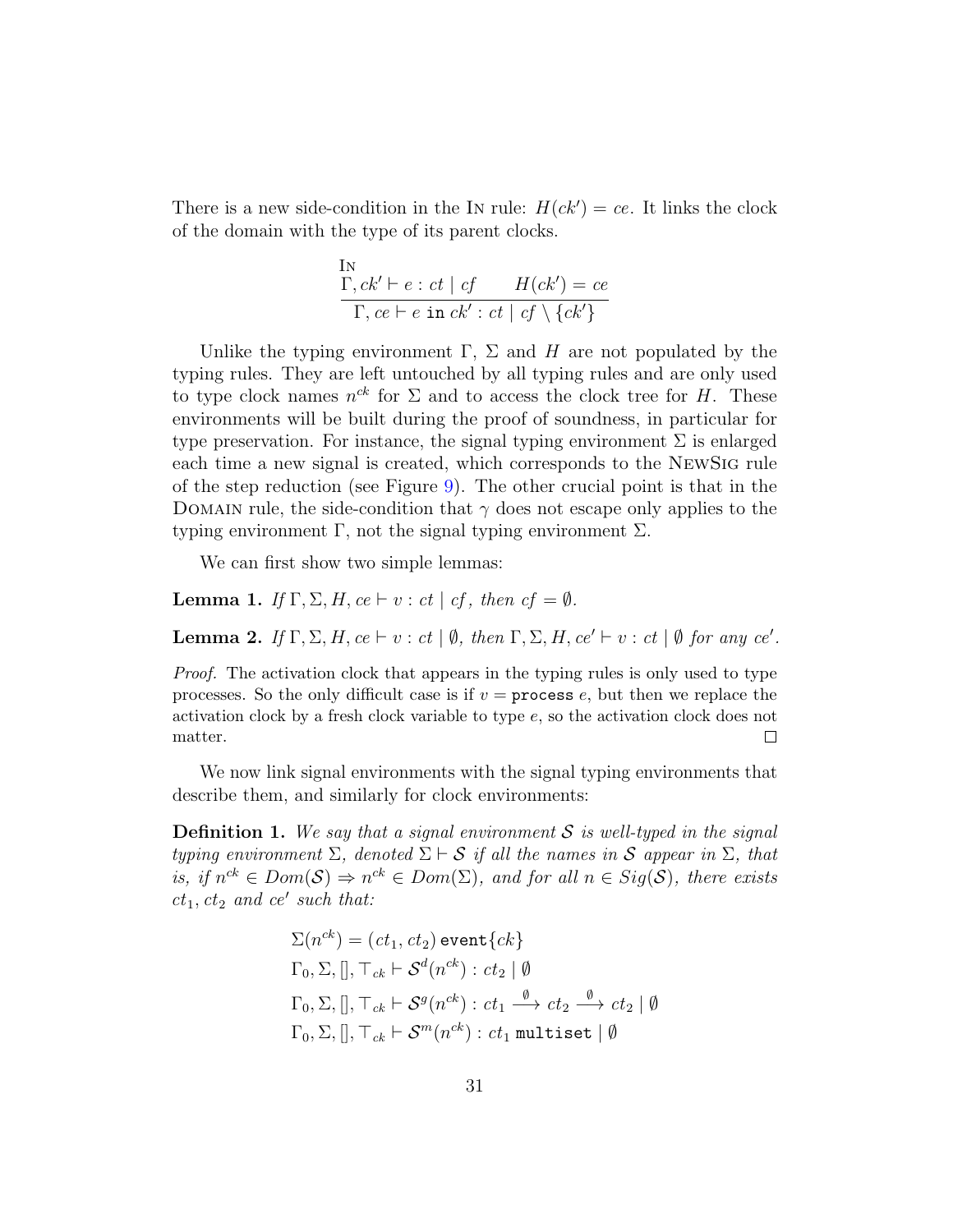There is a new side-condition in the In rule: $H(ck') = ce$. It links the clock of the domain with the type of its parent clocks.

$$\textsc{In}\ \frac{\Gamma, ck' \vdash e : ct \mid cf \qquad H(ck') = ce}{\Gamma, ce \vdash e\ \texttt{in}\ ck' : ct \mid cf \setminus \{ck'\}}$$

Unlike the typing environment $\Gamma$, $\Sigma$ and $H$ are not populated by the typing rules. They are left untouched by all typing rules and are only used to type clock names $n^{ck}$ for $\Sigma$ and to access the clock tree for $H$. These environments will be built during the proof of soundness, in particular for type preservation. For instance, the signal typing environment $\Sigma$ is enlarged each time a new signal is created, which corresponds to the NewSig rule of the step reduction (see Figure 9). The other crucial point is that in the Domain rule, the side-condition that $\gamma$ does not escape only applies to the typing environment $\Gamma$, not the signal typing environment $\Sigma$.

We can first show two simple lemmas:

**Lemma 1.** *If $\Gamma, \Sigma, H, ce \vdash v : ct \mid cf$, then $cf = \emptyset$.*

**Lemma 2.** *If $\Gamma, \Sigma, H, ce \vdash v : ct \mid \emptyset$, then $\Gamma, \Sigma, H, ce' \vdash v : ct \mid \emptyset$ for any $ce'$.*

*Proof.* The activation clock that appears in the typing rules is only used to type processes. So the only difficult case is if $v = \texttt{process}\ e$, but then we replace the activation clock by a fresh clock variable to type $e$, so the activation clock does not matter. $\square$

We now link signal environments with the signal typing environments that describe them, and similarly for clock environments:

**Definition 1.** *We say that a signal environment $\mathcal{S}$ is well-typed in the signal typing environment $\Sigma$, denoted $\Sigma \vdash \mathcal{S}$ if all the names in $\mathcal{S}$ appear in $\Sigma$, that is, if $n^{ck} \in Dom(\mathcal{S}) \Rightarrow n^{ck} \in Dom(\Sigma)$, and for all $n \in Sig(\mathcal{S})$, there exists $ct_1$, $ct_2$ and $ce'$ such that:*

$$\Sigma(n^{ck}) = (ct_1, ct_2)\ \texttt{event}\{ck\}$$
$$\Gamma_0, \Sigma, [], \top_{ck} \vdash \mathcal{S}^d(n^{ck}) : ct_2 \mid \emptyset$$
$$\Gamma_0, \Sigma, [], \top_{ck} \vdash \mathcal{S}^g(n^{ck}) : ct_1 \xrightarrow{\emptyset} ct_2 \xrightarrow{\emptyset} ct_2 \mid \emptyset$$
$$\Gamma_0, \Sigma, [], \top_{ck} \vdash \mathcal{S}^m(n^{ck}) : ct_1\ \texttt{multiset} \mid \emptyset$$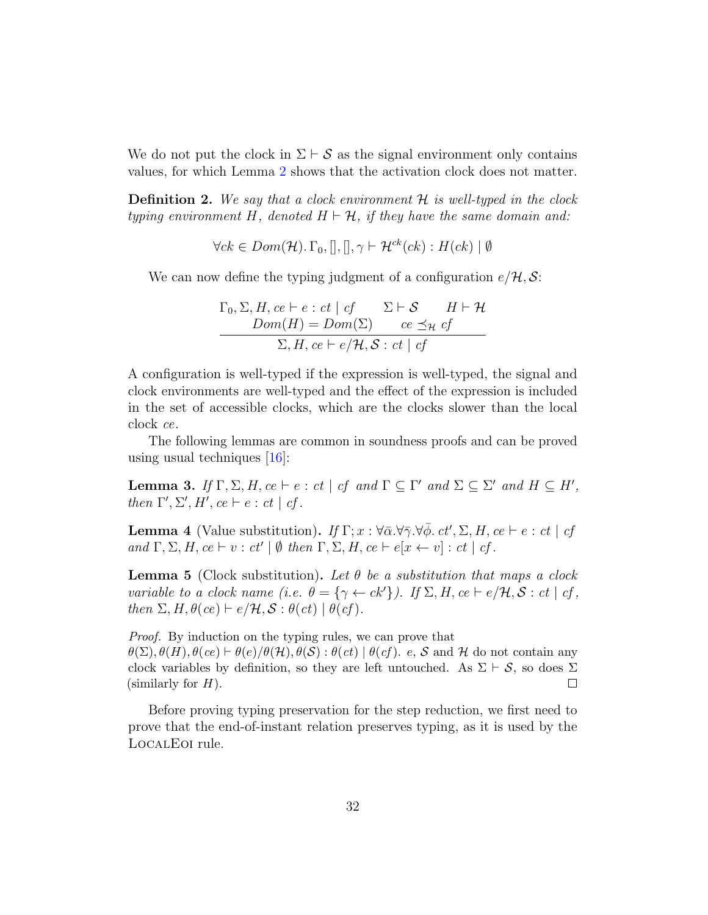We do not put the clock in $\Sigma \vdash \mathcal{S}$ as the signal environment only contains values, for which Lemma 2 shows that the activation clock does not matter.

**Definition 2.** *We say that a clock environment $\mathcal{H}$ is well-typed in the clock typing environment $H$, denoted $H \vdash \mathcal{H}$, if they have the same domain and:*

$$\forall ck \in Dom(\mathcal{H}).\, \Gamma_0, [], [], \gamma \vdash \mathcal{H}^{ck}(ck) : H(ck) \mid \emptyset$$

We can now define the typing judgment of a configuration $e/\mathcal{H}, \mathcal{S}$:

$$\frac{\Gamma_0, \Sigma, H, ce \vdash e : ct \mid cf \qquad \Sigma \vdash \mathcal{S} \qquad H \vdash \mathcal{H} \qquad Dom(H) = Dom(\Sigma) \qquad ce \preceq_{\mathcal{H}} cf}{\Sigma, H, ce \vdash e/\mathcal{H}, \mathcal{S} : ct \mid cf}$$

A configuration is well-typed if the expression is well-typed, the signal and clock environments are well-typed and the effect of the expression is included in the set of accessible clocks, which are the clocks slower than the local clock $ce$.

The following lemmas are common in soundness proofs and can be proved using usual techniques [16]:

**Lemma 3.** *If $\Gamma, \Sigma, H, ce \vdash e : ct \mid cf$ and $\Gamma \subseteq \Gamma'$ and $\Sigma \subseteq \Sigma'$ and $H \subseteq H'$, then $\Gamma', \Sigma', H', ce \vdash e : ct \mid cf$.*

**Lemma 4** (Value substitution)**.** *If $\Gamma; x : \forall\bar{\alpha}.\forall\bar{\gamma}.\forall\bar{\phi}.\, ct', \Sigma, H, ce \vdash e : ct \mid cf$ and $\Gamma, \Sigma, H, ce \vdash v : ct' \mid \emptyset$ then $\Gamma, \Sigma, H, ce \vdash e[x \leftarrow v] : ct \mid cf$.*

**Lemma 5** (Clock substitution)**.** *Let $\theta$ be a substitution that maps a clock variable to a clock name (i.e. $\theta = \{\gamma \leftarrow ck'\}$). If $\Sigma, H, ce \vdash e/\mathcal{H}, \mathcal{S} : ct \mid cf$, then $\Sigma, H, \theta(ce) \vdash e/\mathcal{H}, \mathcal{S} : \theta(ct) \mid \theta(cf)$.*

*Proof.* By induction on the typing rules, we can prove that $\theta(\Sigma), \theta(H), \theta(ce) \vdash \theta(e)/\theta(\mathcal{H}), \theta(\mathcal{S}) : \theta(ct) \mid \theta(cf)$. $e$, $\mathcal{S}$ and $\mathcal{H}$ do not contain any clock variables by definition, so they are left untouched. As $\Sigma \vdash \mathcal{S}$, so does $\Sigma$ (similarly for $H$). ∎

Before proving typing preservation for the step reduction, we first need to prove that the end-of-instant relation preserves typing, as it is used by the LocalEoi rule.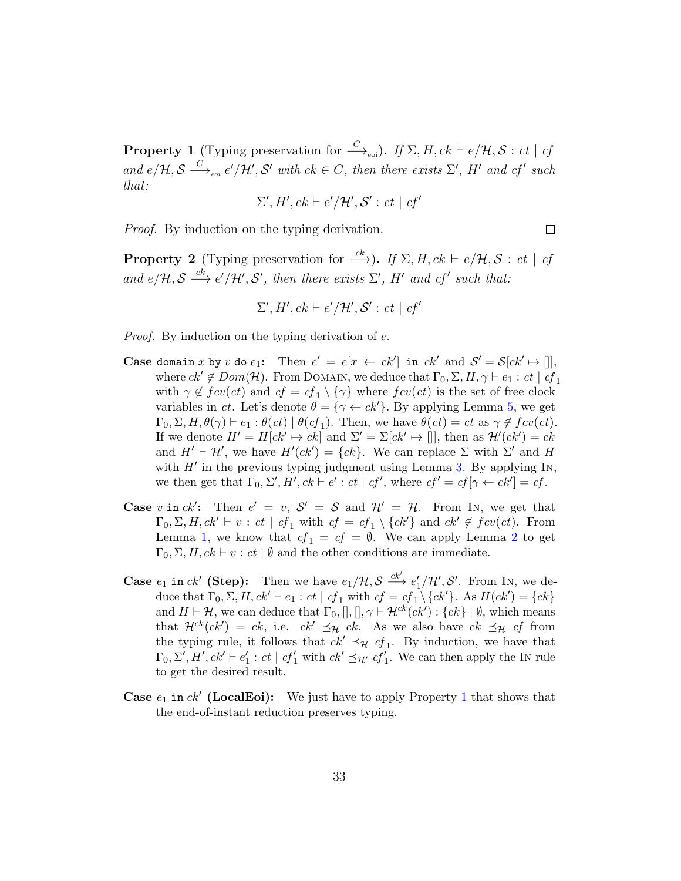**Property 1** (Typing preservation for $\xrightarrow{C}_{\text{eoi}}$). *If $\Sigma, H, ck \vdash e/\mathcal{H}, \mathcal{S} : ct \mid cf$ and $e/\mathcal{H}, \mathcal{S} \xrightarrow{C}_{eoi} e'/\mathcal{H}', \mathcal{S}'$ with $ck \in C$, then there exists $\Sigma'$, $H'$ and $cf'$ such that:*

$$\Sigma', H', ck \vdash e'/\mathcal{H}', \mathcal{S}' : ct \mid cf'$$

*Proof.* By induction on the typing derivation. □

**Property 2** (Typing preservation for $\xrightarrow{ck}$). *If $\Sigma, H, ck \vdash e/\mathcal{H}, \mathcal{S} : ct \mid cf$ and $e/\mathcal{H}, \mathcal{S} \xrightarrow{ck} e'/\mathcal{H}', \mathcal{S}'$, then there exists $\Sigma'$, $H'$ and $cf'$ such that:*

$$\Sigma', H', ck \vdash e'/\mathcal{H}', \mathcal{S}' : ct \mid cf'$$

*Proof.* By induction on the typing derivation of $e$.

- **Case** `domain` $x$ `by` $v$ `do` $e_1$**:** Then $e' = e[x \leftarrow ck']$ `in` $ck'$ and $\mathcal{S}' = \mathcal{S}[ck' \mapsto []]$, where $ck' \notin Dom(\mathcal{H})$. From Domain, we deduce that $\Gamma_0, \Sigma, H, \gamma \vdash e_1 : ct \mid cf_1$ with $\gamma \notin fcv(ct)$ and $cf = cf_1 \setminus \{\gamma\}$ where $fcv(ct)$ is the set of free clock variables in $ct$. Let's denote $\theta = \{\gamma \leftarrow ck'\}$. By applying Lemma 5, we get $\Gamma_0, \Sigma, H, \theta(\gamma) \vdash e_1 : \theta(ct) \mid \theta(cf_1)$. Then, we have $\theta(ct) = ct$ as $\gamma \notin fcv(ct)$. If we denote $H' = H[ck' \mapsto ck]$ and $\Sigma' = \Sigma[ck' \mapsto []]$, then as $\mathcal{H}'(ck') = ck$ and $H' \vdash \mathcal{H}'$, we have $H'(ck') = \{ck\}$. We can replace $\Sigma$ with $\Sigma'$ and $H$ with $H'$ in the previous typing judgment using Lemma 3. By applying In, we then get that $\Gamma_0, \Sigma', H', ck \vdash e' : ct \mid cf'$, where $cf' = cf[\gamma \leftarrow ck'] = cf$.

- **Case** $v$ `in` $ck'$**:** Then $e' = v$, $\mathcal{S}' = \mathcal{S}$ and $\mathcal{H}' = \mathcal{H}$. From In, we get that $\Gamma_0, \Sigma, H, ck' \vdash v : ct \mid cf_1$ with $cf = cf_1 \setminus \{ck'\}$ and $ck' \notin fcv(ct)$. From Lemma 1, we know that $cf_1 = cf = \emptyset$. We can apply Lemma 2 to get $\Gamma_0, \Sigma, H, ck \vdash v : ct \mid \emptyset$ and the other conditions are immediate.

- **Case** $e_1$ `in` $ck'$ **(Step):** Then we have $e_1/\mathcal{H}, \mathcal{S} \xrightarrow{ck'} e_1'/\mathcal{H}', \mathcal{S}'$. From In, we deduce that $\Gamma_0, \Sigma, H, ck' \vdash e_1 : ct \mid cf_1$ with $cf = cf_1 \setminus \{ck'\}$. As $H(ck') = \{ck\}$ and $H \vdash \mathcal{H}$, we can deduce that $\Gamma_0, [], [], \gamma \vdash \mathcal{H}^{ck}(ck') : \{ck\} \mid \emptyset$, which means that $\mathcal{H}^{ck}(ck') = ck$, i.e. $ck' \preceq_{\mathcal{H}} ck$. As we also have $ck \preceq_{\mathcal{H}} cf$ from the typing rule, it follows that $ck' \preceq_{\mathcal{H}} cf_1$. By induction, we have that $\Gamma_0, \Sigma', H', ck' \vdash e_1' : ct \mid cf_1'$ with $ck' \preceq_{\mathcal{H}'} cf_1'$. We can then apply the In rule to get the desired result.

- **Case** $e_1$ `in` $ck'$ **(LocalEoi):** We just have to apply Property 1 that shows that the end-of-instant reduction preserves typing.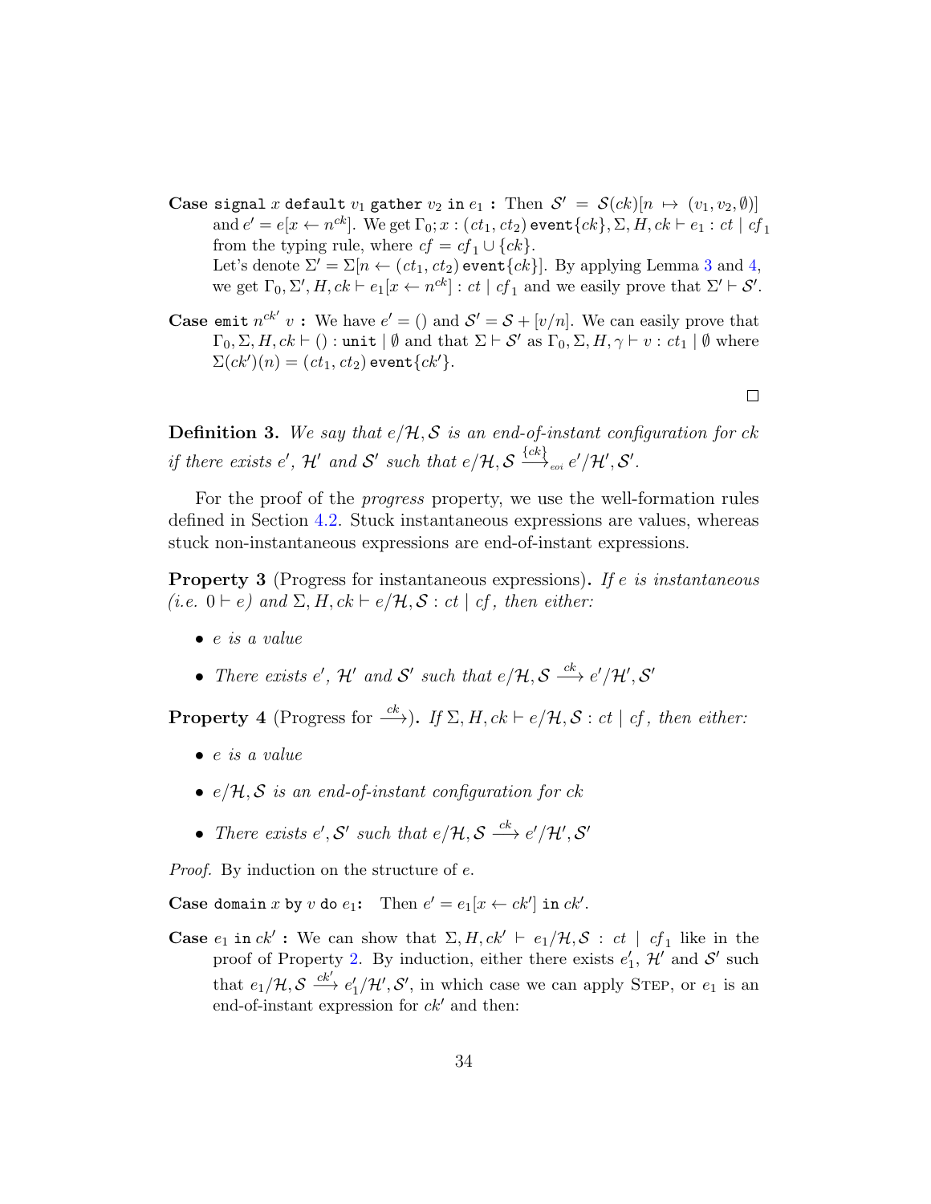**Case** `signal` $x$ `default` $v_1$ `gather` $v_2$ `in` $e_1$ **:** Then $\mathcal{S}' = \mathcal{S}(ck)[n \mapsto (v_1, v_2, \emptyset)]$ and $e' = e[x \leftarrow n^{ck}]$. We get $\Gamma_0; x : (ct_1, ct_2)\,\texttt{event}\{ck\}, \Sigma, H, ck \vdash e_1 : ct \mid cf_1$ from the typing rule, where $cf = cf_1 \cup \{ck\}$.
Let's denote $\Sigma' = \Sigma[n \leftarrow (ct_1, ct_2)\,\texttt{event}\{ck\}]$. By applying Lemma 3 and 4, we get $\Gamma_0, \Sigma', H, ck \vdash e_1[x \leftarrow n^{ck}] : ct \mid cf_1$ and we easily prove that $\Sigma' \vdash \mathcal{S}'$.

**Case** `emit` $n^{ck'}$ $v$ **:** We have $e' = ()$ and $\mathcal{S}' = \mathcal{S} + [v/n]$. We can easily prove that $\Gamma_0, \Sigma, H, ck \vdash () : \texttt{unit} \mid \emptyset$ and that $\Sigma \vdash \mathcal{S}'$ as $\Gamma_0, \Sigma, H, \gamma \vdash v : ct_1 \mid \emptyset$ where $\Sigma(ck')(n) = (ct_1, ct_2)\,\texttt{event}\{ck'\}$.

□

**Definition 3.** *We say that $e/\mathcal{H}, \mathcal{S}$ is an end-of-instant configuration for $ck$ if there exists $e'$, $\mathcal{H}'$ and $\mathcal{S}'$ such that $e/\mathcal{H}, \mathcal{S} \xrightarrow{\{ck\}}_{eoi} e'/\mathcal{H}', \mathcal{S}'$.*

For the proof of the *progress* property, we use the well-formation rules defined in Section 4.2. Stuck instantaneous expressions are values, whereas stuck non-instantaneous expressions are end-of-instant expressions.

**Property 3** (Progress for instantaneous expressions)**.** *If $e$ is instantaneous (i.e. $0 \vdash e$) and $\Sigma, H, ck \vdash e/\mathcal{H}, \mathcal{S} : ct \mid cf$, then either:*

- *$e$ is a value*
- *There exists $e'$, $\mathcal{H}'$ and $\mathcal{S}'$ such that $e/\mathcal{H}, \mathcal{S} \xrightarrow{ck} e'/\mathcal{H}', \mathcal{S}'$*

**Property 4** (Progress for $\xrightarrow{ck}$)**.** *If $\Sigma, H, ck \vdash e/\mathcal{H}, \mathcal{S} : ct \mid cf$, then either:*

- *$e$ is a value*
- *$e/\mathcal{H}, \mathcal{S}$ is an end-of-instant configuration for $ck$*
- *There exists $e', \mathcal{S}'$ such that $e/\mathcal{H}, \mathcal{S} \xrightarrow{ck} e'/\mathcal{H}', \mathcal{S}'$*

*Proof.* By induction on the structure of $e$.

**Case** `domain` $x$ `by` $v$ `do` $e_1$**:** Then $e' = e_1[x \leftarrow ck']$ `in` $ck'$.

**Case** $e_1$ `in` $ck'$ **:** We can show that $\Sigma, H, ck' \vdash e_1/\mathcal{H}, \mathcal{S} : ct \mid cf_1$ like in the proof of Property 2. By induction, either there exists $e'_1$, $\mathcal{H}'$ and $\mathcal{S}'$ such that $e_1/\mathcal{H}, \mathcal{S} \xrightarrow{ck'} e'_1/\mathcal{H}', \mathcal{S}'$, in which case we can apply Step, or $e_1$ is an end-of-instant expression for $ck'$ and then: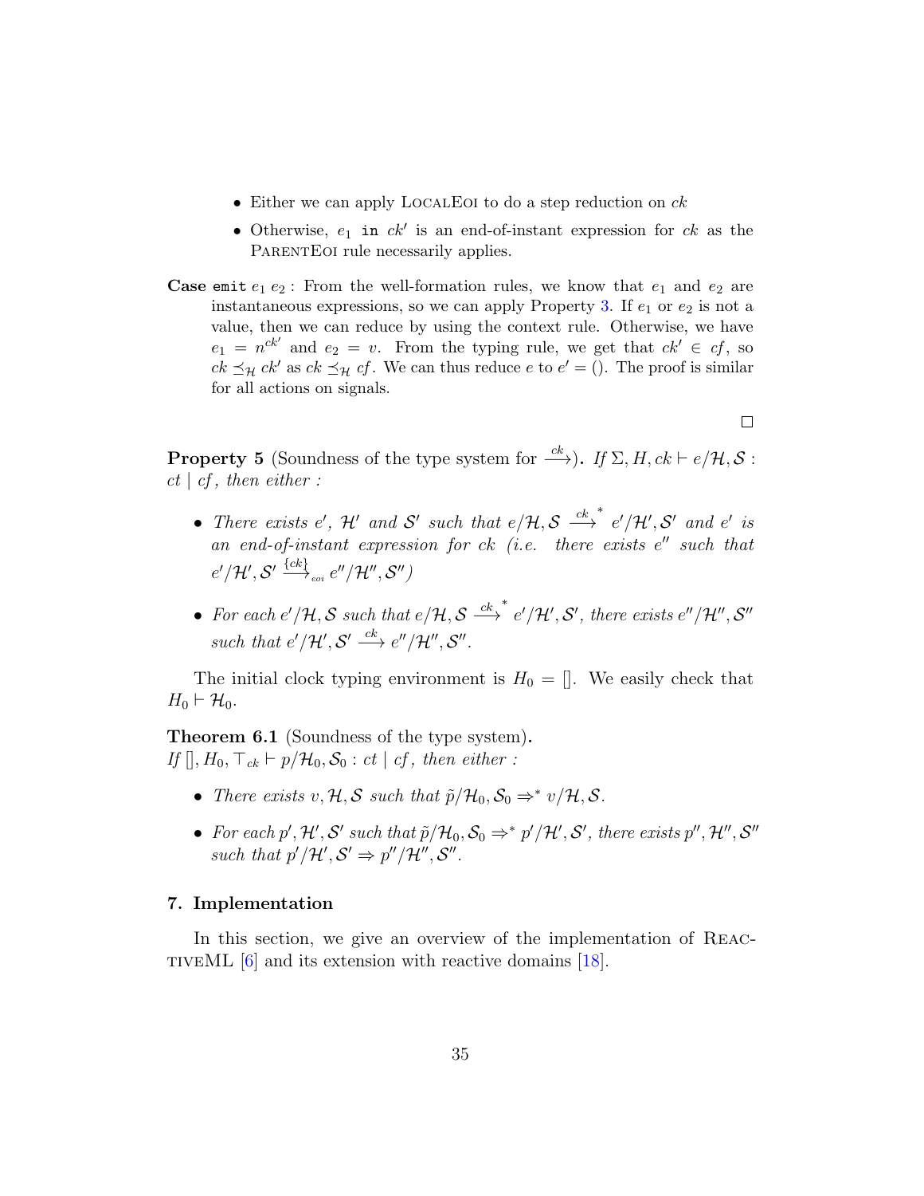- Either we can apply LocalEoi to do a step reduction on $ck$
- Otherwise, $e_1$ `in` $ck'$ is an end-of-instant expression for $ck$ as the ParentEoi rule necessarily applies.

**Case** `emit` $e_1\ e_2$ : From the well-formation rules, we know that $e_1$ and $e_2$ are instantaneous expressions, so we can apply Property 3. If $e_1$ or $e_2$ is not a value, then we can reduce by using the context rule. Otherwise, we have $e_1 = n^{ck'}$ and $e_2 = v$. From the typing rule, we get that $ck' \in cf$, so $ck \preceq_{\mathcal{H}} ck'$ as $ck \preceq_{\mathcal{H}} cf$. We can thus reduce $e$ to $e' = ()$. The proof is similar for all actions on signals.

□

**Property 5** (Soundness of the type system for $\xrightarrow{ck}$)**.** *If $\Sigma, H, ck \vdash e/\mathcal{H}, \mathcal{S} : ct \mid cf$, then either :*

- *There exists $e'$, $\mathcal{H}'$ and $\mathcal{S}'$ such that $e/\mathcal{H}, \mathcal{S} \xrightarrow{ck}{}^{*} e'/\mathcal{H}', \mathcal{S}'$ and $e'$ is an end-of-instant expression for $ck$ (i.e. there exists $e''$ such that $e'/\mathcal{H}', \mathcal{S}' \xrightarrow{\{ck\}}_{eoi} e''/\mathcal{H}'', \mathcal{S}''$)*
- *For each $e'/\mathcal{H}, \mathcal{S}$ such that $e/\mathcal{H}, \mathcal{S} \xrightarrow{ck}{}^{*} e'/\mathcal{H}', \mathcal{S}'$, there exists $e''/\mathcal{H}'', \mathcal{S}''$ such that $e'/\mathcal{H}', \mathcal{S}' \xrightarrow{ck} e''/\mathcal{H}'', \mathcal{S}''$.*

The initial clock typing environment is $H_0 = []$. We easily check that $H_0 \vdash \mathcal{H}_0$.

**Theorem 6.1** (Soundness of the type system)**.**
*If $[], H_0, \top_{ck} \vdash p/\mathcal{H}_0, \mathcal{S}_0 : ct \mid cf$, then either :*

- *There exists $v, \mathcal{H}, \mathcal{S}$ such that $\tilde{p}/\mathcal{H}_0, \mathcal{S}_0 \Rightarrow^{*} v/\mathcal{H}, \mathcal{S}$.*
- *For each $p', \mathcal{H}', \mathcal{S}'$ such that $\tilde{p}/\mathcal{H}_0, \mathcal{S}_0 \Rightarrow^{*} p'/\mathcal{H}', \mathcal{S}'$, there exists $p'', \mathcal{H}'', \mathcal{S}''$ such that $p'/\mathcal{H}', \mathcal{S}' \Rightarrow p''/\mathcal{H}'', \mathcal{S}''$.*

## 7. Implementation

In this section, we give an overview of the implementation of ReactiveML [6] and its extension with reactive domains [18].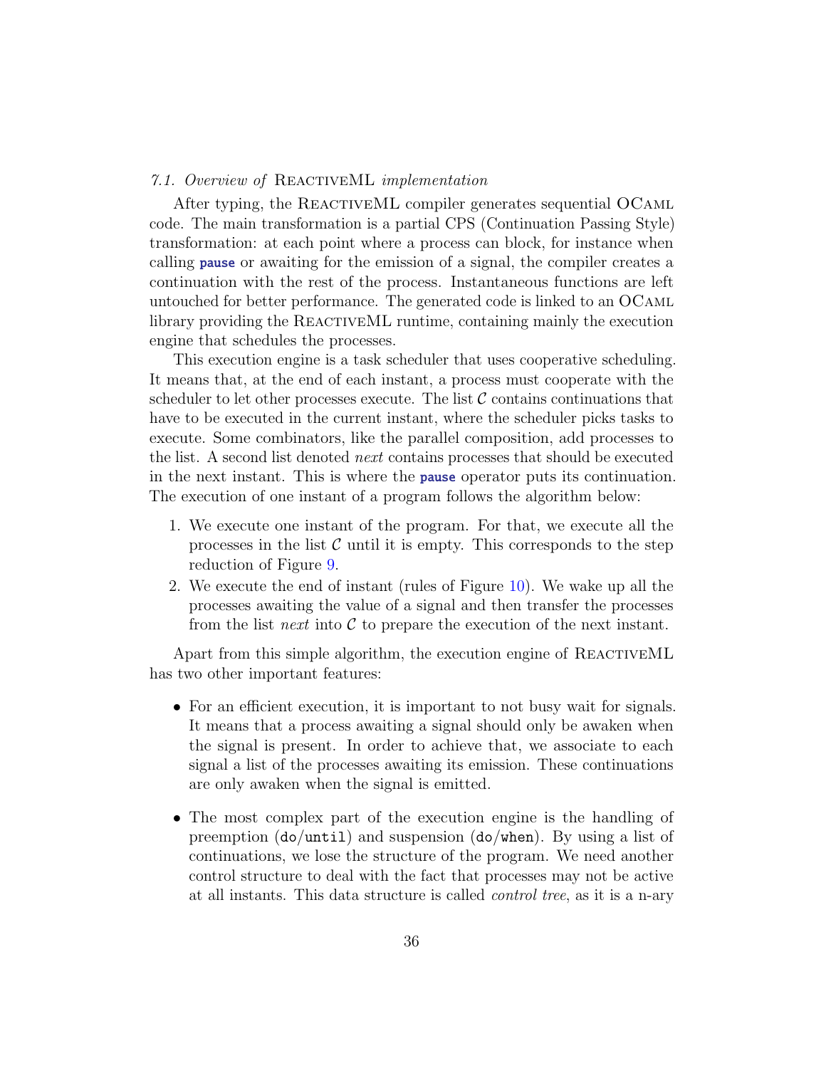### 7.1. Overview of ReactiveML implementation

After typing, the ReactiveML compiler generates sequential OCaml code. The main transformation is a partial CPS (Continuation Passing Style) transformation: at each point where a process can block, for instance when calling **pause** or awaiting for the emission of a signal, the compiler creates a continuation with the rest of the process. Instantaneous functions are left untouched for better performance. The generated code is linked to an OCaml library providing the ReactiveML runtime, containing mainly the execution engine that schedules the processes.

This execution engine is a task scheduler that uses cooperative scheduling. It means that, at the end of each instant, a process must cooperate with the scheduler to let other processes execute. The list $\mathcal{C}$ contains continuations that have to be executed in the current instant, where the scheduler picks tasks to execute. Some combinators, like the parallel composition, add processes to the list. A second list denoted *next* contains processes that should be executed in the next instant. This is where the **pause** operator puts its continuation. The execution of one instant of a program follows the algorithm below:

1. We execute one instant of the program. For that, we execute all the processes in the list $\mathcal{C}$ until it is empty. This corresponds to the step reduction of Figure 9.
2. We execute the end of instant (rules of Figure 10). We wake up all the processes awaiting the value of a signal and then transfer the processes from the list *next* into $\mathcal{C}$ to prepare the execution of the next instant.

Apart from this simple algorithm, the execution engine of ReactiveML has two other important features:

- For an efficient execution, it is important to not busy wait for signals. It means that a process awaiting a signal should only be awaken when the signal is present. In order to achieve that, we associate to each signal a list of the processes awaiting its emission. These continuations are only awaken when the signal is emitted.
- The most complex part of the execution engine is the handling of preemption (`do`/`until`) and suspension (`do`/`when`). By using a list of continuations, we lose the structure of the program. We need another control structure to deal with the fact that processes may not be active at all instants. This data structure is called *control tree*, as it is a n-ary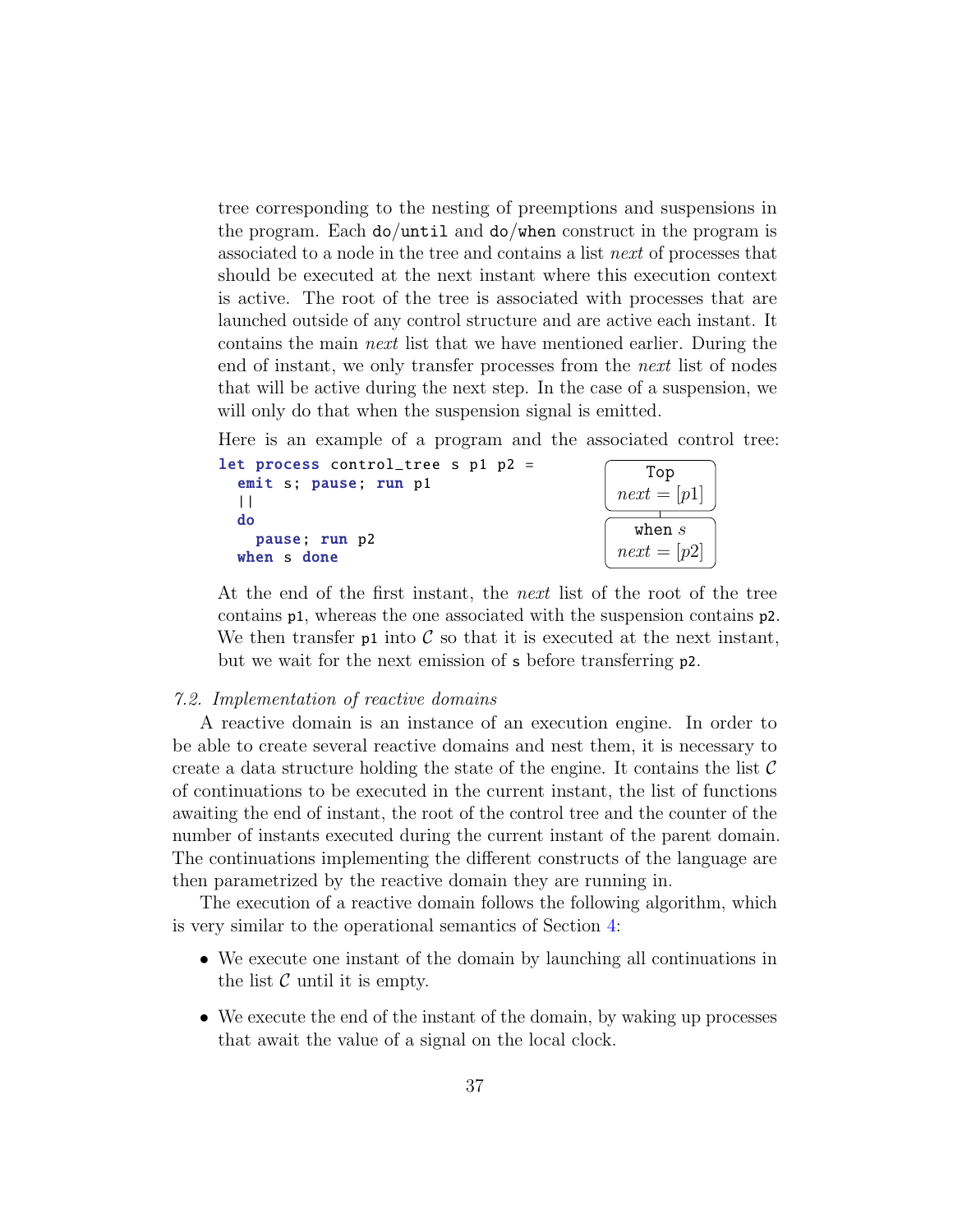tree corresponding to the nesting of preemptions and suspensions in the program. Each do/until and do/when construct in the program is associated to a node in the tree and contains a list *next* of processes that should be executed at the next instant where this execution context is active. The root of the tree is associated with processes that are launched outside of any control structure and are active each instant. It contains the main *next* list that we have mentioned earlier. During the end of instant, we only transfer processes from the *next* list of nodes that will be active during the next step. In the case of a suspension, we will only do that when the suspension signal is emitted.

Here is an example of a program and the associated control tree:

```
let process control_tree s p1 p2 =
  emit s; pause; run p1
  ||
  do
    pause; run p2
  when s done
```

```
    Top
 next = [p1]
     |
   when s
 next = [p2]
```

At the end of the first instant, the *next* list of the root of the tree contains p1, whereas the one associated with the suspension contains p2. We then transfer p1 into $\mathcal{C}$ so that it is executed at the next instant, but we wait for the next emission of s before transferring p2.

### 7.2. Implementation of reactive domains

A reactive domain is an instance of an execution engine. In order to be able to create several reactive domains and nest them, it is necessary to create a data structure holding the state of the engine. It contains the list $\mathcal{C}$ of continuations to be executed in the current instant, the list of functions awaiting the end of instant, the root of the control tree and the counter of the number of instants executed during the current instant of the parent domain. The continuations implementing the different constructs of the language are then parametrized by the reactive domain they are running in.

The execution of a reactive domain follows the following algorithm, which is very similar to the operational semantics of Section 4:

- We execute one instant of the domain by launching all continuations in the list $\mathcal{C}$ until it is empty.
- We execute the end of the instant of the domain, by waking up processes that await the value of a signal on the local clock.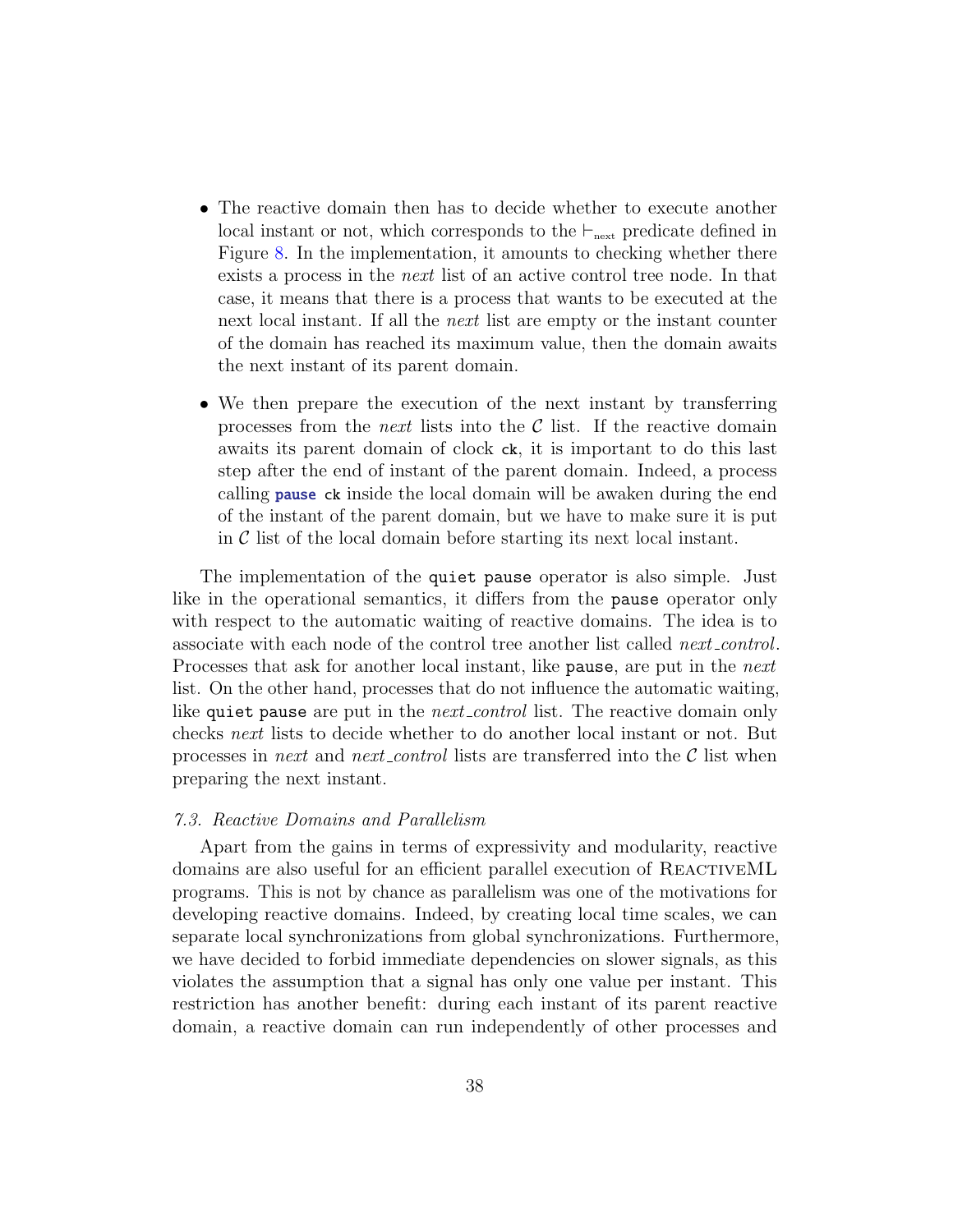- The reactive domain then has to decide whether to execute another local instant or not, which corresponds to the $\vdash_{\text{next}}$ predicate defined in Figure 8. In the implementation, it amounts to checking whether there exists a process in the *next* list of an active control tree node. In that case, it means that there is a process that wants to be executed at the next local instant. If all the *next* list are empty or the instant counter of the domain has reached its maximum value, then the domain awaits the next instant of its parent domain.

- We then prepare the execution of the next instant by transferring processes from the *next* lists into the $\mathcal{C}$ list. If the reactive domain awaits its parent domain of clock `ck`, it is important to do this last step after the end of instant of the parent domain. Indeed, a process calling `pause ck` inside the local domain will be awaken during the end of the instant of the parent domain, but we have to make sure it is put in $\mathcal{C}$ list of the local domain before starting its next local instant.

The implementation of the `quiet pause` operator is also simple. Just like in the operational semantics, it differs from the `pause` operator only with respect to the automatic waiting of reactive domains. The idea is to associate with each node of the control tree another list called *next_control*. Processes that ask for another local instant, like `pause`, are put in the *next* list. On the other hand, processes that do not influence the automatic waiting, like `quiet pause` are put in the *next_control* list. The reactive domain only checks *next* lists to decide whether to do another local instant or not. But processes in *next* and *next_control* lists are transferred into the $\mathcal{C}$ list when preparing the next instant.

### *7.3. Reactive Domains and Parallelism*

Apart from the gains in terms of expressivity and modularity, reactive domains are also useful for an efficient parallel execution of ReactiveML programs. This is not by chance as parallelism was one of the motivations for developing reactive domains. Indeed, by creating local time scales, we can separate local synchronizations from global synchronizations. Furthermore, we have decided to forbid immediate dependencies on slower signals, as this violates the assumption that a signal has only one value per instant. This restriction has another benefit: during each instant of its parent reactive domain, a reactive domain can run independently of other processes and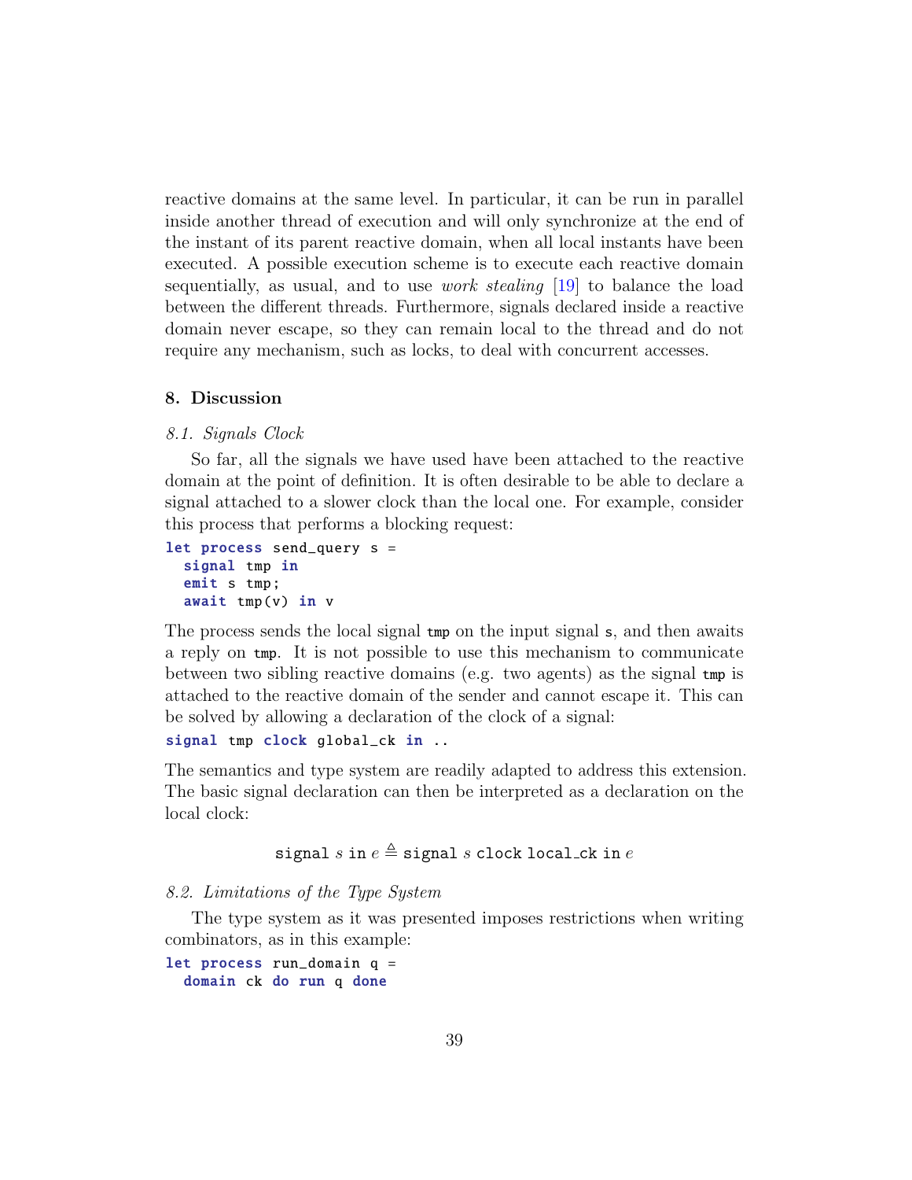reactive domains at the same level. In particular, it can be run in parallel inside another thread of execution and will only synchronize at the end of the instant of its parent reactive domain, when all local instants have been executed. A possible execution scheme is to execute each reactive domain sequentially, as usual, and to use *work stealing* [19] to balance the load between the different threads. Furthermore, signals declared inside a reactive domain never escape, so they can remain local to the thread and do not require any mechanism, such as locks, to deal with concurrent accesses.

## 8. Discussion

### 8.1. Signals Clock

So far, all the signals we have used have been attached to the reactive domain at the point of definition. It is often desirable to be able to declare a signal attached to a slower clock than the local one. For example, consider this process that performs a blocking request:

```
let process send_query s =
  signal tmp in
  emit s tmp;
  await tmp(v) in v
```

The process sends the local signal `tmp` on the input signal `s`, and then awaits a reply on `tmp`. It is not possible to use this mechanism to communicate between two sibling reactive domains (e.g. two agents) as the signal `tmp` is attached to the reactive domain of the sender and cannot escape it. This can be solved by allowing a declaration of the clock of a signal:

```
signal tmp clock global_ck in ..
```

The semantics and type system are readily adapted to address this extension. The basic signal declaration can then be interpreted as a declaration on the local clock:

$$\texttt{signal}\ s\ \texttt{in}\ e \triangleq \texttt{signal}\ s\ \texttt{clock}\ \texttt{local\_ck}\ \texttt{in}\ e$$

### 8.2. Limitations of the Type System

The type system as it was presented imposes restrictions when writing combinators, as in this example:

```
let process run_domain q =
  domain ck do run q done
```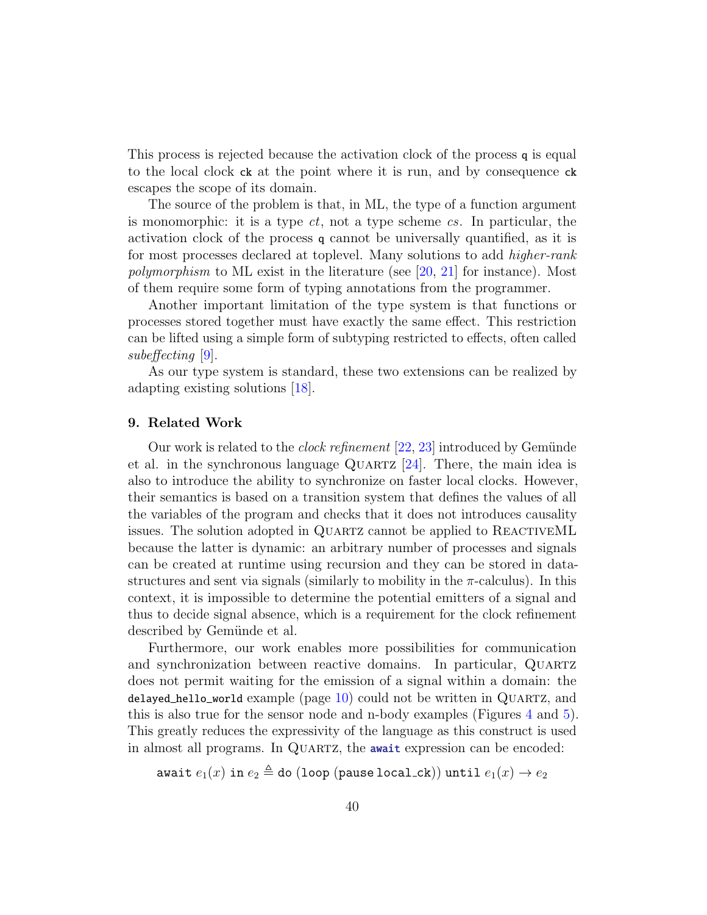This process is rejected because the activation clock of the process `q` is equal to the local clock `ck` at the point where it is run, and by consequence `ck` escapes the scope of its domain.

The source of the problem is that, in ML, the type of a function argument is monomorphic: it is a type $ct$, not a type scheme $cs$. In particular, the activation clock of the process `q` cannot be universally quantified, as it is for most processes declared at toplevel. Many solutions to add *higher-rank polymorphism* to ML exist in the literature (see [20, 21] for instance). Most of them require some form of typing annotations from the programmer.

Another important limitation of the type system is that functions or processes stored together must have exactly the same effect. This restriction can be lifted using a simple form of subtyping restricted to effects, often called *subeffecting* [9].

As our type system is standard, these two extensions can be realized by adapting existing solutions [18].

## 9. Related Work

Our work is related to the *clock refinement* [22, 23] introduced by Gemünde et al. in the synchronous language Quartz [24]. There, the main idea is also to introduce the ability to synchronize on faster local clocks. However, their semantics is based on a transition system that defines the values of all the variables of the program and checks that it does not introduces causality issues. The solution adopted in Quartz cannot be applied to ReactiveML because the latter is dynamic: an arbitrary number of processes and signals can be created at runtime using recursion and they can be stored in data-structures and sent via signals (similarly to mobility in the $\pi$-calculus). In this context, it is impossible to determine the potential emitters of a signal and thus to decide signal absence, which is a requirement for the clock refinement described by Gemünde et al.

Furthermore, our work enables more possibilities for communication and synchronization between reactive domains. In particular, Quartz does not permit waiting for the emission of a signal within a domain: the `delayed_hello_world` example (page 10) could not be written in Quartz, and this is also true for the sensor node and n-body examples (Figures 4 and 5). This greatly reduces the expressivity of the language as this construct is used in almost all programs. In Quartz, the **`await`** expression can be encoded:

$$\texttt{await}\ e_1(x)\ \texttt{in}\ e_2 \triangleq \texttt{do}\ (\texttt{loop}\ (\texttt{pause}\ \texttt{local\_ck}))\ \texttt{until}\ e_1(x) \rightarrow e_2$$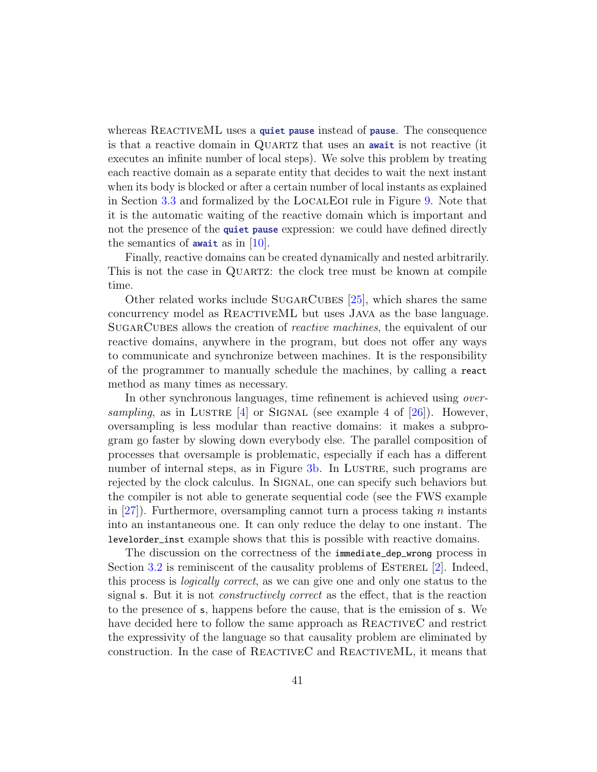whereas ReactiveML uses a `quiet pause` instead of `pause`. The consequence is that a reactive domain in Quartz that uses an `await` is not reactive (it executes an infinite number of local steps). We solve this problem by treating each reactive domain as a separate entity that decides to wait the next instant when its body is blocked or after a certain number of local instants as explained in Section 3.3 and formalized by the LocalEoi rule in Figure 9. Note that it is the automatic waiting of the reactive domain which is important and not the presence of the `quiet pause` expression: we could have defined directly the semantics of `await` as in [10].

Finally, reactive domains can be created dynamically and nested arbitrarily. This is not the case in Quartz: the clock tree must be known at compile time.

Other related works include SugarCubes [25], which shares the same concurrency model as ReactiveML but uses Java as the base language. SugarCubes allows the creation of *reactive machines*, the equivalent of our reactive domains, anywhere in the program, but does not offer any ways to communicate and synchronize between machines. It is the responsibility of the programmer to manually schedule the machines, by calling a `react` method as many times as necessary.

In other synchronous languages, time refinement is achieved using *oversampling*, as in Lustre [4] or Signal (see example 4 of [26]). However, oversampling is less modular than reactive domains: it makes a subprogram go faster by slowing down everybody else. The parallel composition of processes that oversample is problematic, especially if each has a different number of internal steps, as in Figure 3b. In Lustre, such programs are rejected by the clock calculus. In Signal, one can specify such behaviors but the compiler is not able to generate sequential code (see the FWS example in [27]). Furthermore, oversampling cannot turn a process taking $n$ instants into an instantaneous one. It can only reduce the delay to one instant. The `levelorder_inst` example shows that this is possible with reactive domains.

The discussion on the correctness of the `immediate_dep_wrong` process in Section 3.2 is reminiscent of the causality problems of Esterel [2]. Indeed, this process is *logically correct*, as we can give one and only one status to the signal `s`. But it is not *constructively correct* as the effect, that is the reaction to the presence of `s`, happens before the cause, that is the emission of `s`. We have decided here to follow the same approach as ReactiveC and restrict the expressivity of the language so that causality problem are eliminated by construction. In the case of ReactiveC and ReactiveML, it means that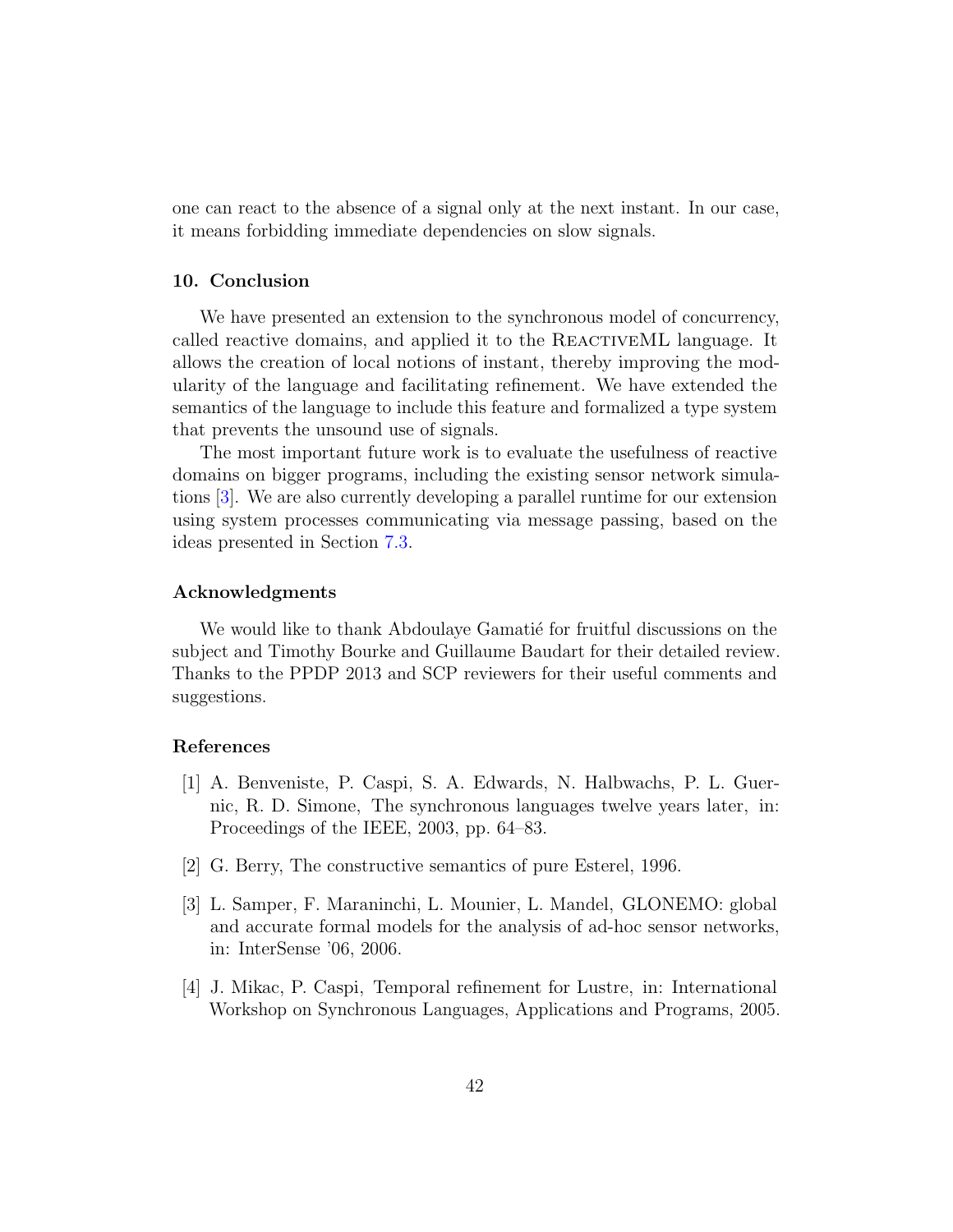one can react to the absence of a signal only at the next instant. In our case, it means forbidding immediate dependencies on slow signals.

## 10. Conclusion

We have presented an extension to the synchronous model of concurrency, called reactive domains, and applied it to the ReactiveML language. It allows the creation of local notions of instant, thereby improving the modularity of the language and facilitating refinement. We have extended the semantics of the language to include this feature and formalized a type system that prevents the unsound use of signals.

The most important future work is to evaluate the usefulness of reactive domains on bigger programs, including the existing sensor network simulations [3]. We are also currently developing a parallel runtime for our extension using system processes communicating via message passing, based on the ideas presented in Section 7.3.

## Acknowledgments

We would like to thank Abdoulaye Gamatié for fruitful discussions on the subject and Timothy Bourke and Guillaume Baudart for their detailed review. Thanks to the PPDP 2013 and SCP reviewers for their useful comments and suggestions.

## References

[1] A. Benveniste, P. Caspi, S. A. Edwards, N. Halbwachs, P. L. Guernic, R. D. Simone, The synchronous languages twelve years later, in: Proceedings of the IEEE, 2003, pp. 64–83.

[2] G. Berry, The constructive semantics of pure Esterel, 1996.

[3] L. Samper, F. Maraninchi, L. Mounier, L. Mandel, GLONEMO: global and accurate formal models for the analysis of ad-hoc sensor networks, in: InterSense '06, 2006.

[4] J. Mikac, P. Caspi, Temporal refinement for Lustre, in: International Workshop on Synchronous Languages, Applications and Programs, 2005.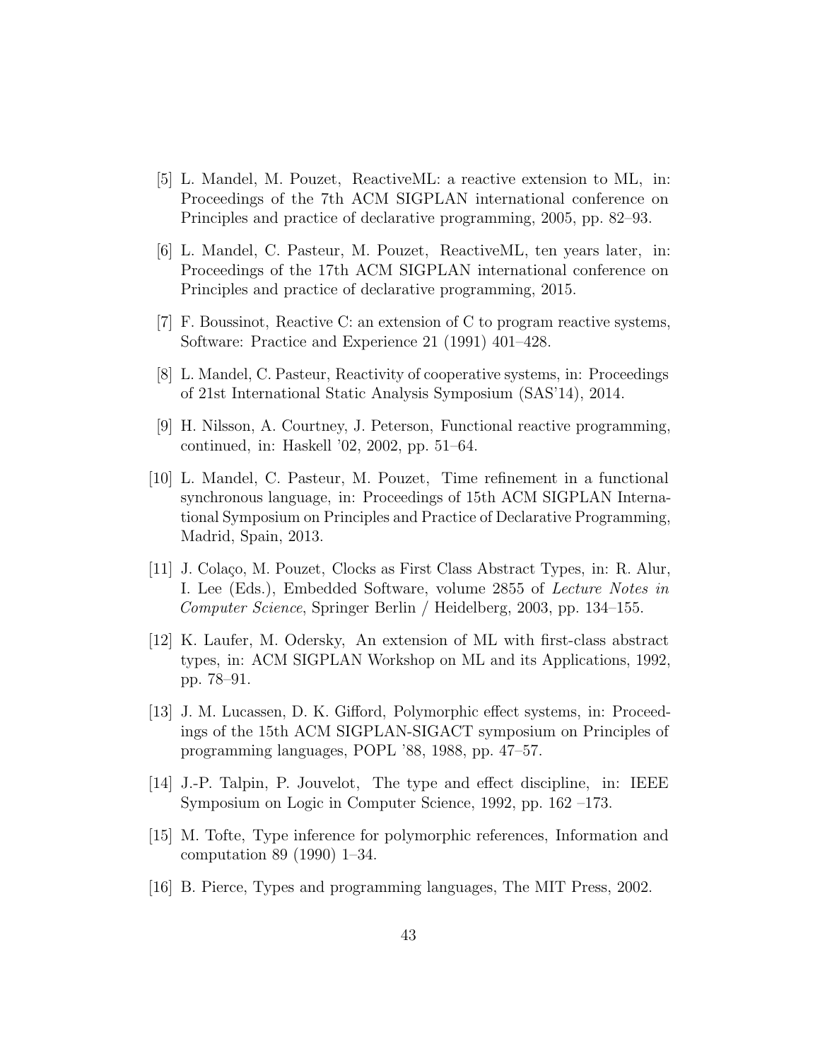[5] L. Mandel, M. Pouzet, ReactiveML: a reactive extension to ML, in: Proceedings of the 7th ACM SIGPLAN international conference on Principles and practice of declarative programming, 2005, pp. 82–93.

[6] L. Mandel, C. Pasteur, M. Pouzet, ReactiveML, ten years later, in: Proceedings of the 17th ACM SIGPLAN international conference on Principles and practice of declarative programming, 2015.

[7] F. Boussinot, Reactive C: an extension of C to program reactive systems, Software: Practice and Experience 21 (1991) 401–428.

[8] L. Mandel, C. Pasteur, Reactivity of cooperative systems, in: Proceedings of 21st International Static Analysis Symposium (SAS'14), 2014.

[9] H. Nilsson, A. Courtney, J. Peterson, Functional reactive programming, continued, in: Haskell '02, 2002, pp. 51–64.

[10] L. Mandel, C. Pasteur, M. Pouzet, Time refinement in a functional synchronous language, in: Proceedings of 15th ACM SIGPLAN International Symposium on Principles and Practice of Declarative Programming, Madrid, Spain, 2013.

[11] J. Colaço, M. Pouzet, Clocks as First Class Abstract Types, in: R. Alur, I. Lee (Eds.), Embedded Software, volume 2855 of *Lecture Notes in Computer Science*, Springer Berlin / Heidelberg, 2003, pp. 134–155.

[12] K. Laufer, M. Odersky, An extension of ML with first-class abstract types, in: ACM SIGPLAN Workshop on ML and its Applications, 1992, pp. 78–91.

[13] J. M. Lucassen, D. K. Gifford, Polymorphic effect systems, in: Proceedings of the 15th ACM SIGPLAN-SIGACT symposium on Principles of programming languages, POPL '88, 1988, pp. 47–57.

[14] J.-P. Talpin, P. Jouvelot, The type and effect discipline, in: IEEE Symposium on Logic in Computer Science, 1992, pp. 162 –173.

[15] M. Tofte, Type inference for polymorphic references, Information and computation 89 (1990) 1–34.

[16] B. Pierce, Types and programming languages, The MIT Press, 2002.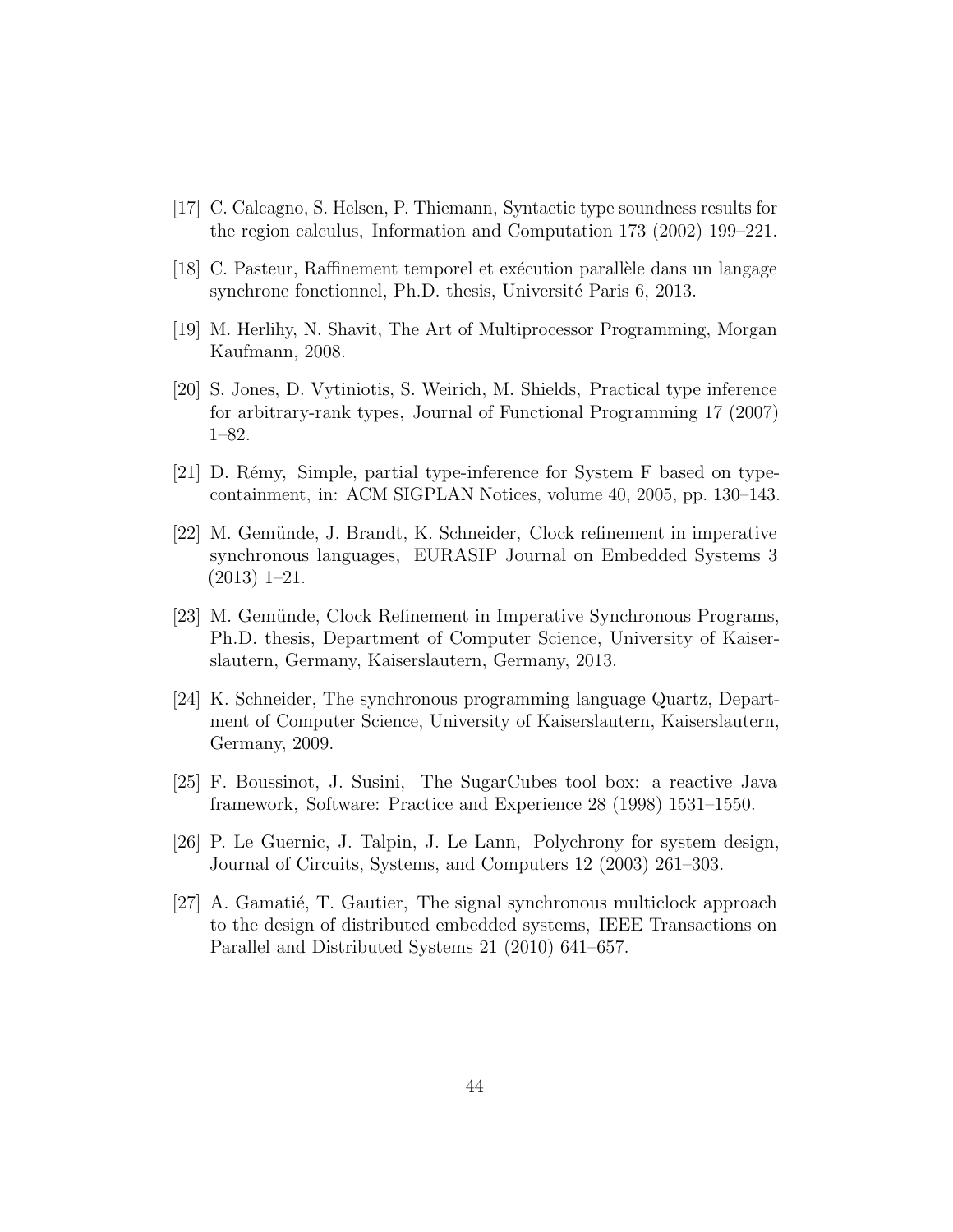[17] C. Calcagno, S. Helsen, P. Thiemann, Syntactic type soundness results for the region calculus, Information and Computation 173 (2002) 199–221.

[18] C. Pasteur, Raffinement temporel et exécution parallèle dans un langage synchrone fonctionnel, Ph.D. thesis, Université Paris 6, 2013.

[19] M. Herlihy, N. Shavit, The Art of Multiprocessor Programming, Morgan Kaufmann, 2008.

[20] S. Jones, D. Vytiniotis, S. Weirich, M. Shields, Practical type inference for arbitrary-rank types, Journal of Functional Programming 17 (2007) 1–82.

[21] D. Rémy, Simple, partial type-inference for System F based on type-containment, in: ACM SIGPLAN Notices, volume 40, 2005, pp. 130–143.

[22] M. Gemünde, J. Brandt, K. Schneider, Clock refinement in imperative synchronous languages, EURASIP Journal on Embedded Systems 3 (2013) 1–21.

[23] M. Gemünde, Clock Refinement in Imperative Synchronous Programs, Ph.D. thesis, Department of Computer Science, University of Kaiserslautern, Germany, Kaiserslautern, Germany, 2013.

[24] K. Schneider, The synchronous programming language Quartz, Department of Computer Science, University of Kaiserslautern, Kaiserslautern, Germany, 2009.

[25] F. Boussinot, J. Susini, The SugarCubes tool box: a reactive Java framework, Software: Practice and Experience 28 (1998) 1531–1550.

[26] P. Le Guernic, J. Talpin, J. Le Lann, Polychrony for system design, Journal of Circuits, Systems, and Computers 12 (2003) 261–303.

[27] A. Gamatié, T. Gautier, The signal synchronous multiclock approach to the design of distributed embedded systems, IEEE Transactions on Parallel and Distributed Systems 21 (2010) 641–657.